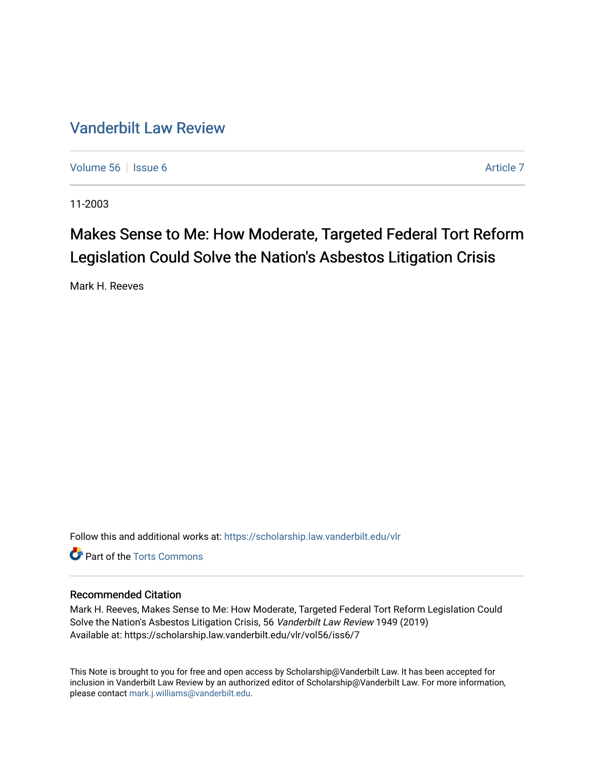# Vanderbilt Law Review

Volume 56 | Issue 6 | Article 7

11-2003

## Makes Sense to Me: How Moderate, Targeted Federal Tort Reform Legislation Could Solve the Nation's Asbestos Litigation Crisis

Mark H. Reeves

Follow this and additional works at: https://scholarship.law.vanderbilt.edu/vlr

Part of the Torts Commons

### Recommended Citation

Mark H. Reeves, Makes Sense to Me: How Moderate, Targeted Federal Tort Reform Legislation Could Solve the Nation's Asbestos Litigation Crisis, 56 *Vanderbilt Law Review* 1949 (2019)
Available at: https://scholarship.law.vanderbilt.edu/vlr/vol56/iss6/7

This Note is brought to you for free and open access by Scholarship@Vanderbilt Law. It has been accepted for inclusion in Vanderbilt Law Review by an authorized editor of Scholarship@Vanderbilt Law. For more information, please contact mark.j.williams@vanderbilt.edu.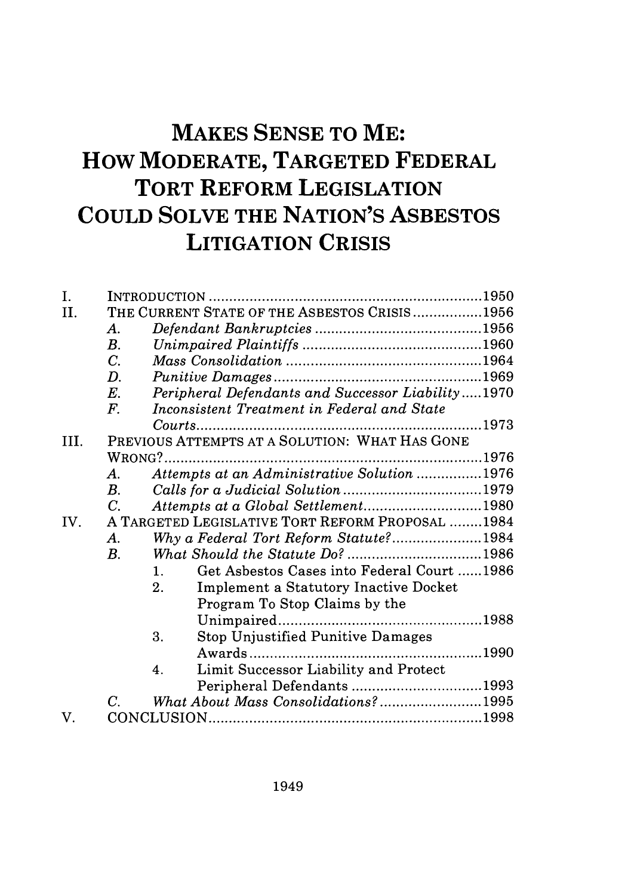# MAKES SENSE TO ME: HOW MODERATE, TARGETED FEDERAL TORT REFORM LEGISLATION COULD SOLVE THE NATION'S ASBESTOS LITIGATION CRISIS

I. INTRODUCTION .................................................................. 1950
II. THE CURRENT STATE OF THE ASBESTOS CRISIS ................. 1956
  A. *Defendant Bankruptcies* ......................................... 1956
  B. *Unimpaired Plaintiffs* ............................................ 1960
  C. *Mass Consolidation* ................................................ 1964
  D. *Punitive Damages* ................................................... 1969
  E. *Peripheral Defendants and Successor Liability* ..... 1970
  F. *Inconsistent Treatment in Federal and State Courts* ...................................................................... 1973
III. PREVIOUS ATTEMPTS AT A SOLUTION: WHAT HAS GONE WRONG? ............................................................................ 1976
  A. *Attempts at an Administrative Solution* ................ 1976
  B. *Calls for a Judicial Solution* .................................. 1979
  C. *Attempts at a Global Settlement* ............................ 1980
IV. A TARGETED LEGISLATIVE TORT REFORM PROPOSAL ........ 1984
  A. *Why a Federal Tort Reform Statute?* ...................... 1984
  B. *What Should the Statute Do?* ................................ 1986
    1. Get Asbestos Cases into Federal Court ...... 1986
    2. Implement a Statutory Inactive Docket Program To Stop Claims by the Unimpaired ................................................. 1988
    3. Stop Unjustified Punitive Damages Awards ........................................................ 1990
    4. Limit Successor Liability and Protect Peripheral Defendants ................................ 1993
  C. *What About Mass Consolidations?* ......................... 1995
V. CONCLUSION .................................................................. 1998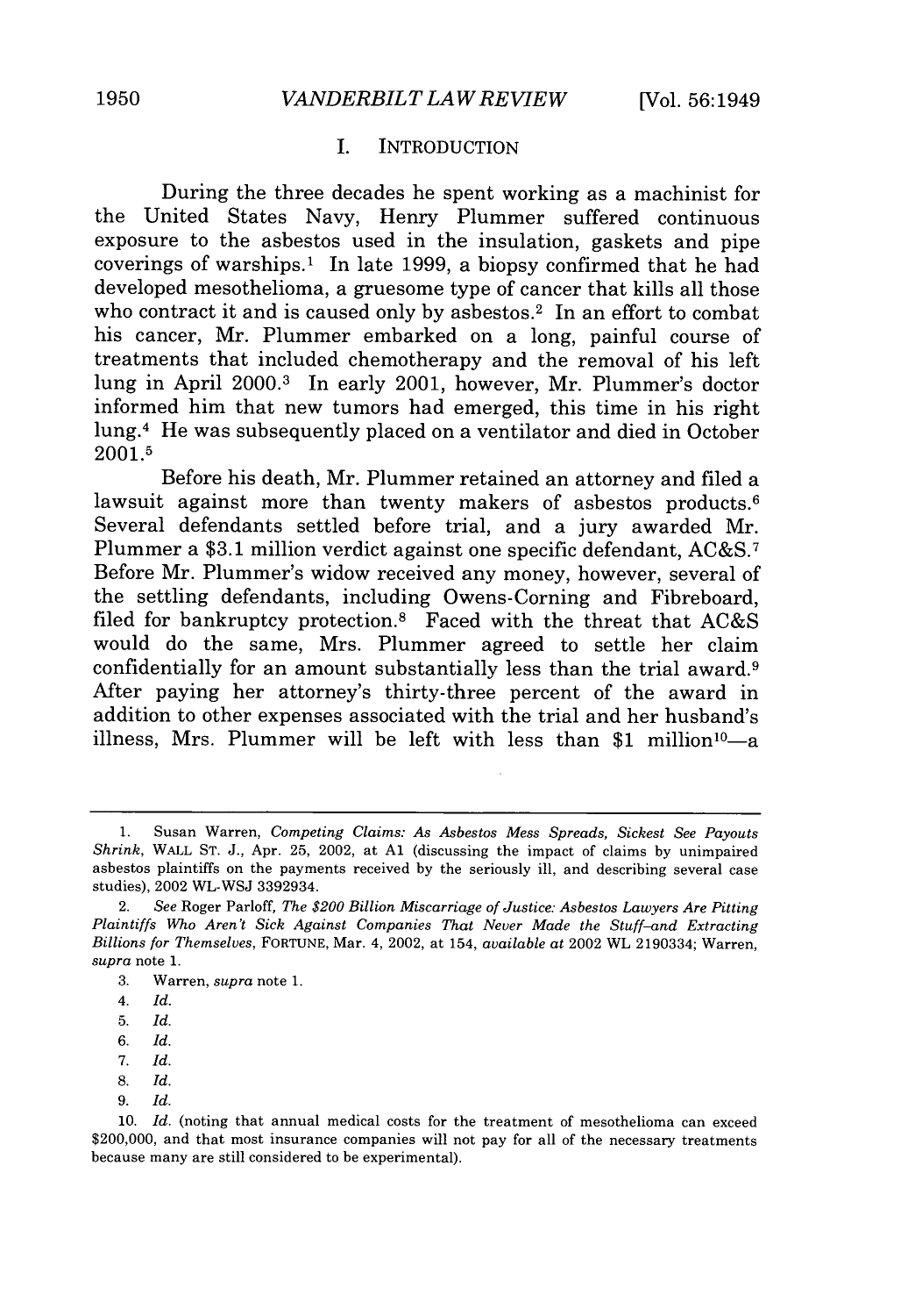## I. INTRODUCTION

During the three decades he spent working as a machinist for the United States Navy, Henry Plummer suffered continuous exposure to the asbestos used in the insulation, gaskets and pipe coverings of warships.[1] In late 1999, a biopsy confirmed that he had developed mesothelioma, a gruesome type of cancer that kills all those who contract it and is caused only by asbestos.[2] In an effort to combat his cancer, Mr. Plummer embarked on a long, painful course of treatments that included chemotherapy and the removal of his left lung in April 2000.[3] In early 2001, however, Mr. Plummer's doctor informed him that new tumors had emerged, this time in his right lung.[4] He was subsequently placed on a ventilator and died in October 2001.[5]

Before his death, Mr. Plummer retained an attorney and filed a lawsuit against more than twenty makers of asbestos products.[6] Several defendants settled before trial, and a jury awarded Mr. Plummer a $3.1 million verdict against one specific defendant, AC&S.[7] Before Mr. Plummer's widow received any money, however, several of the settling defendants, including Owens-Corning and Fibreboard, filed for bankruptcy protection.[8] Faced with the threat that AC&S would do the same, Mrs. Plummer agreed to settle her claim confidentially for an amount substantially less than the trial award.[9] After paying her attorney's thirty-three percent of the award in addition to other expenses associated with the trial and her husband's illness, Mrs. Plummer will be left with less than $1 million[10]—a

---

1. Susan Warren, *Competing Claims: As Asbestos Mess Spreads, Sickest See Payouts Shrink*, WALL ST. J., Apr. 25, 2002, at A1 (discussing the impact of claims by unimpaired asbestos plaintiffs on the payments received by the seriously ill, and describing several case studies), 2002 WL-WSJ 3392934.

2. *See* Roger Parloff, *The $200 Billion Miscarriage of Justice: Asbestos Lawyers Are Pitting Plaintiffs Who Aren't Sick Against Companies That Never Made the Stuff–and Extracting Billions for Themselves*, FORTUNE, Mar. 4, 2002, at 154, *available at* 2002 WL 2190334; Warren, *supra* note 1.

3. Warren, *supra* note 1.

4. *Id.*

5. *Id.*

6. *Id.*

7. *Id.*

8. *Id.*

9. *Id.*

10. *Id.* (noting that annual medical costs for the treatment of mesothelioma can exceed $200,000, and that most insurance companies will not pay for all of the necessary treatments because many are still considered to be experimental).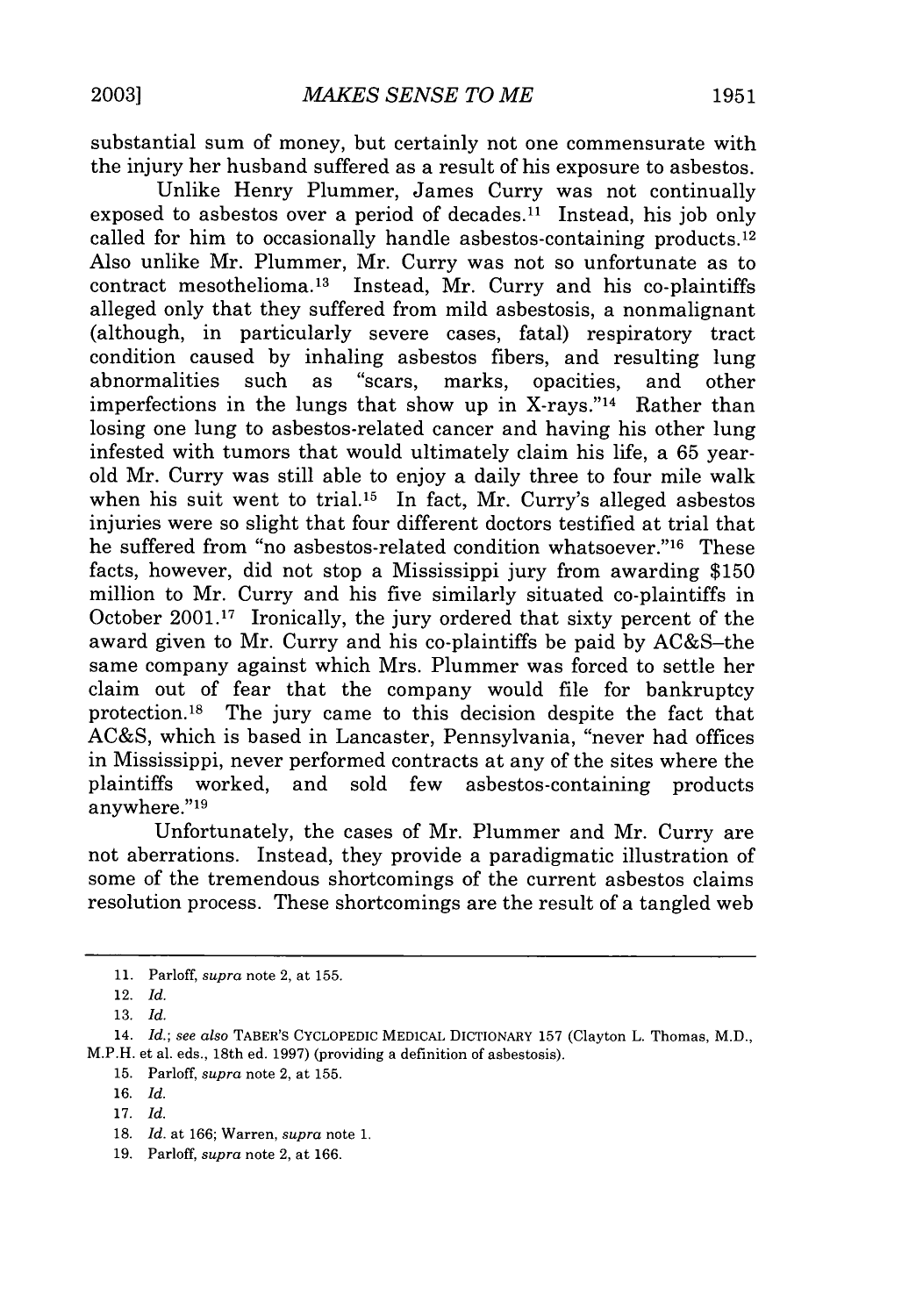substantial sum of money, but certainly not one commensurate with the injury her husband suffered as a result of his exposure to asbestos.

Unlike Henry Plummer, James Curry was not continually exposed to asbestos over a period of decades.[11] Instead, his job only called for him to occasionally handle asbestos-containing products.[12] Also unlike Mr. Plummer, Mr. Curry was not so unfortunate as to contract mesothelioma.[13] Instead, Mr. Curry and his co-plaintiffs alleged only that they suffered from mild asbestosis, a nonmalignant (although, in particularly severe cases, fatal) respiratory tract condition caused by inhaling asbestos fibers, and resulting lung abnormalities such as "scars, marks, opacities, and other imperfections in the lungs that show up in X-rays."[14] Rather than losing one lung to asbestos-related cancer and having his other lung infested with tumors that would ultimately claim his life, a 65 year-old Mr. Curry was still able to enjoy a daily three to four mile walk when his suit went to trial.[15] In fact, Mr. Curry's alleged asbestos injuries were so slight that four different doctors testified at trial that he suffered from "no asbestos-related condition whatsoever."[16] These facts, however, did not stop a Mississippi jury from awarding $150 million to Mr. Curry and his five similarly situated co-plaintiffs in October 2001.[17] Ironically, the jury ordered that sixty percent of the award given to Mr. Curry and his co-plaintiffs be paid by AC&S–the same company against which Mrs. Plummer was forced to settle her claim out of fear that the company would file for bankruptcy protection.[18] The jury came to this decision despite the fact that AC&S, which is based in Lancaster, Pennsylvania, "never had offices in Mississippi, never performed contracts at any of the sites where the plaintiffs worked, and sold few asbestos-containing products anywhere."[19]

Unfortunately, the cases of Mr. Plummer and Mr. Curry are not aberrations. Instead, they provide a paradigmatic illustration of some of the tremendous shortcomings of the current asbestos claims resolution process. These shortcomings are the result of a tangled web

---

11. Parloff, *supra* note 2, at 155.

12. *Id.*

13. *Id.*

14. *Id.*; *see also* TABER'S CYCLOPEDIC MEDICAL DICTIONARY 157 (Clayton L. Thomas, M.D., M.P.H. et al. eds., 18th ed. 1997) (providing a definition of asbestosis).

15. Parloff, *supra* note 2, at 155.

16. *Id.*

17. *Id.*

18. *Id.* at 166; Warren, *supra* note 1.

19. Parloff, *supra* note 2, at 166.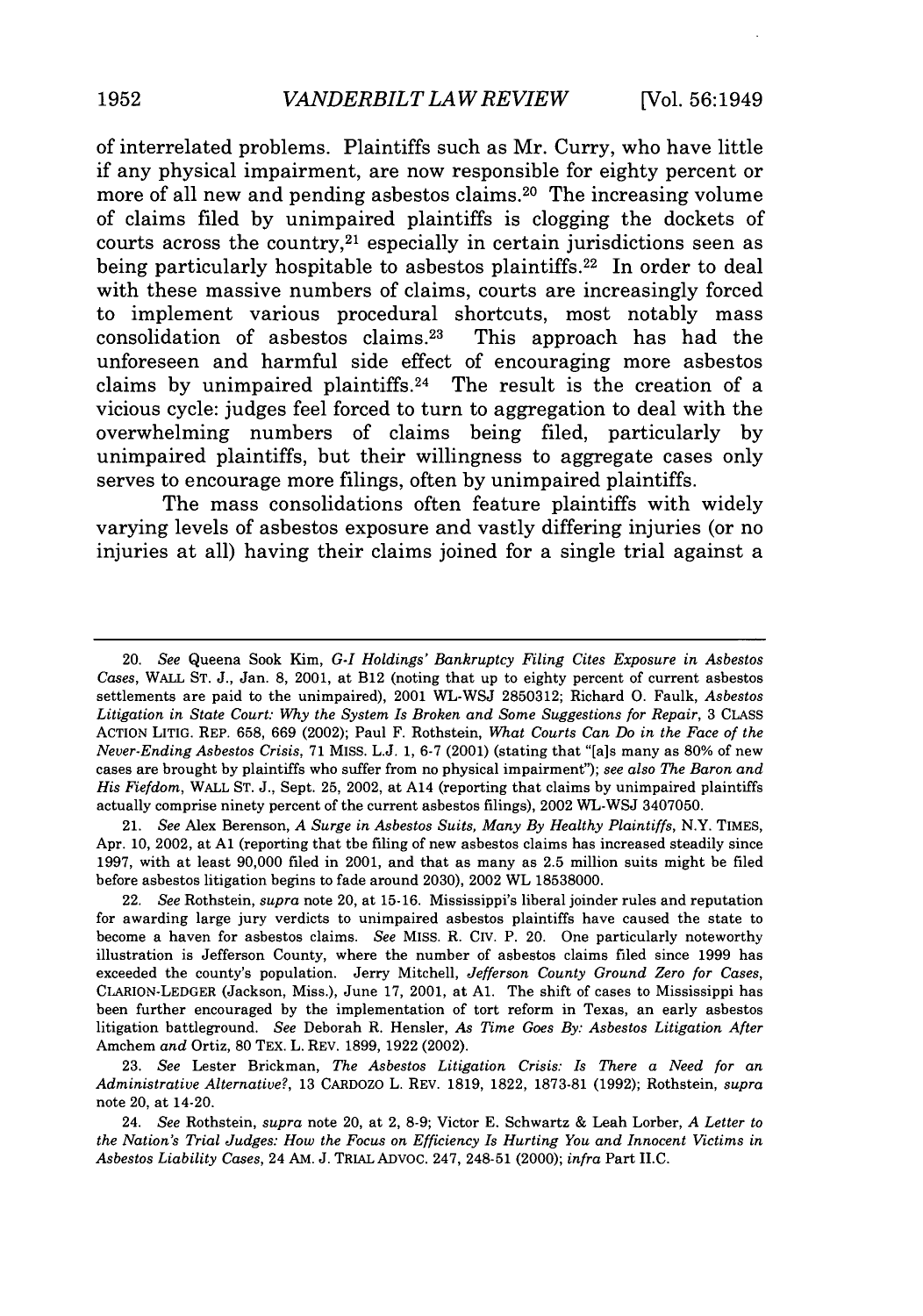of interrelated problems. Plaintiffs such as Mr. Curry, who have little if any physical impairment, are now responsible for eighty percent or more of all new and pending asbestos claims.[20] The increasing volume of claims filed by unimpaired plaintiffs is clogging the dockets of courts across the country,[21] especially in certain jurisdictions seen as being particularly hospitable to asbestos plaintiffs.[22] In order to deal with these massive numbers of claims, courts are increasingly forced to implement various procedural shortcuts, most notably mass consolidation of asbestos claims.[23] This approach has had the unforeseen and harmful side effect of encouraging more asbestos claims by unimpaired plaintiffs.[24] The result is the creation of a vicious cycle: judges feel forced to turn to aggregation to deal with the overwhelming numbers of claims being filed, particularly by unimpaired plaintiffs, but their willingness to aggregate cases only serves to encourage more filings, often by unimpaired plaintiffs.

The mass consolidations often feature plaintiffs with widely varying levels of asbestos exposure and vastly differing injuries (or no injuries at all) having their claims joined for a single trial against a

---

20. *See* Queena Sook Kim, *G-I Holdings' Bankruptcy Filing Cites Exposure in Asbestos Cases*, WALL ST. J., Jan. 8, 2001, at B12 (noting that up to eighty percent of current asbestos settlements are paid to the unimpaired), 2001 WL-WSJ 2850312; Richard O. Faulk, *Asbestos Litigation in State Court: Why the System Is Broken and Some Suggestions for Repair*, 3 CLASS ACTION LITIG. REP. 658, 669 (2002); Paul F. Rothstein, *What Courts Can Do in the Face of the Never-Ending Asbestos Crisis*, 71 MISS. L.J. 1, 6-7 (2001) (stating that "[a]s many as 80% of new cases are brought by plaintiffs who suffer from no physical impairment"); *see also The Baron and His Fiefdom*, WALL ST. J., Sept. 25, 2002, at A14 (reporting that claims by unimpaired plaintiffs actually comprise ninety percent of the current asbestos filings), 2002 WL-WSJ 3407050.

21. *See* Alex Berenson, *A Surge in Asbestos Suits, Many By Healthy Plaintiffs*, N.Y. TIMES, Apr. 10, 2002, at A1 (reporting that tbe filing of new asbestos claims has increased steadily since 1997, with at least 90,000 filed in 2001, and that as many as 2.5 million suits might be filed before asbestos litigation begins to fade around 2030), 2002 WL 18538000.

22. *See* Rothstein, *supra* note 20, at 15-16. Mississippi's liberal joinder rules and reputation for awarding large jury verdicts to unimpaired asbestos plaintiffs have caused the state to become a haven for asbestos claims. *See* MISS. R. CIV. P. 20. One particularly noteworthy illustration is Jefferson County, where the number of asbestos claims filed since 1999 has exceeded the county's population. Jerry Mitchell, *Jefferson County Ground Zero for Cases*, CLARION-LEDGER (Jackson, Miss.), June 17, 2001, at A1. The shift of cases to Mississippi has been further encouraged by the implementation of tort reform in Texas, an early asbestos litigation battleground. *See* Deborah R. Hensler, *As Time Goes By: Asbestos Litigation After* Amchem *and* Ortiz, 80 TEX. L. REV. 1899, 1922 (2002).

23. *See* Lester Brickman, *The Asbestos Litigation Crisis: Is There a Need for an Administrative Alternative?*, 13 CARDOZO L. REV. 1819, 1822, 1873-81 (1992); Rothstein, *supra* note 20, at 14-20.

24. *See* Rothstein, *supra* note 20, at 2, 8-9; Victor E. Schwartz & Leah Lorber, *A Letter to the Nation's Trial Judges: How the Focus on Efficiency Is Hurting You and Innocent Victims in Asbestos Liability Cases*, 24 AM. J. TRIAL ADVOC. 247, 248-51 (2000); *infra* Part II.C.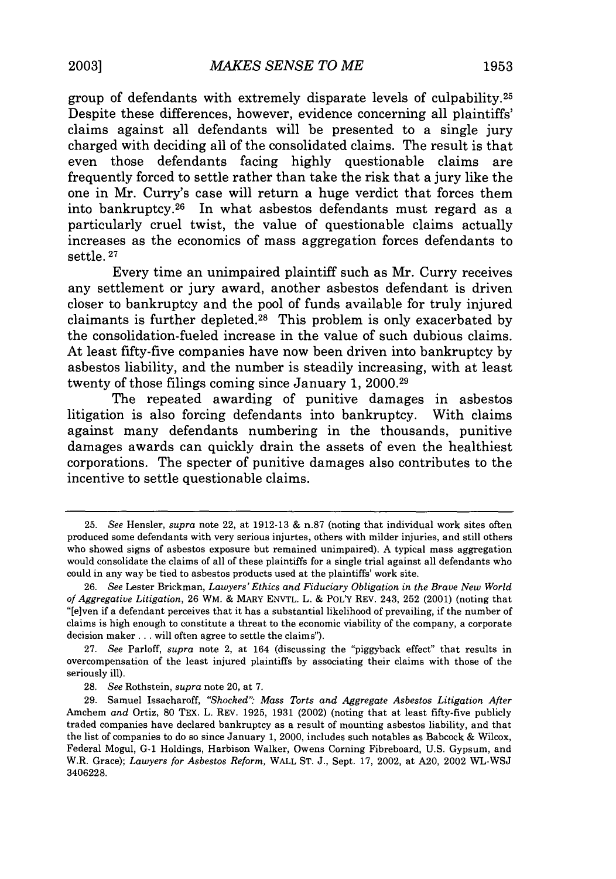group of defendants with extremely disparate levels of culpability.[25] Despite these differences, however, evidence concerning all plaintiffs' claims against all defendants will be presented to a single jury charged with deciding all of the consolidated claims. The result is that even those defendants facing highly questionable claims are frequently forced to settle rather than take the risk that a jury like the one in Mr. Curry's case will return a huge verdict that forces them into bankruptcy.[26] In what asbestos defendants must regard as a particularly cruel twist, the value of questionable claims actually increases as the economics of mass aggregation forces defendants to settle.[27]

Every time an unimpaired plaintiff such as Mr. Curry receives any settlement or jury award, another asbestos defendant is driven closer to bankruptcy and the pool of funds available for truly injured claimants is further depleted.[28] This problem is only exacerbated by the consolidation-fueled increase in the value of such dubious claims. At least fifty-five companies have now been driven into bankruptcy by asbestos liability, and the number is steadily increasing, with at least twenty of those filings coming since January 1, 2000.[29]

The repeated awarding of punitive damages in asbestos litigation is also forcing defendants into bankruptcy. With claims against many defendants numbering in the thousands, punitive damages awards can quickly drain the assets of even the healthiest corporations. The specter of punitive damages also contributes to the incentive to settle questionable claims.

---

25. *See* Hensler, *supra* note 22, at 1912-13 & n.87 (noting that individual work sites often produced some defendants with very serious injurtes, others with milder injuries, and still others who showed signs of asbestos exposure but remained unimpaired). A typical mass aggregation would consolidate the claims of all of these plaintiffs for a single trial against all defendants who could in any way be tied to asbestos products used at the plaintiffs' work site.

26. *See* Lester Brickman, *Lawyers' Ethics and Fiduciary Obligation in the Brave New World of Aggregative Litigation*, 26 WM. & MARY ENVTL. L. & POL'Y REV. 243, 252 (2001) (noting that "[e]ven if a defendant perceives that it has a substantial likelihood of prevailing, if the number of claims is high enough to constitute a threat to the economic viability of the company, a corporate decision maker . . . will often agree to settle the claims").

27. *See* Parloff, *supra* note 2, at 164 (discussing the "piggyback effect" that results in overcompensation of the least injured plaintiffs by associating their claims with those of the seriously ill).

28. *See* Rothstein, *supra* note 20, at 7.

29. Samuel Issacharoff, *"Shocked": Mass Torts and Aggregate Asbestos Litigation After* Amchem *and* Ortiz, 80 TEX. L. REV. 1925, 1931 (2002) (noting that at least fifty-five publicly traded companies have declared bankruptcy as a result of mounting asbestos liability, and that the list of companies to do so since January 1, 2000, includes such notables as Babcock & Wilcox, Federal Mogul, G-1 Holdings, Harbison Walker, Owens Corning Fibreboard, U.S. Gypsum, and W.R. Grace); *Lawyers for Asbestos Reform*, WALL ST. J., Sept. 17, 2002, at A20, 2002 WL-WSJ 3406228.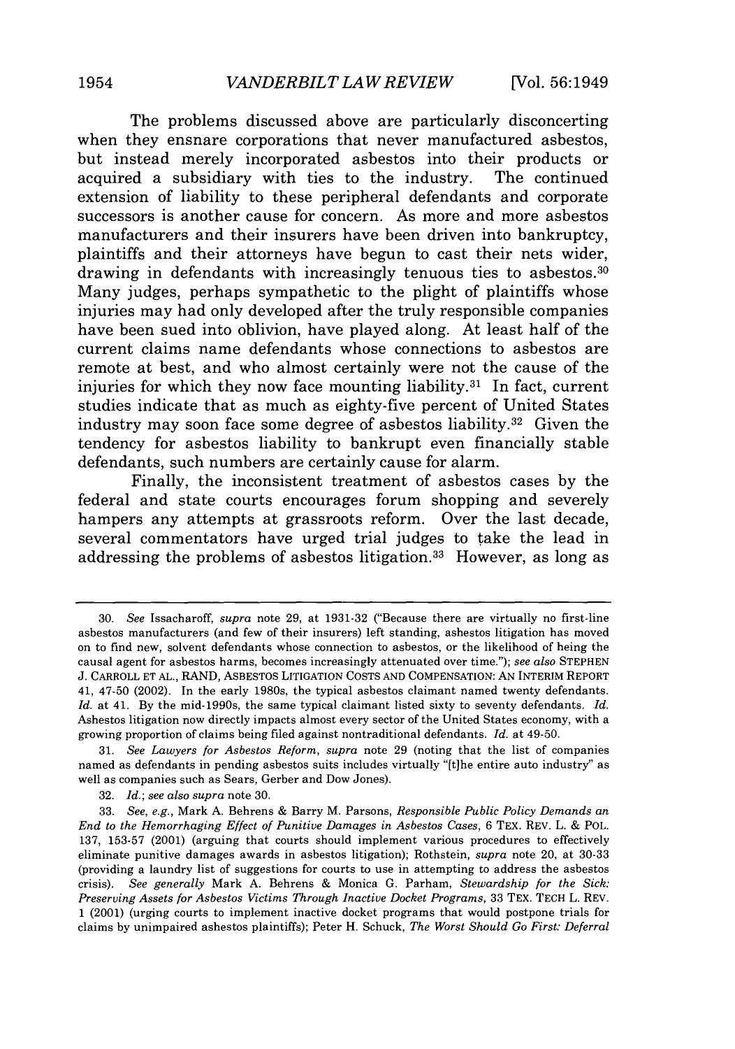The problems discussed above are particularly disconcerting when they ensnare corporations that never manufactured asbestos, but instead merely incorporated asbestos into their products or acquired a subsidiary with ties to the industry. The continued extension of liability to these peripheral defendants and corporate successors is another cause for concern. As more and more asbestos manufacturers and their insurers have been driven into bankruptcy, plaintiffs and their attorneys have begun to cast their nets wider, drawing in defendants with increasingly tenuous ties to asbestos.[30] Many judges, perhaps sympathetic to the plight of plaintiffs whose injuries may had only developed after the truly responsible companies have been sued into oblivion, have played along. At least half of the current claims name defendants whose connections to asbestos are remote at best, and who almost certainly were not the cause of the injuries for which they now face mounting liability.[31] In fact, current studies indicate that as much as eighty-five percent of United States industry may soon face some degree of asbestos liability.[32] Given the tendency for asbestos liability to bankrupt even financially stable defendants, such numbers are certainly cause for alarm.

Finally, the inconsistent treatment of asbestos cases by the federal and state courts encourages forum shopping and severely hampers any attempts at grassroots reform. Over the last decade, several commentators have urged trial judges to take the lead in addressing the problems of asbestos litigation.[33] However, as long as

---

30. *See* Issacharoff, *supra* note 29, at 1931-32 ("Because there are virtually no first-line asbestos manufacturers (and few of their insurers) left standing, asbestos litigation has moved on to find new, solvent defendants whose connection to asbestos, or the likelihood of being the causal agent for asbestos harms, becomes increasingly attenuated over time."); *see also* STEPHEN J. CARROLL ET AL., RAND, ASBESTOS LITIGATION COSTS AND COMPENSATION: AN INTERIM REPORT 41, 47-50 (2002). In the early 1980s, the typical asbestos claimant named twenty defendants. *Id.* at 41. By the mid-1990s, the same typical claimant listed sixty to seventy defendants. *Id.* Asbestos litigation now directly impacts almost every sector of the United States economy, with a growing proportion of claims being filed against nontraditional defendants. *Id.* at 49-50.

31. *See Lawyers for Asbestos Reform*, *supra* note 29 (noting that the list of companies named as defendants in pending asbestos suits includes virtually "[t]he entire auto industry" as well as companies such as Sears, Gerber and Dow Jones).

32. *Id.*; *see also supra* note 30.

33. *See, e.g.*, Mark A. Behrens & Barry M. Parsons, *Responsible Public Policy Demands an End to the Hemorrhaging Effect of Punitive Damages in Asbestos Cases*, 6 TEX. REV. L. & POL. 137, 153-57 (2001) (arguing that courts should implement various procedures to effectively eliminate punitive damages awards in asbestos litigation); Rothstein, *supra* note 20, at 30-33 (providing a laundry list of suggestions for courts to use in attempting to address the asbestos crisis). *See generally* Mark A. Behrens & Monica G. Parham, *Stewardship for the Sick: Preserving Assets for Asbestos Victims Through Inactive Docket Programs*, 33 TEX. TECH L. REV. 1 (2001) (urging courts to implement inactive docket programs that would postpone trials for claims by unimpaired asbestos plaintiffs); Peter H. Schuck, *The Worst Should Go First: Deferral*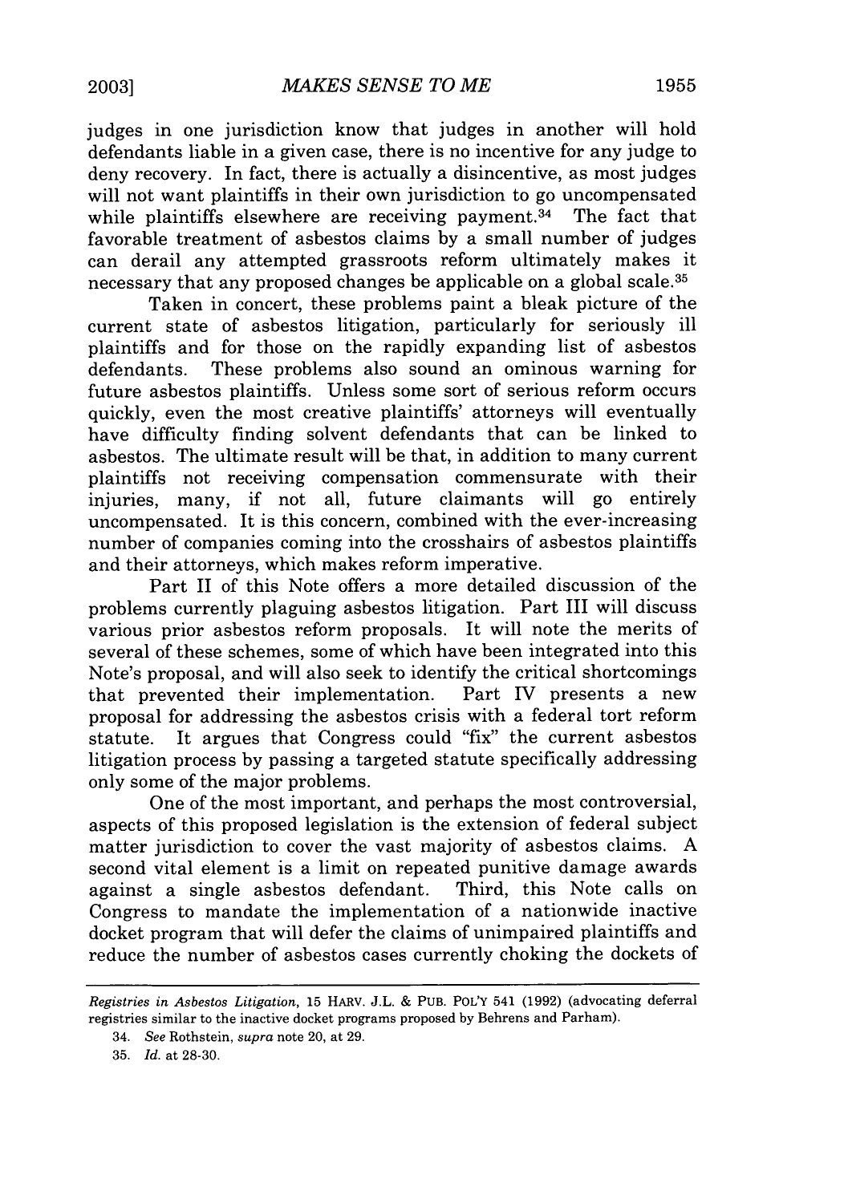judges in one jurisdiction know that judges in another will hold defendants liable in a given case, there is no incentive for any judge to deny recovery. In fact, there is actually a disincentive, as most judges will not want plaintiffs in their own jurisdiction to go uncompensated while plaintiffs elsewhere are receiving payment.[34] The fact that favorable treatment of asbestos claims by a small number of judges can derail any attempted grassroots reform ultimately makes it necessary that any proposed changes be applicable on a global scale.[35]

Taken in concert, these problems paint a bleak picture of the current state of asbestos litigation, particularly for seriously ill plaintiffs and for those on the rapidly expanding list of asbestos defendants. These problems also sound an ominous warning for future asbestos plaintiffs. Unless some sort of serious reform occurs quickly, even the most creative plaintiffs' attorneys will eventually have difficulty finding solvent defendants that can be linked to asbestos. The ultimate result will be that, in addition to many current plaintiffs not receiving compensation commensurate with their injuries, many, if not all, future claimants will go entirely uncompensated. It is this concern, combined with the ever-increasing number of companies coming into the crosshairs of asbestos plaintiffs and their attorneys, which makes reform imperative.

Part II of this Note offers a more detailed discussion of the problems currently plaguing asbestos litigation. Part III will discuss various prior asbestos reform proposals. It will note the merits of several of these schemes, some of which have been integrated into this Note's proposal, and will also seek to identify the critical shortcomings that prevented their implementation. Part IV presents a new proposal for addressing the asbestos crisis with a federal tort reform statute. It argues that Congress could "fix" the current asbestos litigation process by passing a targeted statute specifically addressing only some of the major problems.

One of the most important, and perhaps the most controversial, aspects of this proposed legislation is the extension of federal subject matter jurisdiction to cover the vast majority of asbestos claims. A second vital element is a limit on repeated punitive damage awards against a single asbestos defendant. Third, this Note calls on Congress to mandate the implementation of a nationwide inactive docket program that will defer the claims of unimpaired plaintiffs and reduce the number of asbestos cases currently choking the dockets of

---

*Registries in Asbestos Litigation*, 15 HARV. J.L. & PUB. POL'Y 541 (1992) (advocating deferral registries similar to the inactive docket programs proposed by Behrens and Parham).

34. *See* Rothstein, *supra* note 20, at 29.

35. *Id.* at 28-30.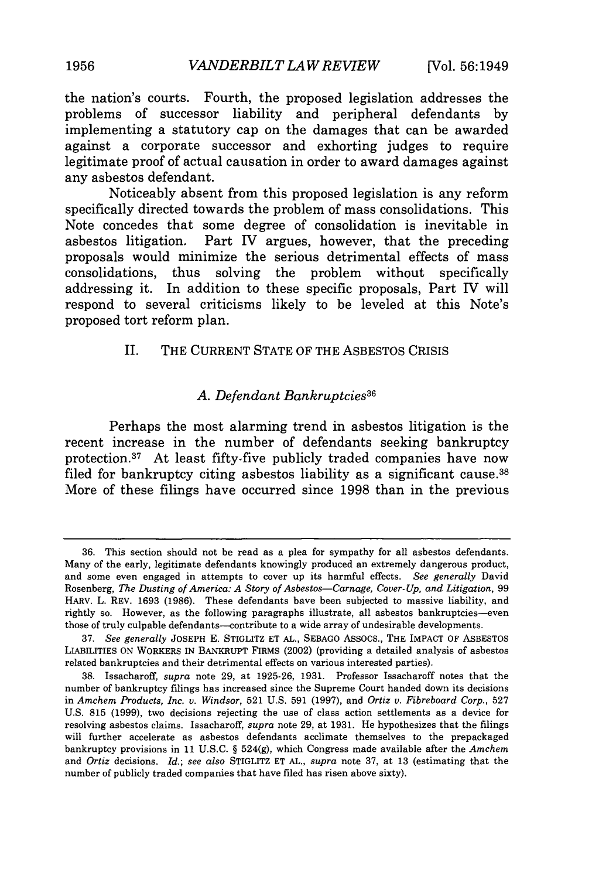the nation's courts. Fourth, the proposed legislation addresses the problems of successor liability and peripheral defendants by implementing a statutory cap on the damages that can be awarded against a corporate successor and exhorting judges to require legitimate proof of actual causation in order to award damages against any asbestos defendant.

Noticeably absent from this proposed legislation is any reform specifically directed towards the problem of mass consolidations. This Note concedes that some degree of consolidation is inevitable in asbestos litigation. Part IV argues, however, that the preceding proposals would minimize the serious detrimental effects of mass consolidations, thus solving the problem without specifically addressing it. In addition to these specific proposals, Part IV will respond to several criticisms likely to be leveled at this Note's proposed tort reform plan.

## II. THE CURRENT STATE OF THE ASBESTOS CRISIS

### *A. Defendant Bankruptcies*[36]

Perhaps the most alarming trend in asbestos litigation is the recent increase in the number of defendants seeking bankruptcy protection.[37] At least fifty-five publicly traded companies have now filed for bankruptcy citing asbestos liability as a significant cause.[38] More of these filings have occurred since 1998 than in the previous

---

36. This section should not be read as a plea for sympathy for all asbestos defendants. Many of the early, legitimate defendants knowingly produced an extremely dangerous product, and some even engaged in attempts to cover up its harmful effects. *See generally* David Rosenberg, *The Dusting of America: A Story of Asbestos—Carnage, Cover-Up, and Litigation*, 99 HARV. L. REV. 1693 (1986). These defendants have been subjected to massive liability, and rightly so. However, as the following paragraphs illustrate, all asbestos bankruptcies—even those of truly culpable defendants—contribute to a wide array of undesirable developments.

37. *See generally* JOSEPH E. STIGLITZ ET AL., SEBAGO ASSOCS., THE IMPACT OF ASBESTOS LIABILITIES ON WORKERS IN BANKRUPT FIRMS (2002) (providing a detailed analysis of asbestos related bankruptcies and their detrimental effects on various interested parties).

38. Issacharoff, *supra* note 29, at 1925-26, 1931. Professor Issacharoff notes that the number of bankruptcy filings has increased since the Supreme Court handed down its decisions in *Amchem Products, Inc. v. Windsor*, 521 U.S. 591 (1997), and *Ortiz v. Fibreboard Corp.*, 527 U.S. 815 (1999), two decisions rejecting the use of class action settlements as a device for resolving asbestos claims. Issacharoff, *supra* note 29, at 1931. He hypothesizes that the filings will further accelerate as asbestos defendants acclimate themselves to the prepackaged bankruptcy provisions in 11 U.S.C. § 524(g), which Congress made available after the *Amchem* and *Ortiz* decisions. *Id.*; *see also* STIGLITZ ET AL., *supra* note 37, at 13 (estimating that the number of publicly traded companies that have filed has risen above sixty).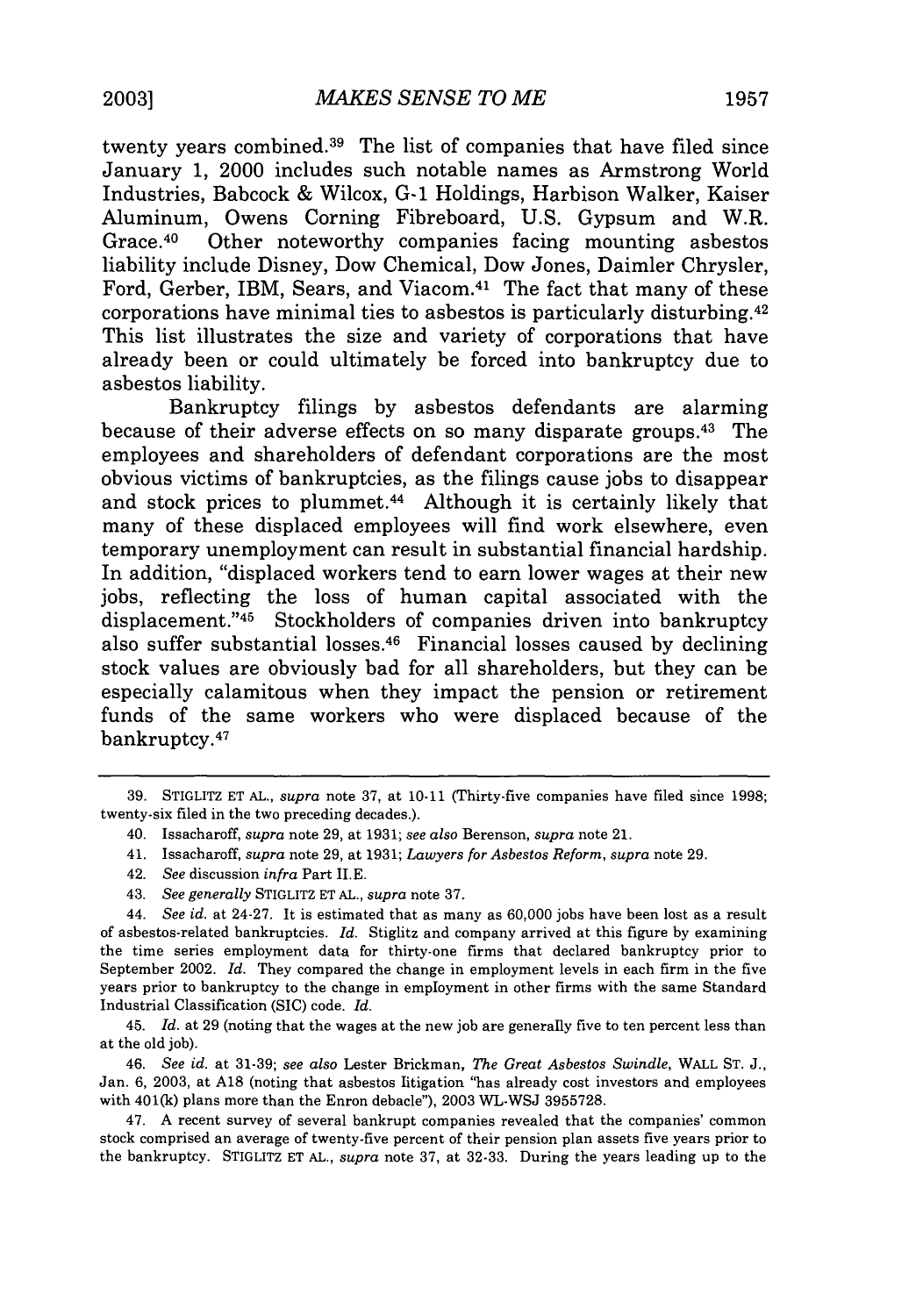twenty years combined.[39] The list of companies that have filed since January 1, 2000 includes such notable names as Armstrong World Industries, Babcock & Wilcox, G-1 Holdings, Harbison Walker, Kaiser Aluminum, Owens Corning Fibreboard, U.S. Gypsum and W.R. Grace.[40] Other noteworthy companies facing mounting asbestos liability include Disney, Dow Chemical, Dow Jones, Daimler Chrysler, Ford, Gerber, IBM, Sears, and Viacom.[41] The fact that many of these corporations have minimal ties to asbestos is particularly disturbing.[42] This list illustrates the size and variety of corporations that have already been or could ultimately be forced into bankruptcy due to asbestos liability.

Bankruptcy filings by asbestos defendants are alarming because of their adverse effects on so many disparate groups.[43] The employees and shareholders of defendant corporations are the most obvious victims of bankruptcies, as the filings cause jobs to disappear and stock prices to plummet.[44] Although it is certainly likely that many of these displaced employees will find work elsewhere, even temporary unemployment can result in substantial financial hardship. In addition, "displaced workers tend to earn lower wages at their new jobs, reflecting the loss of human capital associated with the displacement."[45] Stockholders of companies driven into bankruptcy also suffer substantial losses.[46] Financial losses caused by declining stock values are obviously bad for all shareholders, but they can be especially calamitous when they impact the pension or retirement funds of the same workers who were displaced because of the bankruptcy.[47]

---

39. STIGLITZ ET AL., *supra* note 37, at 10-11 (Thirty-five companies have filed since 1998; twenty-six filed in the two preceding decades.).

40. Issacharoff, *supra* note 29, at 1931; *see also* Berenson, *supra* note 21.

41. Issacharoff, *supra* note 29, at 1931; *Lawyers for Asbestos Reform*, *supra* note 29.

42. *See* discussion *infra* Part II.E.

43. *See generally* STIGLITZ ET AL., *supra* note 37.

44. *See id.* at 24-27. It is estimated that as many as 60,000 jobs have been lost as a result of asbestos-related bankruptcies. *Id.* Stiglitz and company arrived at this figure by examining the time series employment data for thirty-one firms that declared bankruptcy prior to September 2002. *Id.* They compared the change in employment levels in each firm in the five years prior to bankruptcy to the change in employment in other firms with the same Standard Industrial Classification (SIC) code. *Id.*

45. *Id.* at 29 (noting that the wages at the new job are generally five to ten percent less than at the old job).

46. *See id.* at 31-39; *see also* Lester Brickman, *The Great Asbestos Swindle*, WALL ST. J., Jan. 6, 2003, at A18 (noting that asbestos litigation "has already cost investors and employees with 401(k) plans more than the Enron debacle"), 2003 WL-WSJ 3955728.

47. A recent survey of several bankrupt companies revealed that the companies' common stock comprised an average of twenty-five percent of their pension plan assets five years prior to the bankruptcy. STIGLITZ ET AL., *supra* note 37, at 32-33. During the years leading up to the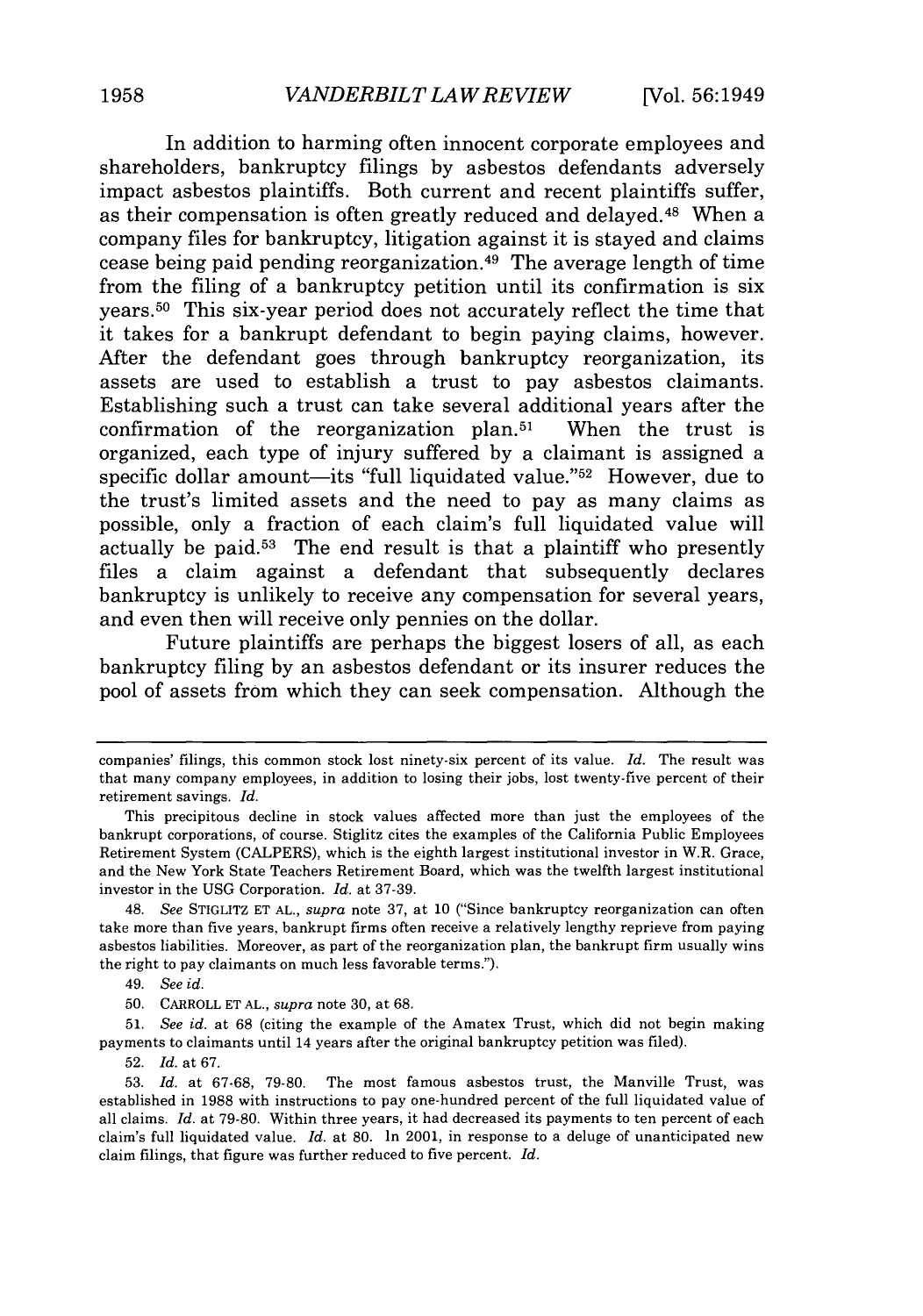In addition to harming often innocent corporate employees and shareholders, bankruptcy filings by asbestos defendants adversely impact asbestos plaintiffs. Both current and recent plaintiffs suffer, as their compensation is often greatly reduced and delayed.[48] When a company files for bankruptcy, litigation against it is stayed and claims cease being paid pending reorganization.[49] The average length of time from the filing of a bankruptcy petition until its confirmation is six years.[50] This six-year period does not accurately reflect the time that it takes for a bankrupt defendant to begin paying claims, however. After the defendant goes through bankruptcy reorganization, its assets are used to establish a trust to pay asbestos claimants. Establishing such a trust can take several additional years after the confirmation of the reorganization plan.[51] When the trust is organized, each type of injury suffered by a claimant is assigned a specific dollar amount—its "full liquidated value."[52] However, due to the trust's limited assets and the need to pay as many claims as possible, only a fraction of each claim's full liquidated value will actually be paid.[53] The end result is that a plaintiff who presently files a claim against a defendant that subsequently declares bankruptcy is unlikely to receive any compensation for several years, and even then will receive only pennies on the dollar.

Future plaintiffs are perhaps the biggest losers of all, as each bankruptcy filing by an asbestos defendant or its insurer reduces the pool of assets from which they can seek compensation. Although the

---

companies' filings, this common stock lost ninety-six percent of its value. *Id.* The result was that many company employees, in addition to losing their jobs, lost twenty-five percent of their retirement savings. *Id.*

This precipitous decline in stock values affected more than just the employees of the bankrupt corporations, of course. Stiglitz cites the examples of the California Public Employees Retirement System (CALPERS), which is the eighth largest institutional investor in W.R. Grace, and the New York State Teachers Retirement Board, which was the twelfth largest institutional investor in the USG Corporation. *Id.* at 37-39.

48. *See* STIGLITZ ET AL., *supra* note 37, at 10 ("Since bankruptcy reorganization can often take more than five years, bankrupt firms often receive a relatively lengthy reprieve from paying asbestos liabilities. Moreover, as part of the reorganization plan, the bankrupt firm usually wins the right to pay claimants on much less favorable terms.").

49. *See id.*

50. CARROLL ET AL., *supra* note 30, at 68.

51. *See id.* at 68 (citing the example of the Amatex Trust, which did not begin making payments to claimants until 14 years after the original bankruptcy petition was filed).

52. *Id.* at 67.

53. *Id.* at 67-68, 79-80. The most famous asbestos trust, the Manville Trust, was established in 1988 with instructions to pay one-hundred percent of the full liquidated value of all claims. *Id.* at 79-80. Within three years, it had decreased its payments to ten percent of each claim's full liquidated value. *Id.* at 80. In 2001, in response to a deluge of unanticipated new claim filings, that figure was further reduced to five percent. *Id.*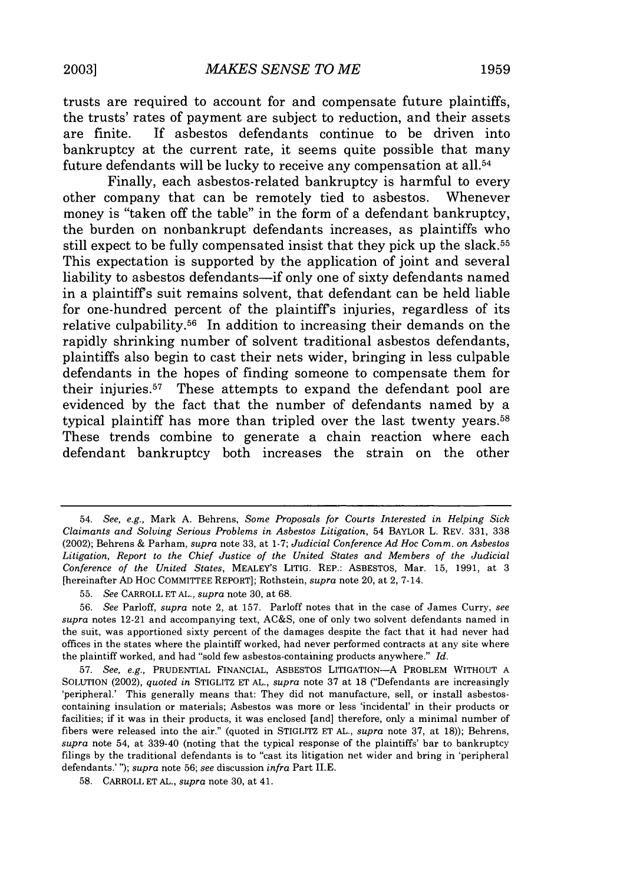trusts are required to account for and compensate future plaintiffs, the trusts' rates of payment are subject to reduction, and their assets are finite. If asbestos defendants continue to be driven into bankruptcy at the current rate, it seems quite possible that many future defendants will be lucky to receive any compensation at all.[54]

Finally, each asbestos-related bankruptcy is harmful to every other company that can be remotely tied to asbestos. Whenever money is "taken off the table" in the form of a defendant bankruptcy, the burden on nonbankrupt defendants increases, as plaintiffs who still expect to be fully compensated insist that they pick up the slack.[55] This expectation is supported by the application of joint and several liability to asbestos defendants—if only one of sixty defendants named in a plaintiff's suit remains solvent, that defendant can be held liable for one-hundred percent of the plaintiff's injuries, regardless of its relative culpability.[56] In addition to increasing their demands on the rapidly shrinking number of solvent traditional asbestos defendants, plaintiffs also begin to cast their nets wider, bringing in less culpable defendants in the hopes of finding someone to compensate them for their injuries.[57] These attempts to expand the defendant pool are evidenced by the fact that the number of defendants named by a typical plaintiff has more than tripled over the last twenty years.[58] These trends combine to generate a chain reaction where each defendant bankruptcy both increases the strain on the other

---

54. *See, e.g.*, Mark A. Behrens, *Some Proposals for Courts Interested in Helping Sick Claimants and Solving Serious Problems in Asbestos Litigation*, 54 BAYLOR L. REV. 331, 338 (2002); Behrens & Parham, *supra* note 33, at 1-7; *Judicial Conference Ad Hoc Comm. on Asbestos Litigation, Report to the Chief Justice of the United States and Members of the Judicial Conference of the United States*, MEALEY'S LITIG. REP.: ASBESTOS, Mar. 15, 1991, at 3 [hereinafter AD HOC COMMITTEE REPORT]; Rothstein, *supra* note 20, at 2, 7-14.

55. *See* CARROLL ET AL., *supra* note 30, at 68.

56. *See* Parloff, *supra* note 2, at 157. Parloff notes that in the case of James Curry, *see supra* notes 12-21 and accompanying text, AC&S, one of only two solvent defendants named in the suit, was apportioned sixty percent of the damages despite the fact that it had never had offices in the states where the plaintiff worked, had never performed contracts at any site where the plaintiff worked, and had "sold few asbestos-containing products anywhere." *Id.*

57. *See, e.g.*, PRUDENTIAL FINANCIAL, ASBESTOS LITIGATION—A PROBLEM WITHOUT A SOLUTION (2002), *quoted in* STIGLITZ ET AL., *supra* note 37 at 18 ("Defendants are increasingly 'peripheral.' This generally means that: They did not manufacture, sell, or install asbestos-containing insulation or materials; Asbestos was more or less 'incidental' in their products or facilities; if it was in their products, it was enclosed [and] therefore, only a minimal number of fibers were released into the air." (quoted in STIGLITZ ET AL., *supra* note 37, at 18)); Behrens, *supra* note 54, at 339-40 (noting that the typical response of the plaintiffs' bar to bankruptcy filings by the traditional defendants is to "cast its litigation net wider and bring in 'peripheral defendants.' "); *supra* note 56; *see* discussion *infra* Part II.E.

58. CARROLL ET AL., *supra* note 30, at 41.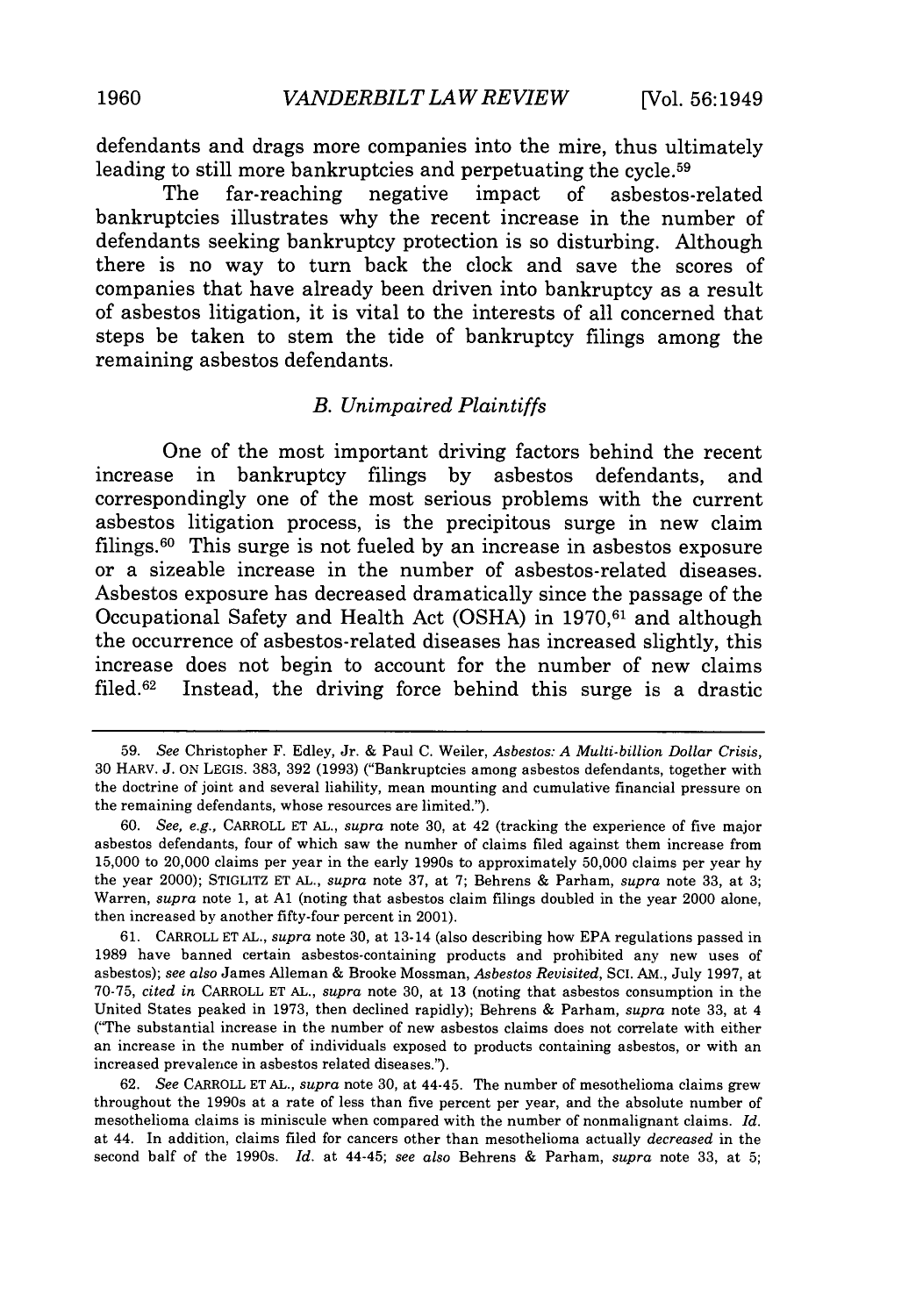defendants and drags more companies into the mire, thus ultimately leading to still more bankruptcies and perpetuating the cycle.[59]

The far-reaching negative impact of asbestos-related bankruptcies illustrates why the recent increase in the number of defendants seeking bankruptcy protection is so disturbing. Although there is no way to turn back the clock and save the scores of companies that have already been driven into bankruptcy as a result of asbestos litigation, it is vital to the interests of all concerned that steps be taken to stem the tide of bankruptcy filings among the remaining asbestos defendants.

### *B. Unimpaired Plaintiffs*

One of the most important driving factors behind the recent increase in bankruptcy filings by asbestos defendants, and correspondingly one of the most serious problems with the current asbestos litigation process, is the precipitous surge in new claim filings.[60] This surge is not fueled by an increase in asbestos exposure or a sizeable increase in the number of asbestos-related diseases. Asbestos exposure has decreased dramatically since the passage of the Occupational Safety and Health Act (OSHA) in 1970,[61] and although the occurrence of asbestos-related diseases has increased slightly, this increase does not begin to account for the number of new claims filed.[62] Instead, the driving force behind this surge is a drastic

---

59. *See* Christopher F. Edley, Jr. & Paul C. Weiler, *Asbestos: A Multi-billion Dollar Crisis*, 30 HARV. J. ON LEGIS. 383, 392 (1993) ("Bankruptcies among asbestos defendants, together with the doctrine of joint and several liability, mean mounting and cumulative financial pressure on the remaining defendants, whose resources are limited.").

60. *See, e.g.*, CARROLL ET AL., *supra* note 30, at 42 (tracking the experience of five major asbestos defendants, four of which saw the number of claims filed against them increase from 15,000 to 20,000 claims per year in the early 1990s to approximately 50,000 claims per year by the year 2000); STIGLITZ ET AL., *supra* note 37, at 7; Behrens & Parham, *supra* note 33, at 3; Warren, *supra* note 1, at A1 (noting that asbestos claim filings doubled in the year 2000 alone, then increased by another fifty-four percent in 2001).

61. CARROLL ET AL., *supra* note 30, at 13-14 (also describing how EPA regulations passed in 1989 have banned certain asbestos-containing products and prohibited any new uses of asbestos); *see also* James Alleman & Brooke Mossman, *Asbestos Revisited*, SCI. AM., July 1997, at 70-75, *cited in* CARROLL ET AL., *supra* note 30, at 13 (noting that asbestos consumption in the United States peaked in 1973, then declined rapidly); Behrens & Parham, *supra* note 33, at 4 ("The substantial increase in the number of new asbestos claims does not correlate with either an increase in the number of individuals exposed to products containing asbestos, or with an increased prevalence in asbestos related diseases.").

62. *See* CARROLL ET AL., *supra* note 30, at 44-45. The number of mesothelioma claims grew throughout the 1990s at a rate of less than five percent per year, and the absolute number of mesothelioma claims is miniscule when compared with the number of nonmalignant claims. *Id.* at 44. In addition, claims filed for cancers other than mesothelioma actually *decreased* in the second half of the 1990s. *Id.* at 44-45; *see also* Behrens & Parham, *supra* note 33, at 5;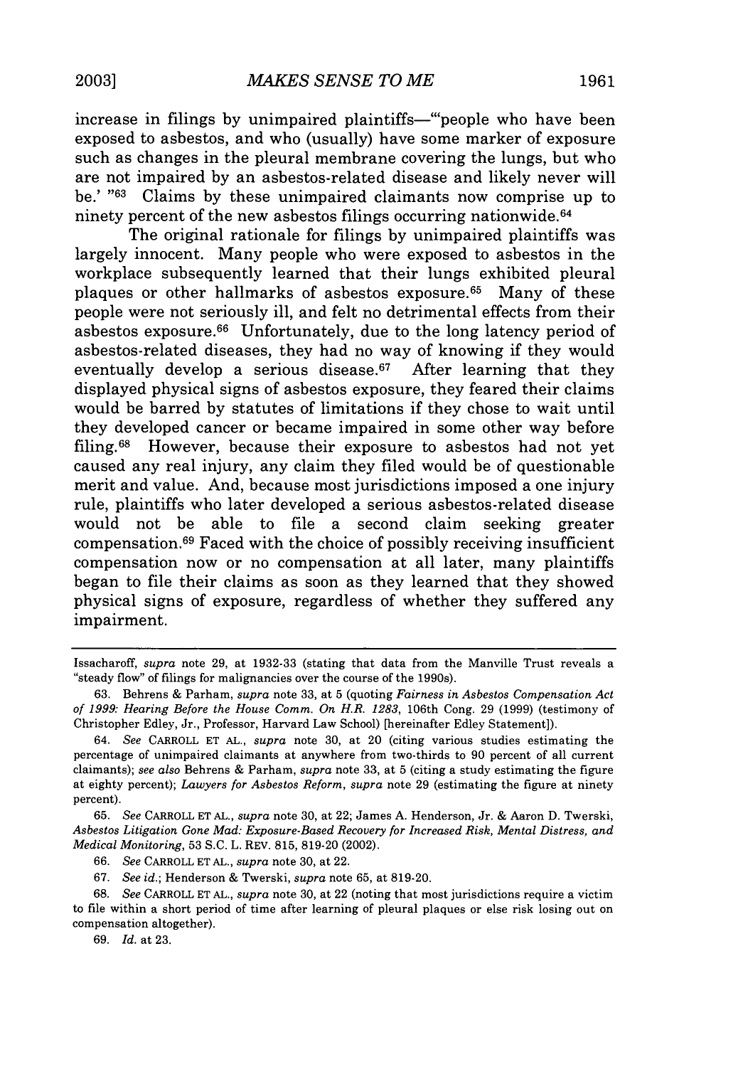increase in filings by unimpaired plaintiffs—"'people who have been exposed to asbestos, and who (usually) have some marker of exposure such as changes in the pleural membrane covering the lungs, but who are not impaired by an asbestos-related disease and likely never will be.' "[63] Claims by these unimpaired claimants now comprise up to ninety percent of the new asbestos filings occurring nationwide.[64]

The original rationale for filings by unimpaired plaintiffs was largely innocent. Many people who were exposed to asbestos in the workplace subsequently learned that their lungs exhibited pleural plaques or other hallmarks of asbestos exposure.[65] Many of these people were not seriously ill, and felt no detrimental effects from their asbestos exposure.[66] Unfortunately, due to the long latency period of asbestos-related diseases, they had no way of knowing if they would eventually develop a serious disease.[67] After learning that they displayed physical signs of asbestos exposure, they feared their claims would be barred by statutes of limitations if they chose to wait until they developed cancer or became impaired in some other way before filing.[68] However, because their exposure to asbestos had not yet caused any real injury, any claim they filed would be of questionable merit and value. And, because most jurisdictions imposed a one injury rule, plaintiffs who later developed a serious asbestos-related disease would not be able to file a second claim seeking greater compensation.[69] Faced with the choice of possibly receiving insufficient compensation now or no compensation at all later, many plaintiffs began to file their claims as soon as they learned that they showed physical signs of exposure, regardless of whether they suffered any impairment.

---

Issacharoff, *supra* note 29, at 1932-33 (stating that data from the Manville Trust reveals a "steady flow" of filings for malignancies over the course of the 1990s).

63. Behrens & Parham, *supra* note 33, at 5 (quoting *Fairness in Asbestos Compensation Act of 1999: Hearing Before the House Comm. On H.R. 1283*, 106th Cong. 29 (1999) (testimony of Christopher Edley, Jr., Professor, Harvard Law School) [hereinafter Edley Statement]).

64. *See* CARROLL ET AL., *supra* note 30, at 20 (citing various studies estimating the percentage of unimpaired claimants at anywhere from two-thirds to 90 percent of all current claimants); *see also* Behrens & Parham, *supra* note 33, at 5 (citing a study estimating the figure at eighty percent); *Lawyers for Asbestos Reform*, *supra* note 29 (estimating the figure at ninety percent).

65. *See* CARROLL ET AL., *supra* note 30, at 22; James A. Henderson, Jr. & Aaron D. Twerski, *Asbestos Litigation Gone Mad: Exposure-Based Recovery for Increased Risk, Mental Distress, and Medical Monitoring*, 53 S.C. L. REV. 815, 819-20 (2002).

66. *See* CARROLL ET AL., *supra* note 30, at 22.

67. *See id.*; Henderson & Twerski, *supra* note 65, at 819-20.

68. *See* CARROLL ET AL., *supra* note 30, at 22 (noting that most jurisdictions require a victim to file within a short period of time after learning of pleural plaques or else risk losing out on compensation altogether).

69. *Id.* at 23.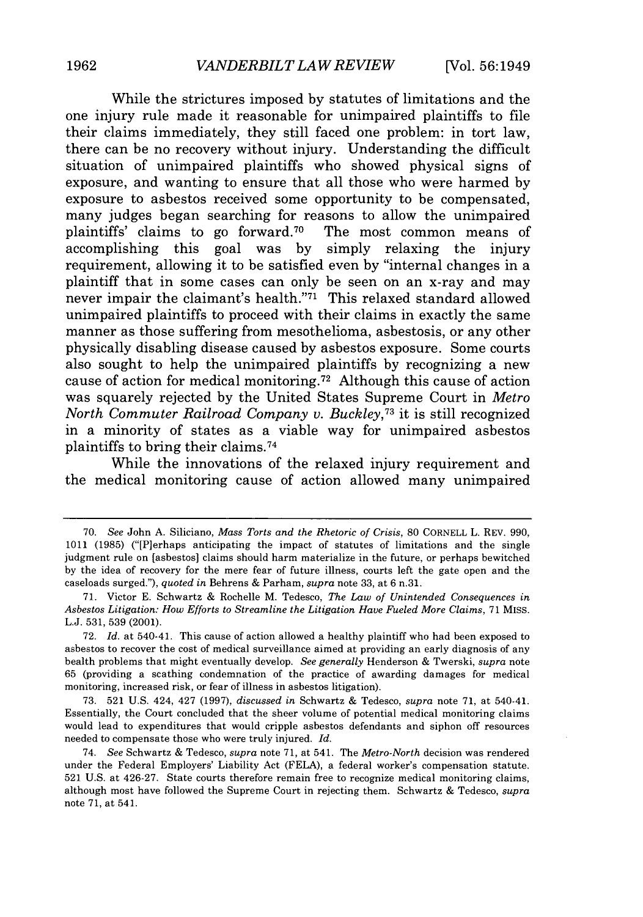While the strictures imposed by statutes of limitations and the one injury rule made it reasonable for unimpaired plaintiffs to file their claims immediately, they still faced one problem: in tort law, there can be no recovery without injury. Understanding the difficult situation of unimpaired plaintiffs who showed physical signs of exposure, and wanting to ensure that all those who were harmed by exposure to asbestos received some opportunity to be compensated, many judges began searching for reasons to allow the unimpaired plaintiffs' claims to go forward.[70] The most common means of accomplishing this goal was by simply relaxing the injury requirement, allowing it to be satisfied even by "internal changes in a plaintiff that in some cases can only be seen on an x-ray and may never impair the claimant's health."[71] This relaxed standard allowed unimpaired plaintiffs to proceed with their claims in exactly the same manner as those suffering from mesothelioma, asbestosis, or any other physically disabling disease caused by asbestos exposure. Some courts also sought to help the unimpaired plaintiffs by recognizing a new cause of action for medical monitoring.[72] Although this cause of action was squarely rejected by the United States Supreme Court in *Metro North Commuter Railroad Company v. Buckley*,[73] it is still recognized in a minority of states as a viable way for unimpaired asbestos plaintiffs to bring their claims.[74]

While the innovations of the relaxed injury requirement and the medical monitoring cause of action allowed many unimpaired

---

70. *See* John A. Siliciano, *Mass Torts and the Rhetoric of Crisis*, 80 CORNELL L. REV. 990, 1011 (1985) ("[P]erhaps anticipating the impact of statutes of limitations and the single judgment rule on [asbestos] claims should harm materialize in the future, or perhaps bewitched by the idea of recovery for the mere fear of future illness, courts left the gate open and the caseloads surged."), *quoted in* Behrens & Parham, *supra* note 33, at 6 n.31.

71. Victor E. Schwartz & Rochelle M. Tedesco, *The Law of Unintended Consequences in Asbestos Litigation: How Efforts to Streamline the Litigation Have Fueled More Claims*, 71 MISS. L.J. 531, 539 (2001).

72. *Id.* at 540-41. This cause of action allowed a healthy plaintiff who had been exposed to asbestos to recover the cost of medical surveillance aimed at providing an early diagnosis of any health problems that might eventually develop. *See generally* Henderson & Twerski, *supra* note 65 (providing a scathing condemnation of the practice of awarding damages for medical monitoring, increased risk, or fear of illness in asbestos litigation).

73. 521 U.S. 424, 427 (1997), *discussed in* Schwartz & Tedesco, *supra* note 71, at 540-41. Essentially, the Court concluded that the sheer volume of potential medical monitoring claims would lead to expenditures that would cripple asbestos defendants and siphon off resources needed to compensate those who were truly injured. *Id.*

74. *See* Schwartz & Tedesco, *supra* note 71, at 541. The *Metro-North* decision was rendered under the Federal Employers' Liability Act (FELA), a federal worker's compensation statute. 521 U.S. at 426-27. State courts therefore remain free to recognize medical monitoring claims, although most have followed the Supreme Court in rejecting them. Schwartz & Tedesco, *supra* note 71, at 541.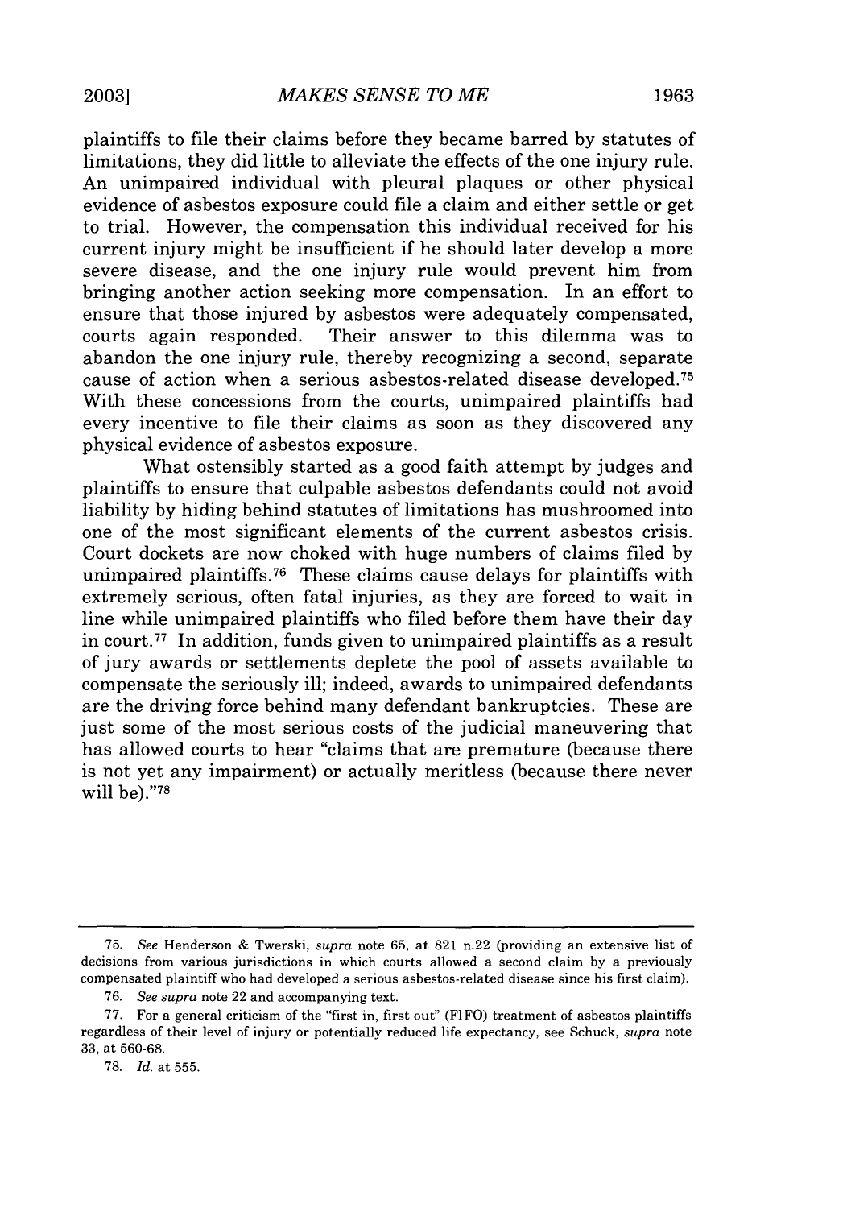plaintiffs to file their claims before they became barred by statutes of limitations, they did little to alleviate the effects of the one injury rule. An unimpaired individual with pleural plaques or other physical evidence of asbestos exposure could file a claim and either settle or get to trial. However, the compensation this individual received for his current injury might be insufficient if he should later develop a more severe disease, and the one injury rule would prevent him from bringing another action seeking more compensation. In an effort to ensure that those injured by asbestos were adequately compensated, courts again responded. Their answer to this dilemma was to abandon the one injury rule, thereby recognizing a second, separate cause of action when a serious asbestos-related disease developed.[75] With these concessions from the courts, unimpaired plaintiffs had every incentive to file their claims as soon as they discovered any physical evidence of asbestos exposure.

What ostensibly started as a good faith attempt by judges and plaintiffs to ensure that culpable asbestos defendants could not avoid liability by hiding behind statutes of limitations has mushroomed into one of the most significant elements of the current asbestos crisis. Court dockets are now choked with huge numbers of claims filed by unimpaired plaintiffs.[76] These claims cause delays for plaintiffs with extremely serious, often fatal injuries, as they are forced to wait in line while unimpaired plaintiffs who filed before them have their day in court.[77] In addition, funds given to unimpaired plaintiffs as a result of jury awards or settlements deplete the pool of assets available to compensate the seriously ill; indeed, awards to unimpaired defendants are the driving force behind many defendant bankruptcies. These are just some of the most serious costs of the judicial maneuvering that has allowed courts to hear "claims that are premature (because there is not yet any impairment) or actually meritless (because there never will be)."[78]

---

75. *See* Henderson & Twerski, *supra* note 65, at 821 n.22 (providing an extensive list of decisions from various jurisdictions in which courts allowed a second claim by a previously compensated plaintiff who had developed a serious asbestos-related disease since his first claim).

76. *See supra* note 22 and accompanying text.

77. For a general criticism of the "first in, first out" (FIFO) treatment of asbestos plaintiffs regardless of their level of injury or potentially reduced life expectancy, see Schuck, *supra* note 33, at 560-68.

78. *Id.* at 555.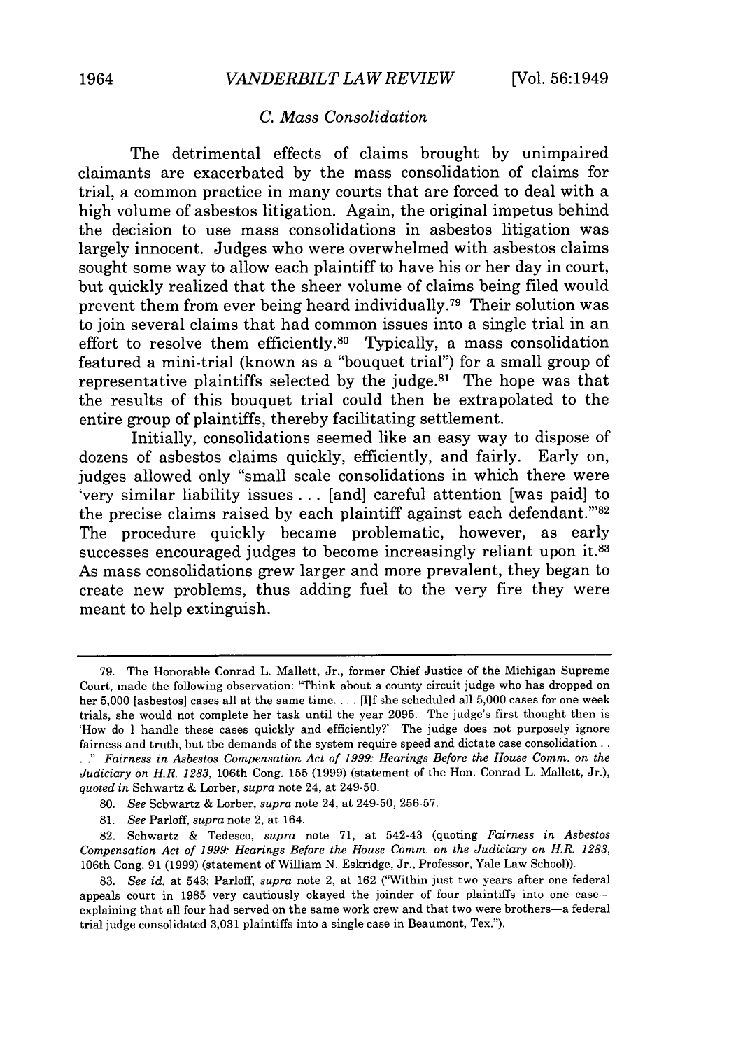### C. Mass Consolidation

The detrimental effects of claims brought by unimpaired claimants are exacerbated by the mass consolidation of claims for trial, a common practice in many courts that are forced to deal with a high volume of asbestos litigation. Again, the original impetus behind the decision to use mass consolidations in asbestos litigation was largely innocent. Judges who were overwhelmed with asbestos claims sought some way to allow each plaintiff to have his or her day in court, but quickly realized that the sheer volume of claims being filed would prevent them from ever being heard individually.[79] Their solution was to join several claims that had common issues into a single trial in an effort to resolve them efficiently.[80] Typically, a mass consolidation featured a mini-trial (known as a "bouquet trial") for a small group of representative plaintiffs selected by the judge.[81] The hope was that the results of this bouquet trial could then be extrapolated to the entire group of plaintiffs, thereby facilitating settlement.

Initially, consolidations seemed like an easy way to dispose of dozens of asbestos claims quickly, efficiently, and fairly. Early on, judges allowed only "small scale consolidations in which there were 'very similar liability issues . . . [and] careful attention [was paid] to the precise claims raised by each plaintiff against each defendant.'"[82] The procedure quickly became problematic, however, as early successes encouraged judges to become increasingly reliant upon it.[83] As mass consolidations grew larger and more prevalent, they began to create new problems, thus adding fuel to the very fire they were meant to help extinguish.

---

79. The Honorable Conrad L. Mallett, Jr., former Chief Justice of the Michigan Supreme Court, made the following observation: "Think about a county circuit judge who has dropped on her 5,000 [asbestos] cases all at the same time. . . . [I]f she scheduled all 5,000 cases for one week trials, she would not complete her task until the year 2095. The judge's first thought then is 'How do I handle these cases quickly and efficiently?' The judge does not purposely ignore fairness and truth, but the demands of the system require speed and dictate case consolidation . . . ." *Fairness in Asbestos Compensation Act of 1999: Hearings Before the House Comm. on the Judiciary on H.R. 1283*, 106th Cong. 155 (1999) (statement of the Hon. Conrad L. Mallett, Jr.), *quoted in* Schwartz & Lorber, *supra* note 24, at 249-50.

80. *See* Schwartz & Lorber, *supra* note 24, at 249-50, 256-57.

81. *See* Parloff, *supra* note 2, at 164.

82. Schwartz & Tedesco, *supra* note 71, at 542-43 (quoting *Fairness in Asbestos Compensation Act of 1999: Hearings Before the House Comm. on the Judiciary on H.R. 1283*, 106th Cong. 91 (1999) (statement of William N. Eskridge, Jr., Professor, Yale Law School)).

83. *See id.* at 543; Parloff, *supra* note 2, at 162 ("Within just two years after one federal appeals court in 1985 very cautiously okayed the joinder of four plaintiffs into one case—explaining that all four had served on the same work crew and that two were brothers—a federal trial judge consolidated 3,031 plaintiffs into a single case in Beaumont, Tex.").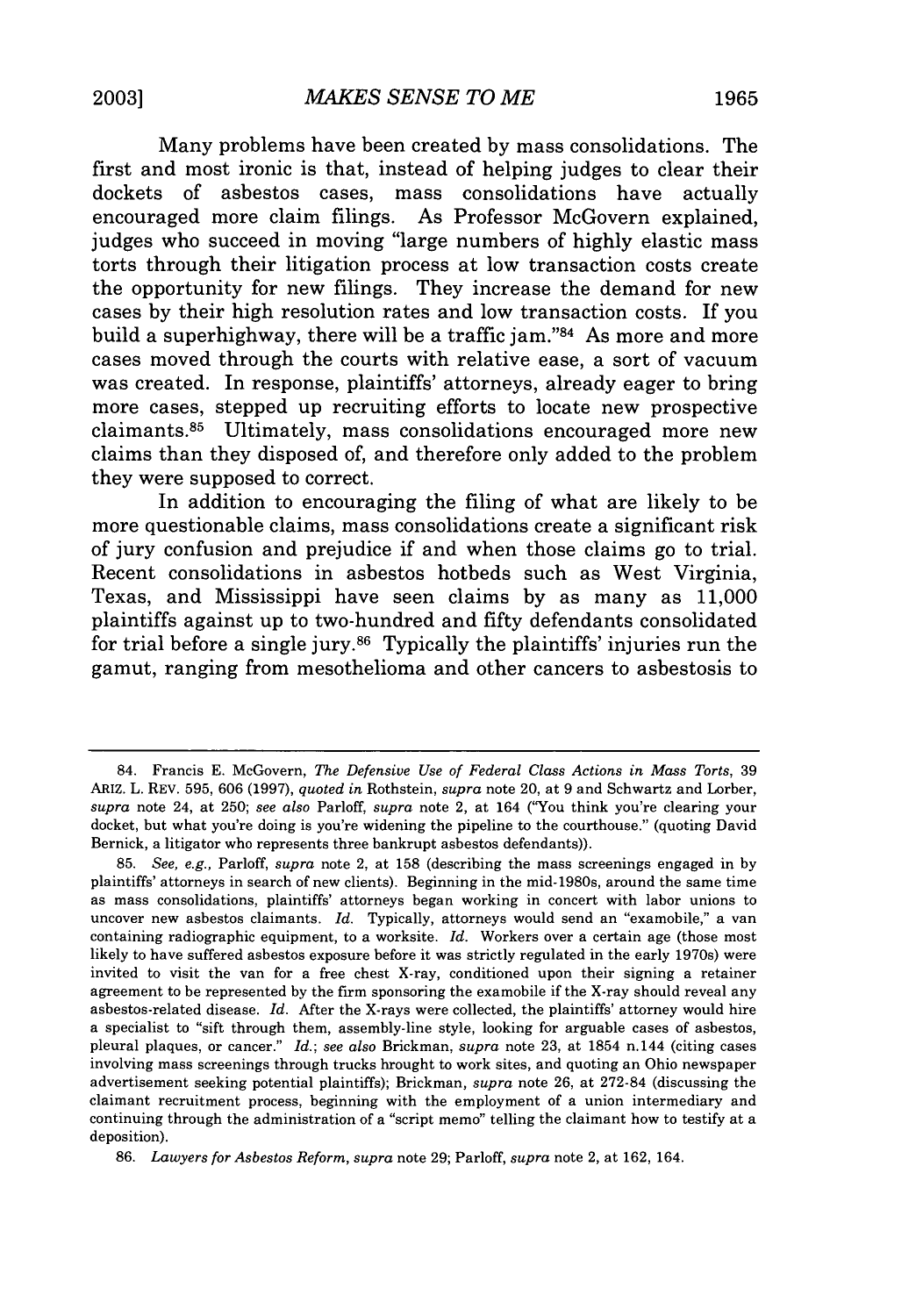Many problems have been created by mass consolidations. The first and most ironic is that, instead of helping judges to clear their dockets of asbestos cases, mass consolidations have actually encouraged more claim filings. As Professor McGovern explained, judges who succeed in moving "large numbers of highly elastic mass torts through their litigation process at low transaction costs create the opportunity for new filings. They increase the demand for new cases by their high resolution rates and low transaction costs. If you build a superhighway, there will be a traffic jam."[84] As more and more cases moved through the courts with relative ease, a sort of vacuum was created. In response, plaintiffs' attorneys, already eager to bring more cases, stepped up recruiting efforts to locate new prospective claimants.[85] Ultimately, mass consolidations encouraged more new claims than they disposed of, and therefore only added to the problem they were supposed to correct.

In addition to encouraging the filing of what are likely to be more questionable claims, mass consolidations create a significant risk of jury confusion and prejudice if and when those claims go to trial. Recent consolidations in asbestos hotbeds such as West Virginia, Texas, and Mississippi have seen claims by as many as 11,000 plaintiffs against up to two-hundred and fifty defendants consolidated for trial before a single jury.[86] Typically the plaintiffs' injuries run the gamut, ranging from mesothelioma and other cancers to asbestosis to

---

84. Francis E. McGovern, *The Defensive Use of Federal Class Actions in Mass Torts*, 39 ARIZ. L. REV. 595, 606 (1997), *quoted in* Rothstein, *supra* note 20, at 9 and Schwartz and Lorber, *supra* note 24, at 250; *see also* Parloff, *supra* note 2, at 164 ("You think you're clearing your docket, but what you're doing is you're widening the pipeline to the courthouse." (quoting David Bernick, a litigator who represents three bankrupt asbestos defendants)).

85. *See, e.g.*, Parloff, *supra* note 2, at 158 (describing the mass screenings engaged in by plaintiffs' attorneys in search of new clients). Beginning in the mid-1980s, around the same time as mass consolidations, plaintiffs' attorneys began working in concert with labor unions to uncover new asbestos claimants. *Id.* Typically, attorneys would send an "examobile," a van containing radiographic equipment, to a worksite. *Id.* Workers over a certain age (those most likely to have suffered asbestos exposure before it was strictly regulated in the early 1970s) were invited to visit the van for a free chest X-ray, conditioned upon their signing a retainer agreement to be represented by the firm sponsoring the examobile if the X-ray should reveal any asbestos-related disease. *Id.* After the X-rays were collected, the plaintiffs' attorney would hire a specialist to "sift through them, assembly-line style, looking for arguable cases of asbestos, pleural plaques, or cancer." *Id.*; *see also* Brickman, *supra* note 23, at 1854 n.144 (citing cases involving mass screenings through trucks brought to work sites, and quoting an Ohio newspaper advertisement seeking potential plaintiffs); Brickman, *supra* note 26, at 272-84 (discussing the claimant recruitment process, beginning with the employment of a union intermediary and continuing through the administration of a "script memo" telling the claimant how to testify at a deposition).

86. *Lawyers for Asbestos Reform*, *supra* note 29; Parloff, *supra* note 2, at 162, 164.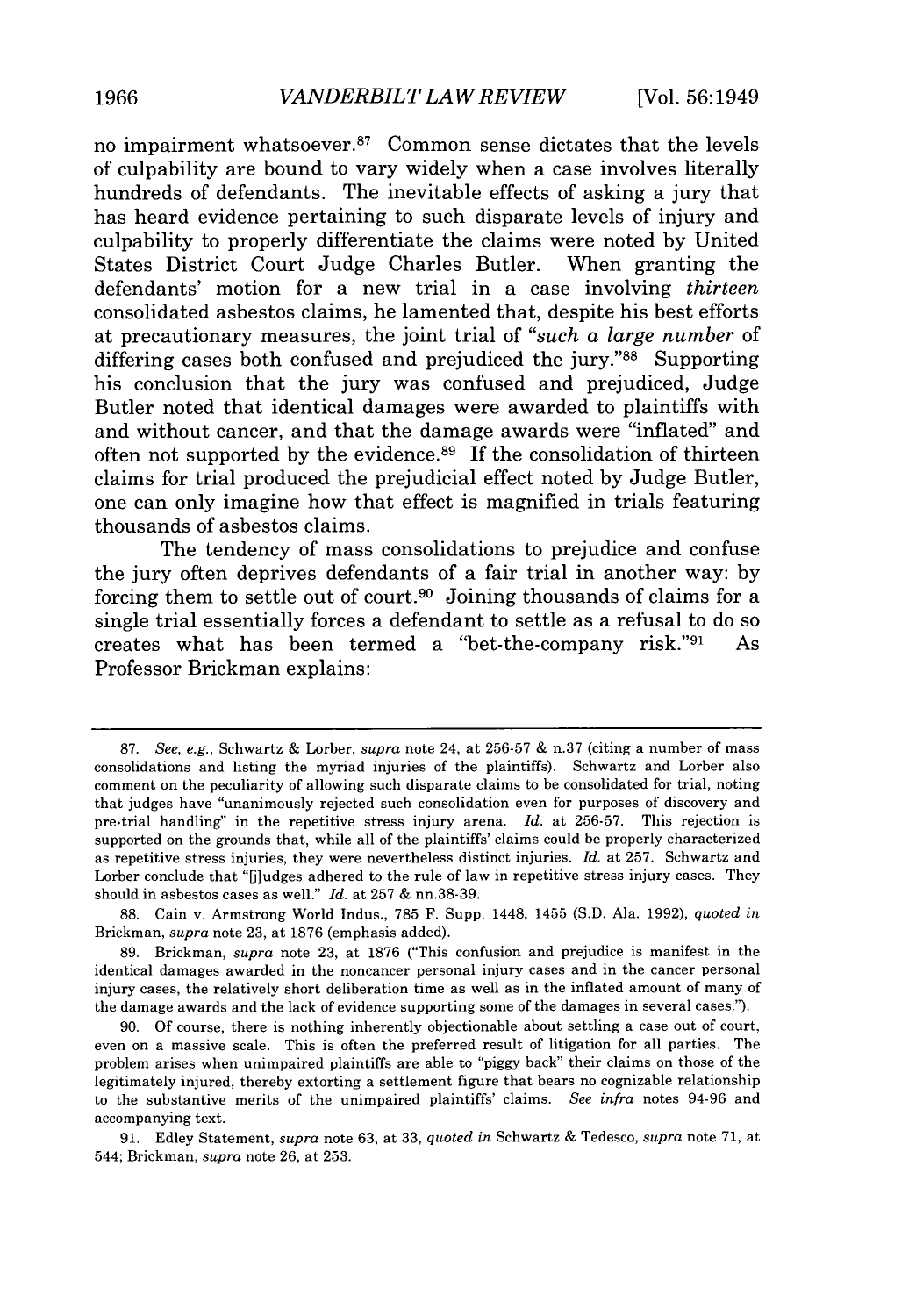no impairment whatsoever.[87] Common sense dictates that the levels of culpability are bound to vary widely when a case involves literally hundreds of defendants. The inevitable effects of asking a jury that has heard evidence pertaining to such disparate levels of injury and culpability to properly differentiate the claims were noted by United States District Court Judge Charles Butler. When granting the defendants' motion for a new trial in a case involving *thirteen* consolidated asbestos claims, he lamented that, despite his best efforts at precautionary measures, the joint trial of "*such a large number* of differing cases both confused and prejudiced the jury."[88] Supporting his conclusion that the jury was confused and prejudiced, Judge Butler noted that identical damages were awarded to plaintiffs with and without cancer, and that the damage awards were "inflated" and often not supported by the evidence.[89] If the consolidation of thirteen claims for trial produced the prejudicial effect noted by Judge Butler, one can only imagine how that effect is magnified in trials featuring thousands of asbestos claims.

The tendency of mass consolidations to prejudice and confuse the jury often deprives defendants of a fair trial in another way: by forcing them to settle out of court.[90] Joining thousands of claims for a single trial essentially forces a defendant to settle as a refusal to do so creates what has been termed a "bet-the-company risk."[91] As Professor Brickman explains:

---

87. *See, e.g.,* Schwartz & Lorber, *supra* note 24, at 256-57 & n.37 (citing a number of mass consolidations and listing the myriad injuries of the plaintiffs). Schwartz and Lorber also comment on the peculiarity of allowing such disparate claims to be consolidated for trial, noting that judges have "unanimously rejected such consolidation even for purposes of discovery and pre-trial handling" in the repetitive stress injury arena. *Id.* at 256-57. This rejection is supported on the grounds that, while all of the plaintiffs' claims could be properly characterized as repetitive stress injuries, they were nevertheless distinct injuries. *Id.* at 257. Schwartz and Lorber conclude that "[j]udges adhered to the rule of law in repetitive stress injury cases. They should in asbestos cases as well." *Id.* at 257 & nn.38-39.

88. Cain v. Armstrong World Indus., 785 F. Supp. 1448, 1455 (S.D. Ala. 1992), *quoted in* Brickman, *supra* note 23, at 1876 (emphasis added).

89. Brickman, *supra* note 23, at 1876 ("This confusion and prejudice is manifest in the identical damages awarded in the noncancer personal injury cases and in the cancer personal injury cases, the relatively short deliberation time as well as in the inflated amount of many of the damage awards and the lack of evidence supporting some of the damages in several cases.").

90. Of course, there is nothing inherently objectionable about settling a case out of court, even on a massive scale. This is often the preferred result of litigation for all parties. The problem arises when unimpaired plaintiffs are able to "piggy back" their claims on those of the legitimately injured, thereby extorting a settlement figure that bears no cognizable relationship to the substantive merits of the unimpaired plaintiffs' claims. *See infra* notes 94-96 and accompanying text.

91. Edley Statement, *supra* note 63, at 33, *quoted in* Schwartz & Tedesco, *supra* note 71, at 544; Brickman, *supra* note 26, at 253.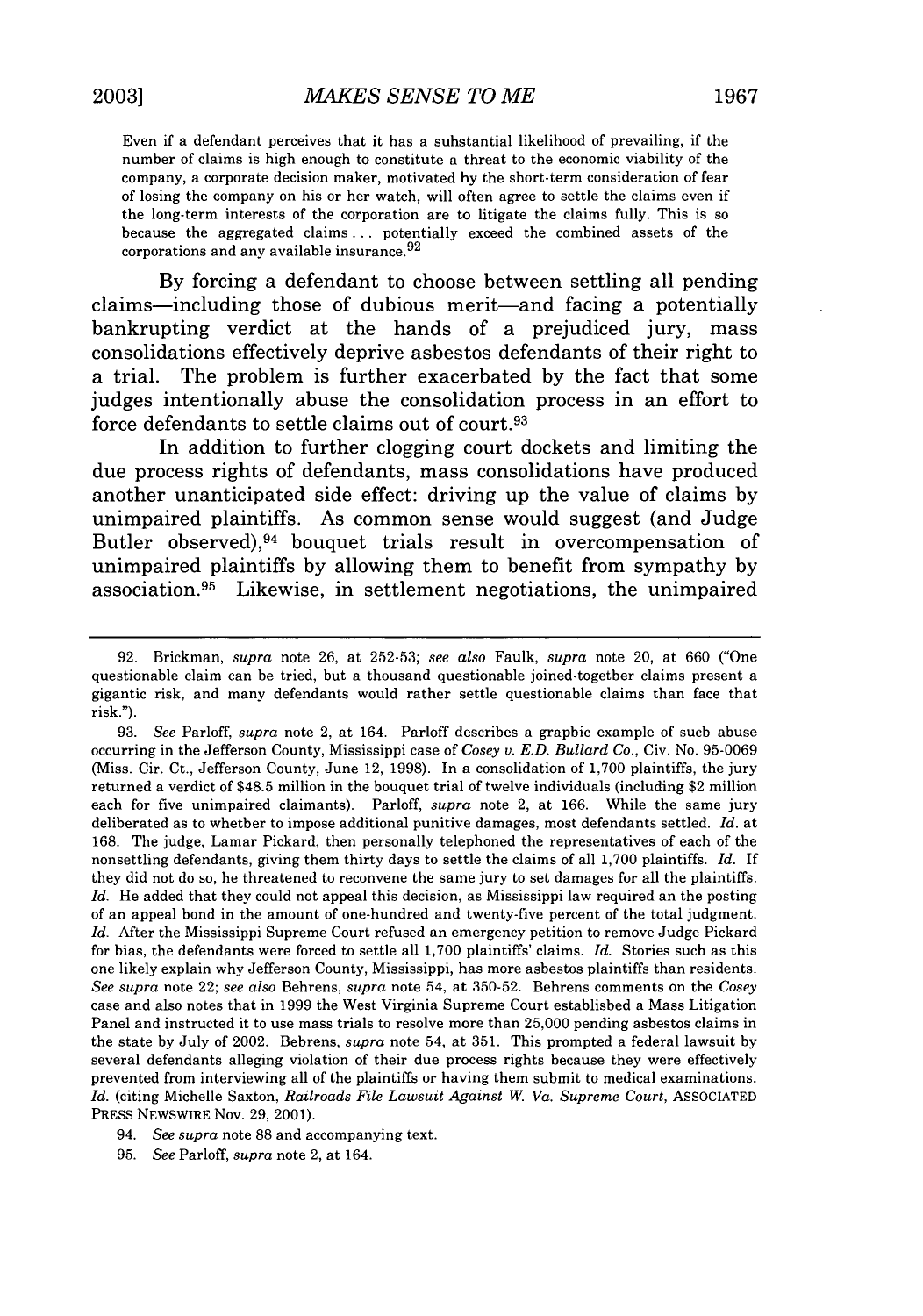> Even if a defendant perceives that it has a substantial likelihood of prevailing, if the number of claims is high enough to constitute a threat to the economic viability of the company, a corporate decision maker, motivated by the short-term consideration of fear of losing the company on his or her watch, will often agree to settle the claims even if the long-term interests of the corporation are to litigate the claims fully. This is so because the aggregated claims . . . potentially exceed the combined assets of the corporations and any available insurance.[92]

By forcing a defendant to choose between settling all pending claims—including those of dubious merit—and facing a potentially bankrupting verdict at the hands of a prejudiced jury, mass consolidations effectively deprive asbestos defendants of their right to a trial. The problem is further exacerbated by the fact that some judges intentionally abuse the consolidation process in an effort to force defendants to settle claims out of court.[93]

In addition to further clogging court dockets and limiting the due process rights of defendants, mass consolidations have produced another unanticipated side effect: driving up the value of claims by unimpaired plaintiffs. As common sense would suggest (and Judge Butler observed),[94] bouquet trials result in overcompensation of unimpaired plaintiffs by allowing them to benefit from sympathy by association.[95] Likewise, in settlement negotiations, the unimpaired

---

92. Brickman, *supra* note 26, at 252-53; *see also* Faulk, *supra* note 20, at 660 ("One questionable claim can be tried, but a thousand questionable joined-together claims present a gigantic risk, and many defendants would rather settle questionable claims than face that risk.").

93. *See* Parloff, *supra* note 2, at 164. Parloff describes a graphic example of such abuse occurring in the Jefferson County, Mississippi case of *Cosey v. E.D. Bullard Co.*, Civ. No. 95-0069 (Miss. Cir. Ct., Jefferson County, June 12, 1998). In a consolidation of 1,700 plaintiffs, the jury returned a verdict of $48.5 million in the bouquet trial of twelve individuals (including $2 million each for five unimpaired claimants). Parloff, *supra* note 2, at 166. While the same jury deliberated as to whether to impose additional punitive damages, most defendants settled. *Id.* at 168. The judge, Lamar Pickard, then personally telephoned the representatives of each of the nonsettling defendants, giving them thirty days to settle the claims of all 1,700 plaintiffs. *Id.* If they did not do so, he threatened to reconvene the same jury to set damages for all the plaintiffs. *Id.* He added that they could not appeal this decision, as Mississippi law required an the posting of an appeal bond in the amount of one-hundred and twenty-five percent of the total judgment. *Id.* After the Mississippi Supreme Court refused an emergency petition to remove Judge Pickard for bias, the defendants were forced to settle all 1,700 plaintiffs' claims. *Id.* Stories such as this one likely explain why Jefferson County, Mississippi, has more asbestos plaintiffs than residents. *See supra* note 22; *see also* Behrens, *supra* note 54, at 350-52. Behrens comments on the *Cosey* case and also notes that in 1999 the West Virginia Supreme Court established a Mass Litigation Panel and instructed it to use mass trials to resolve more than 25,000 pending asbestos claims in the state by July of 2002. Behrens, *supra* note 54, at 351. This prompted a federal lawsuit by several defendants alleging violation of their due process rights because they were effectively prevented from interviewing all of the plaintiffs or having them submit to medical examinations. *Id.* (citing Michelle Saxton, *Railroads File Lawsuit Against W. Va. Supreme Court*, ASSOCIATED PRESS NEWSWIRE Nov. 29, 2001).

94. *See supra* note 88 and accompanying text.

95. *See* Parloff, *supra* note 2, at 164.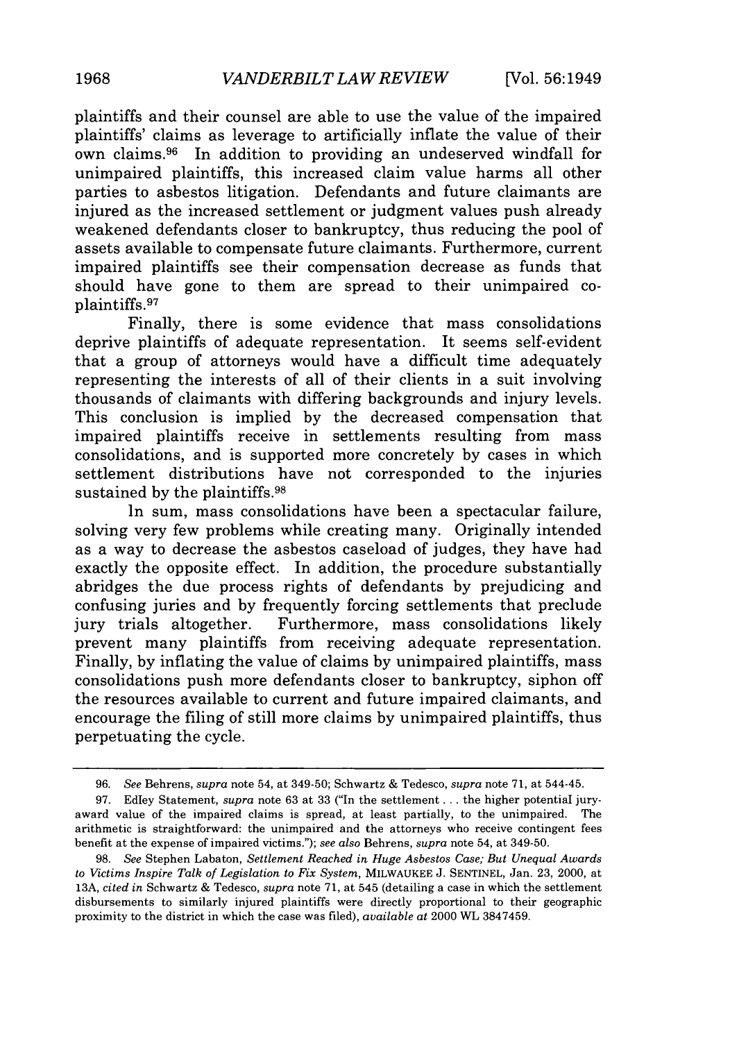plaintiffs and their counsel are able to use the value of the impaired plaintiffs' claims as leverage to artificially inflate the value of their own claims.[96] In addition to providing an undeserved windfall for unimpaired plaintiffs, this increased claim value harms all other parties to asbestos litigation. Defendants and future claimants are injured as the increased settlement or judgment values push already weakened defendants closer to bankruptcy, thus reducing the pool of assets available to compensate future claimants. Furthermore, current impaired plaintiffs see their compensation decrease as funds that should have gone to them are spread to their unimpaired co-plaintiffs.[97]

Finally, there is some evidence that mass consolidations deprive plaintiffs of adequate representation. It seems self-evident that a group of attorneys would have a difficult time adequately representing the interests of all of their clients in a suit involving thousands of claimants with differing backgrounds and injury levels. This conclusion is implied by the decreased compensation that impaired plaintiffs receive in settlements resulting from mass consolidations, and is supported more concretely by cases in which settlement distributions have not corresponded to the injuries sustained by the plaintiffs.[98]

In sum, mass consolidations have been a spectacular failure, solving very few problems while creating many. Originally intended as a way to decrease the asbestos caseload of judges, they have had exactly the opposite effect. In addition, the procedure substantially abridges the due process rights of defendants by prejudicing and confusing juries and by frequently forcing settlements that preclude jury trials altogether. Furthermore, mass consolidations likely prevent many plaintiffs from receiving adequate representation. Finally, by inflating the value of claims by unimpaired plaintiffs, mass consolidations push more defendants closer to bankruptcy, siphon off the resources available to current and future impaired claimants, and encourage the filing of still more claims by unimpaired plaintiffs, thus perpetuating the cycle.

---

96. *See* Behrens, *supra* note 54, at 349-50; Schwartz & Tedesco, *supra* note 71, at 544-45.

97. Edley Statement, *supra* note 63 at 33 ("In the settlement . . . the higher potential jury-award value of the impaired claims is spread, at least partially, to the unimpaired. The arithmetic is straightforward: the unimpaired and the attorneys who receive contingent fees benefit at the expense of impaired victims."); *see also* Behrens, *supra* note 54, at 349-50.

98. *See* Stephen Labaton, *Settlement Reached in Huge Asbestos Case; But Unequal Awards to Victims Inspire Talk of Legislation to Fix System*, MILWAUKEE J. SENTINEL, Jan. 23, 2000, at 13A, *cited in* Schwartz & Tedesco, *supra* note 71, at 545 (detailing a case in which the settlement disbursements to similarly injured plaintiffs were directly proportional to their geographic proximity to the district in which the case was filed), *available at* 2000 WL 3847459.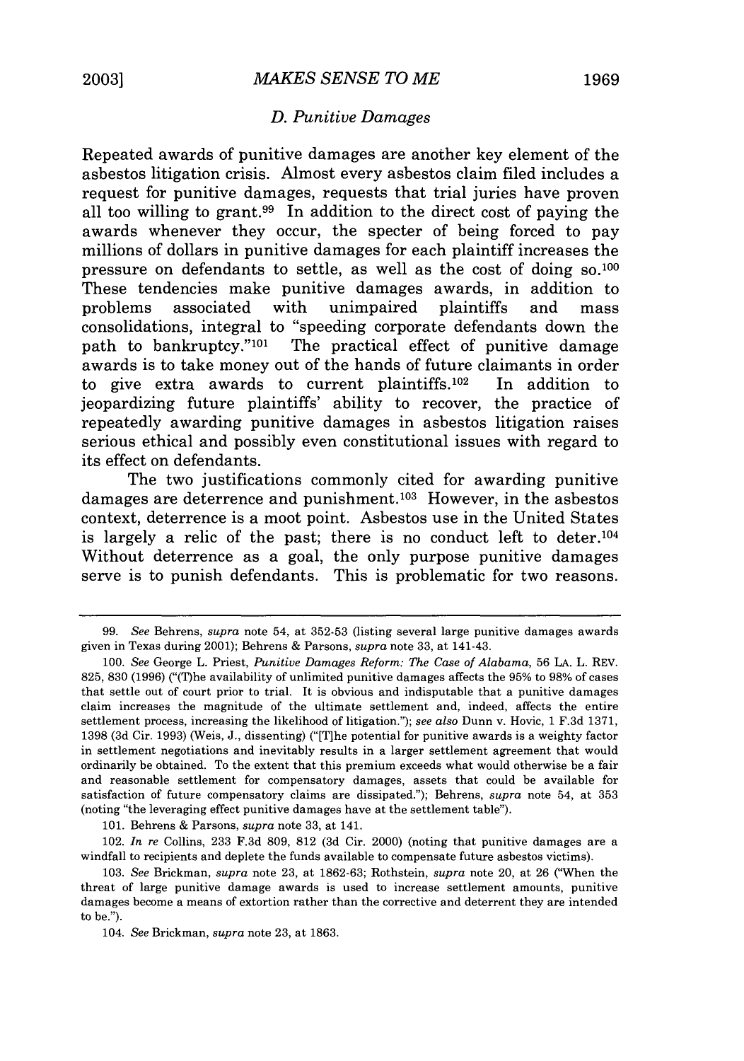### *D. Punitive Damages*

Repeated awards of punitive damages are another key element of the asbestos litigation crisis. Almost every asbestos claim filed includes a request for punitive damages, requests that trial juries have proven all too willing to grant.[99] In addition to the direct cost of paying the awards whenever they occur, the specter of being forced to pay millions of dollars in punitive damages for each plaintiff increases the pressure on defendants to settle, as well as the cost of doing so.[100] These tendencies make punitive damages awards, in addition to problems associated with unimpaired plaintiffs and mass consolidations, integral to "speeding corporate defendants down the path to bankruptcy."[101] The practical effect of punitive damage awards is to take money out of the hands of future claimants in order to give extra awards to current plaintiffs.[102] In addition to jeopardizing future plaintiffs' ability to recover, the practice of repeatedly awarding punitive damages in asbestos litigation raises serious ethical and possibly even constitutional issues with regard to its effect on defendants.

The two justifications commonly cited for awarding punitive damages are deterrence and punishment.[103] However, in the asbestos context, deterrence is a moot point. Asbestos use in the United States is largely a relic of the past; there is no conduct left to deter.[104] Without deterrence as a goal, the only purpose punitive damages serve is to punish defendants. This is problematic for two reasons.

---

99. *See* Behrens, *supra* note 54, at 352-53 (listing several large punitive damages awards given in Texas during 2001); Behrens & Parsons, *supra* note 33, at 141-43.

100. *See* George L. Priest, *Punitive Damages Reform: The Case of Alabama*, 56 LA. L. REV. 825, 830 (1996) ("(T)he availability of unlimited punitive damages affects the 95% to 98% of cases that settle out of court prior to trial. It is obvious and indisputable that a punitive damages claim increases the magnitude of the ultimate settlement and, indeed, affects the entire settlement process, increasing the likelihood of litigation."); *see also* Dunn v. Hovic, 1 F.3d 1371, 1398 (3d Cir. 1993) (Weis, J., dissenting) ("[T]he potential for punitive awards is a weighty factor in settlement negotiations and inevitably results in a larger settlement agreement that would ordinarily be obtained. To the extent that this premium exceeds what would otherwise be a fair and reasonable settlement for compensatory damages, assets that could be available for satisfaction of future compensatory claims are dissipated."); Behrens, *supra* note 54, at 353 (noting "the leveraging effect punitive damages have at the settlement table").

101. Behrens & Parsons, *supra* note 33, at 141.

102. *In re* Collins, 233 F.3d 809, 812 (3d Cir. 2000) (noting that punitive damages are a windfall to recipients and deplete the funds available to compensate future asbestos victims).

103. *See* Brickman, *supra* note 23, at 1862-63; Rothstein, *supra* note 20, at 26 ("When the threat of large punitive damage awards is used to increase settlement amounts, punitive damages become a means of extortion rather than the corrective and deterrent they are intended to be.").

104. *See* Brickman, *supra* note 23, at 1863.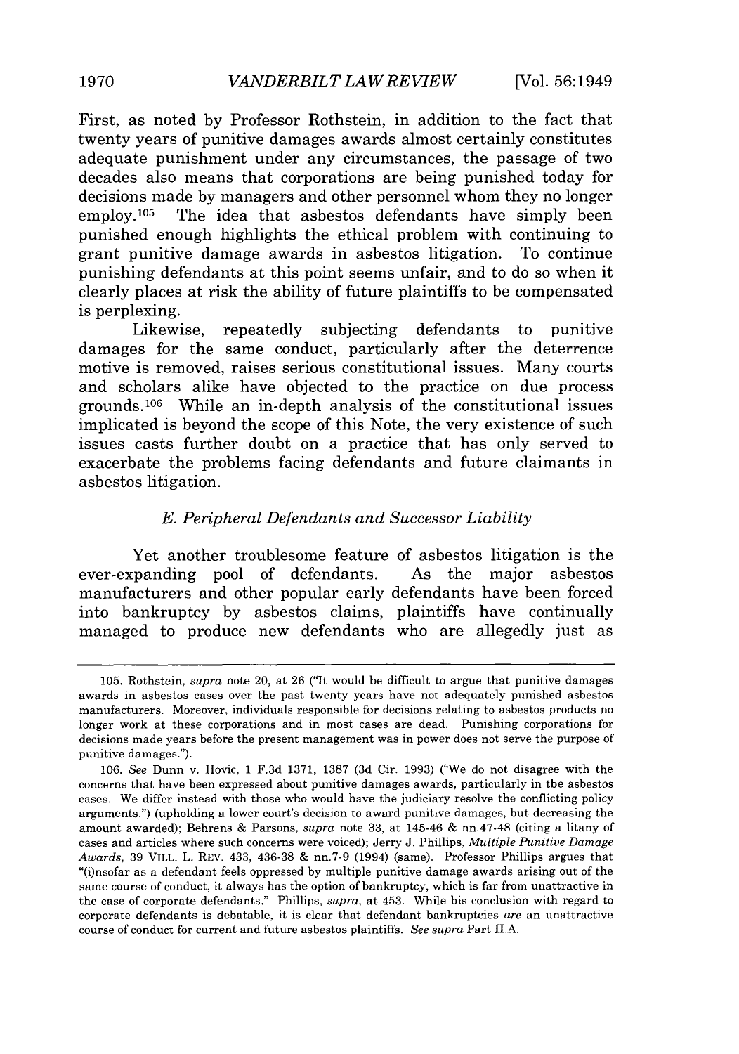First, as noted by Professor Rothstein, in addition to the fact that twenty years of punitive damages awards almost certainly constitutes adequate punishment under any circumstances, the passage of two decades also means that corporations are being punished today for decisions made by managers and other personnel whom they no longer employ.[105] The idea that asbestos defendants have simply been punished enough highlights the ethical problem with continuing to grant punitive damage awards in asbestos litigation. To continue punishing defendants at this point seems unfair, and to do so when it clearly places at risk the ability of future plaintiffs to be compensated is perplexing.

Likewise, repeatedly subjecting defendants to punitive damages for the same conduct, particularly after the deterrence motive is removed, raises serious constitutional issues. Many courts and scholars alike have objected to the practice on due process grounds.[106] While an in-depth analysis of the constitutional issues implicated is beyond the scope of this Note, the very existence of such issues casts further doubt on a practice that has only served to exacerbate the problems facing defendants and future claimants in asbestos litigation.

### *E. Peripheral Defendants and Successor Liability*

Yet another troublesome feature of asbestos litigation is the ever-expanding pool of defendants. As the major asbestos manufacturers and other popular early defendants have been forced into bankruptcy by asbestos claims, plaintiffs have continually managed to produce new defendants who are allegedly just as

---

105. Rothstein, *supra* note 20, at 26 ("It would be difficult to argue that punitive damages awards in asbestos cases over the past twenty years have not adequately punished asbestos manufacturers. Moreover, individuals responsible for decisions relating to asbestos products no longer work at these corporations and in most cases are dead. Punishing corporations for decisions made years before the present management was in power does not serve the purpose of punitive damages.").

106. *See* Dunn v. Hovic, 1 F.3d 1371, 1387 (3d Cir. 1993) ("We do not disagree with the concerns that have been expressed about punitive damages awards, particularly in the asbestos cases. We differ instead with those who would have the judiciary resolve the conflicting policy arguments.") (upholding a lower court's decision to award punitive damages, but decreasing the amount awarded); Behrens & Parsons, *supra* note 33, at 145-46 & nn.47-48 (citing a litany of cases and articles where such concerns were voiced); Jerry J. Phillips, *Multiple Punitive Damage Awards*, 39 VILL. L. REV. 433, 436-38 & nn.7-9 (1994) (same). Professor Phillips argues that "(i)nsofar as a defendant feels oppressed by multiple punitive damage awards arising out of the same course of conduct, it always has the option of bankruptcy, which is far from unattractive in the case of corporate defendants." Phillips, *supra*, at 453. While his conclusion with regard to corporate defendants is debatable, it is clear that defendant bankruptcies *are* an unattractive course of conduct for current and future asbestos plaintiffs. *See supra* Part II.A.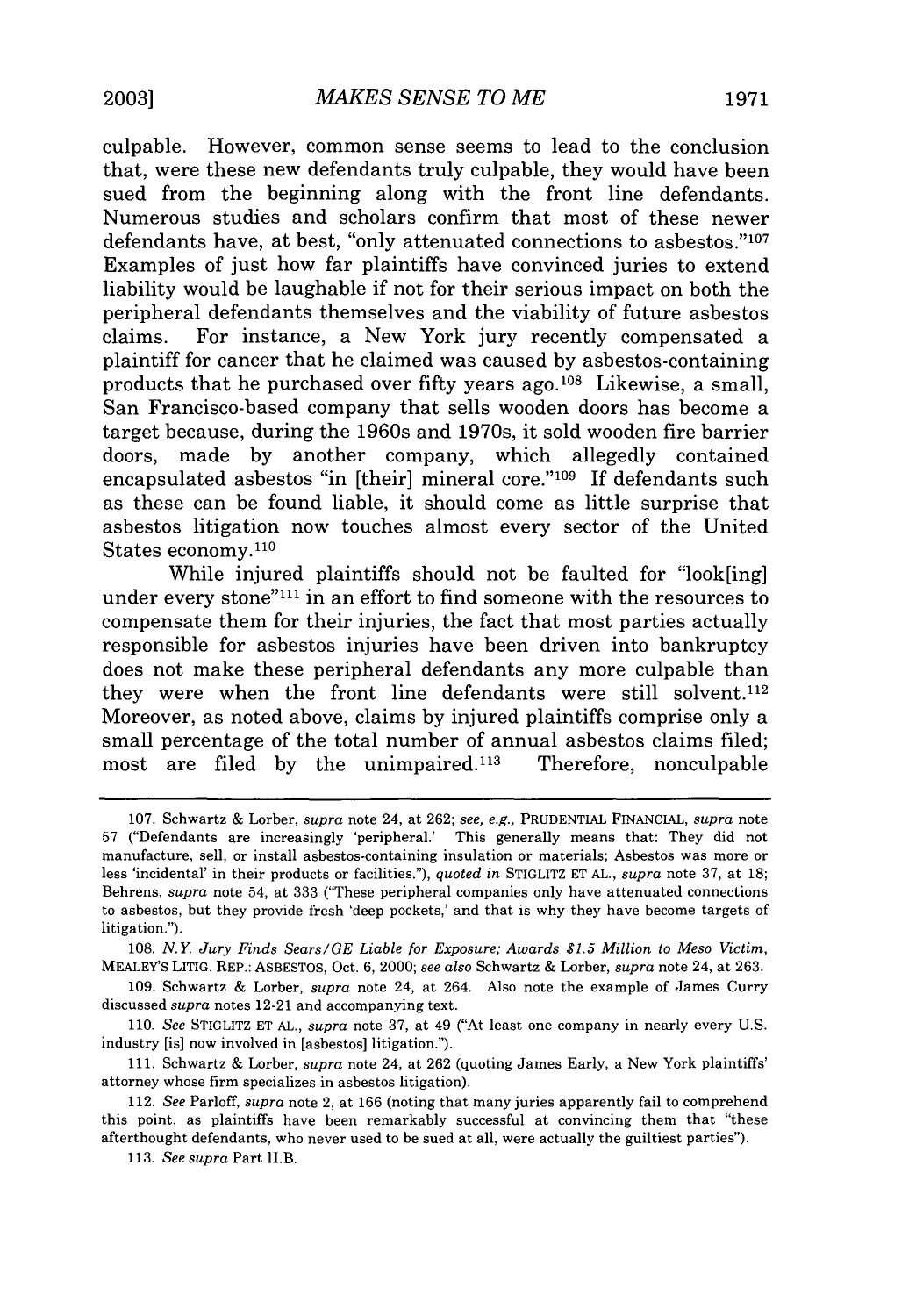culpable. However, common sense seems to lead to the conclusion that, were these new defendants truly culpable, they would have been sued from the beginning along with the front line defendants. Numerous studies and scholars confirm that most of these newer defendants have, at best, "only attenuated connections to asbestos."[107] Examples of just how far plaintiffs have convinced juries to extend liability would be laughable if not for their serious impact on both the peripheral defendants themselves and the viability of future asbestos claims. For instance, a New York jury recently compensated a plaintiff for cancer that he claimed was caused by asbestos-containing products that he purchased over fifty years ago.[108] Likewise, a small, San Francisco-based company that sells wooden doors has become a target because, during the 1960s and 1970s, it sold wooden fire barrier doors, made by another company, which allegedly contained encapsulated asbestos "in [their] mineral core."[109] If defendants such as these can be found liable, it should come as little surprise that asbestos litigation now touches almost every sector of the United States economy.[110]

While injured plaintiffs should not be faulted for "look[ing] under every stone"[111] in an effort to find someone with the resources to compensate them for their injuries, the fact that most parties actually responsible for asbestos injuries have been driven into bankruptcy does not make these peripheral defendants any more culpable than they were when the front line defendants were still solvent.[112] Moreover, as noted above, claims by injured plaintiffs comprise only a small percentage of the total number of annual asbestos claims filed; most are filed by the unimpaired.[113] Therefore, nonculpable

---

107. Schwartz & Lorber, *supra* note 24, at 262; *see, e.g.*, PRUDENTIAL FINANCIAL, *supra* note 57 ("Defendants are increasingly 'peripheral.' This generally means that: They did not manufacture, sell, or install asbestos-containing insulation or materials; Asbestos was more or less 'incidental' in their products or facilities."), *quoted in* STIGLITZ ET AL., *supra* note 37, at 18; Behrens, *supra* note 54, at 333 ("These peripheral companies only have attenuated connections to asbestos, but they provide fresh 'deep pockets,' and that is why they have become targets of litigation.").

108. *N.Y. Jury Finds Sears/GE Liable for Exposure; Awards $1.5 Million to Meso Victim*, MEALEY'S LITIG. REP.: ASBESTOS, Oct. 6, 2000; *see also* Schwartz & Lorber, *supra* note 24, at 263.

109. Schwartz & Lorber, *supra* note 24, at 264. Also note the example of James Curry discussed *supra* notes 12-21 and accompanying text.

110. *See* STIGLITZ ET AL., *supra* note 37, at 49 ("At least one company in nearly every U.S. industry [is] now involved in [asbestos] litigation.").

111. Schwartz & Lorber, *supra* note 24, at 262 (quoting James Early, a New York plaintiffs' attorney whose firm specializes in asbestos litigation).

112. *See* Parloff, *supra* note 2, at 166 (noting that many juries apparently fail to comprehend this point, as plaintiffs have been remarkably successful at convincing them that "these afterthought defendants, who never used to be sued at all, were actually the guiltiest parties").

113. *See supra* Part II.B.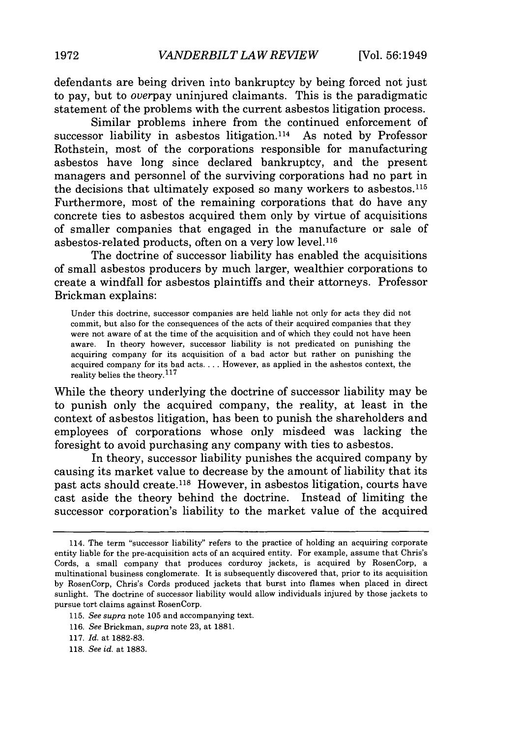defendants are being driven into bankruptcy by being forced not just to pay, but to *over*pay uninjured claimants. This is the paradigmatic statement of the problems with the current asbestos litigation process.

Similar problems inhere from the continued enforcement of successor liability in asbestos litigation.[114] As noted by Professor Rothstein, most of the corporations responsible for manufacturing asbestos have long since declared bankruptcy, and the present managers and personnel of the surviving corporations had no part in the decisions that ultimately exposed so many workers to asbestos.[115] Furthermore, most of the remaining corporations that do have any concrete ties to asbestos acquired them only by virtue of acquisitions of smaller companies that engaged in the manufacture or sale of asbestos-related products, often on a very low level.[116]

The doctrine of successor liability has enabled the acquisitions of small asbestos producers by much larger, wealthier corporations to create a windfall for asbestos plaintiffs and their attorneys. Professor Brickman explains:

> Under this doctrine, successor companies are held liable not only for acts they did not commit, but also for the consequences of the acts of their acquired companies that they were not aware of at the time of the acquisition and of which they could not have been aware. In theory however, successor liability is not predicated on punishing the acquiring company for its acquisition of a bad actor but rather on punishing the acquired company for its bad acts. . . . However, as applied in the asbestos context, the reality belies the theory.[117]

While the theory underlying the doctrine of successor liability may be to punish only the acquired company, the reality, at least in the context of asbestos litigation, has been to punish the shareholders and employees of corporations whose only misdeed was lacking the foresight to avoid purchasing any company with ties to asbestos.

In theory, successor liability punishes the acquired company by causing its market value to decrease by the amount of liability that its past acts should create.[118] However, in asbestos litigation, courts have cast aside the theory behind the doctrine. Instead of limiting the successor corporation's liability to the market value of the acquired

---

114. The term "successor liability" refers to the practice of holding an acquiring corporate entity liable for the pre-acquisition acts of an acquired entity. For example, assume that Chris's Cords, a small company that produces corduroy jackets, is acquired by RosenCorp, a multinational business conglomerate. It is subsequently discovered that, prior to its acquisition by RosenCorp, Chris's Cords produced jackets that burst into flames when placed in direct sunlight. The doctrine of successor liability would allow individuals injured by those jackets to pursue tort claims against RosenCorp.

115. *See supra* note 105 and accompanying text.

116. *See* Brickman, *supra* note 23, at 1881.

117. *Id.* at 1882-83.

118. *See id.* at 1883.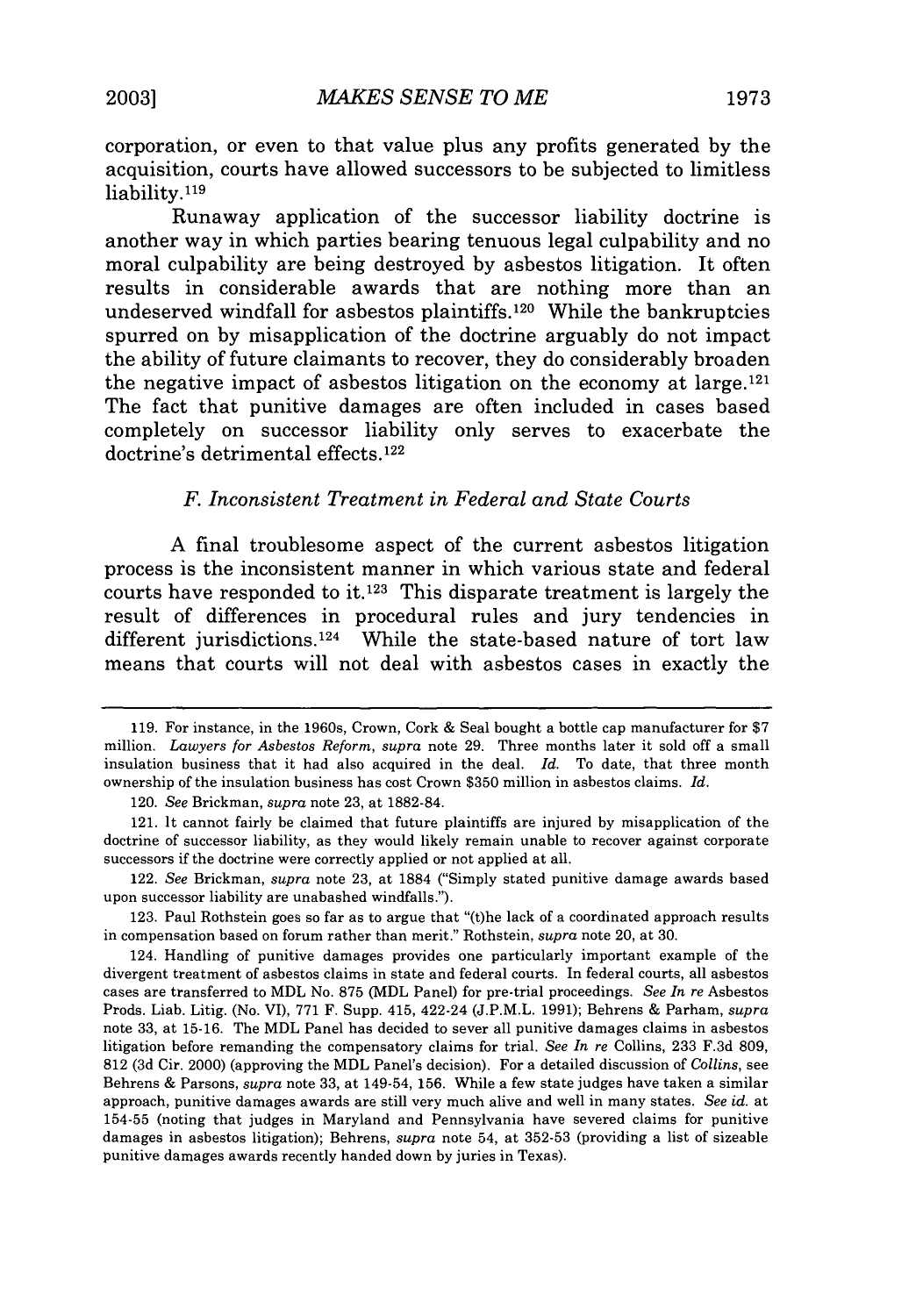corporation, or even to that value plus any profits generated by the acquisition, courts have allowed successors to be subjected to limitless liability.[119]

Runaway application of the successor liability doctrine is another way in which parties bearing tenuous legal culpability and no moral culpability are being destroyed by asbestos litigation. It often results in considerable awards that are nothing more than an undeserved windfall for asbestos plaintiffs.[120] While the bankruptcies spurred on by misapplication of the doctrine arguably do not impact the ability of future claimants to recover, they do considerably broaden the negative impact of asbestos litigation on the economy at large.[121] The fact that punitive damages are often included in cases based completely on successor liability only serves to exacerbate the doctrine's detrimental effects.[122]

### *F. Inconsistent Treatment in Federal and State Courts*

A final troublesome aspect of the current asbestos litigation process is the inconsistent manner in which various state and federal courts have responded to it.[123] This disparate treatment is largely the result of differences in procedural rules and jury tendencies in different jurisdictions.[124] While the state-based nature of tort law means that courts will not deal with asbestos cases in exactly the

---

119. For instance, in the 1960s, Crown, Cork & Seal bought a bottle cap manufacturer for $7 million. *Lawyers for Asbestos Reform*, *supra* note 29. Three months later it sold off a small insulation business that it had also acquired in the deal. *Id.* To date, that three month ownership of the insulation business has cost Crown $350 million in asbestos claims. *Id.*

120. *See* Brickman, *supra* note 23, at 1882-84.

121. It cannot fairly be claimed that future plaintiffs are injured by misapplication of the doctrine of successor liability, as they would likely remain unable to recover against corporate successors if the doctrine were correctly applied or not applied at all.

122. *See* Brickman, *supra* note 23, at 1884 ("Simply stated punitive damage awards based upon successor liability are unabashed windfalls.").

123. Paul Rothstein goes so far as to argue that "(t)he lack of a coordinated approach results in compensation based on forum rather than merit." Rothstein, *supra* note 20, at 30.

124. Handling of punitive damages provides one particularly important example of the divergent treatment of asbestos claims in state and federal courts. In federal courts, all asbestos cases are transferred to MDL No. 875 (MDL Panel) for pre-trial proceedings. *See In re* Asbestos Prods. Liab. Litig. (No. VI), 771 F. Supp. 415, 422-24 (J.P.M.L. 1991); Behrens & Parham, *supra* note 33, at 15-16. The MDL Panel has decided to sever all punitive damages claims in asbestos litigation before remanding the compensatory claims for trial. *See In re* Collins, 233 F.3d 809, 812 (3d Cir. 2000) (approving the MDL Panel's decision). For a detailed discussion of *Collins*, see Behrens & Parsons, *supra* note 33, at 149-54, 156. While a few state judges have taken a similar approach, punitive damages awards are still very much alive and well in many states. *See id.* at 154-55 (noting that judges in Maryland and Pennsylvania have severed claims for punitive damages in asbestos litigation); Behrens, *supra* note 54, at 352-53 (providing a list of sizeable punitive damages awards recently handed down by juries in Texas).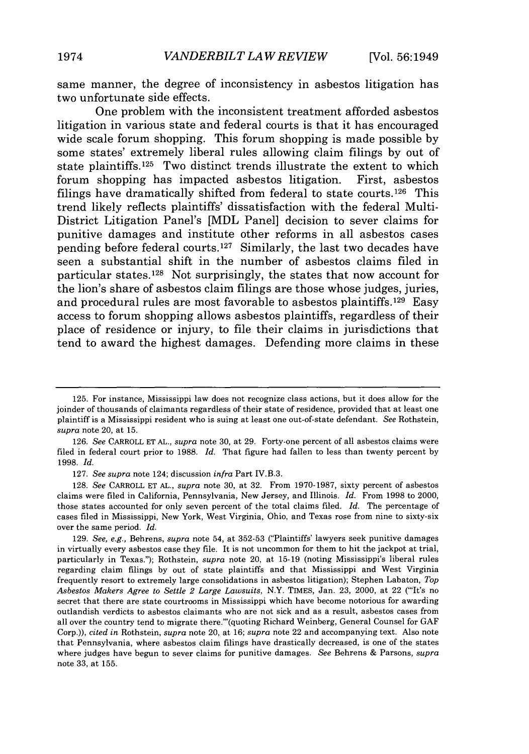same manner, the degree of inconsistency in asbestos litigation has two unfortunate side effects.

One problem with the inconsistent treatment afforded asbestos litigation in various state and federal courts is that it has encouraged wide scale forum shopping. This forum shopping is made possible by some states' extremely liberal rules allowing claim filings by out of state plaintiffs.[125] Two distinct trends illustrate the extent to which forum shopping has impacted asbestos litigation. First, asbestos filings have dramatically shifted from federal to state courts.[126] This trend likely reflects plaintiffs' dissatisfaction with the federal Multi-District Litigation Panel's [MDL Panel] decision to sever claims for punitive damages and institute other reforms in all asbestos cases pending before federal courts.[127] Similarly, the last two decades have seen a substantial shift in the number of asbestos claims filed in particular states.[128] Not surprisingly, the states that now account for the lion's share of asbestos claim filings are those whose judges, juries, and procedural rules are most favorable to asbestos plaintiffs.[129] Easy access to forum shopping allows asbestos plaintiffs, regardless of their place of residence or injury, to file their claims in jurisdictions that tend to award the highest damages. Defending more claims in these

---

125. For instance, Mississippi law does not recognize class actions, but it does allow for the joinder of thousands of claimants regardless of their state of residence, provided that at least one plaintiff is a Mississippi resident who is suing at least one out-of-state defendant. *See* Rothstein, *supra* note 20, at 15.

126. *See* CARROLL ET AL., *supra* note 30, at 29. Forty-one percent of all asbestos claims were filed in federal court prior to 1988. *Id.* That figure had fallen to less than twenty percent by 1998. *Id.*

127. *See supra* note 124; discussion *infra* Part IV.B.3.

128. *See* CARROLL ET AL., *supra* note 30, at 32. From 1970-1987, sixty percent of asbestos claims were filed in California, Pennsylvania, New Jersey, and Illinois. *Id.* From 1998 to 2000, those states accounted for only seven percent of the total claims filed. *Id.* The percentage of cases filed in Mississippi, New York, West Virginia, Ohio, and Texas rose from nine to sixty-six over the same period. *Id.*

129. *See, e.g.*, Behrens, *supra* note 54, at 352-53 ("Plaintiffs' lawyers seek punitive damages in virtually every asbestos case they file. It is not uncommon for them to hit the jackpot at trial, particularly in Texas."); Rothstein, *supra* note 20, at 15-19 (noting Mississippi's liberal rules regarding claim filings by out of state plaintiffs and that Mississippi and West Virginia frequently resort to extremely large consolidations in asbestos litigation); Stephen Labaton, *Top Asbestos Makers Agree to Settle 2 Large Lawsuits*, N.Y. TIMES, Jan. 23, 2000, at 22 ("'It's no secret that there are state courtrooms in Mississippi which have become notorious for awarding outlandish verdicts to asbestos claimants who are not sick and as a result, asbestos cases from all over the country tend to migrate there.'"(quoting Richard Weinberg, General Counsel for GAF Corp.)), *cited in* Rothstein, *supra* note 20, at 16; *supra* note 22 and accompanying text. Also note that Pennsylvania, where asbestos claim filings have drastically decreased, is one of the states where judges have begun to sever claims for punitive damages. *See* Behrens & Parsons, *supra* note 33, at 155.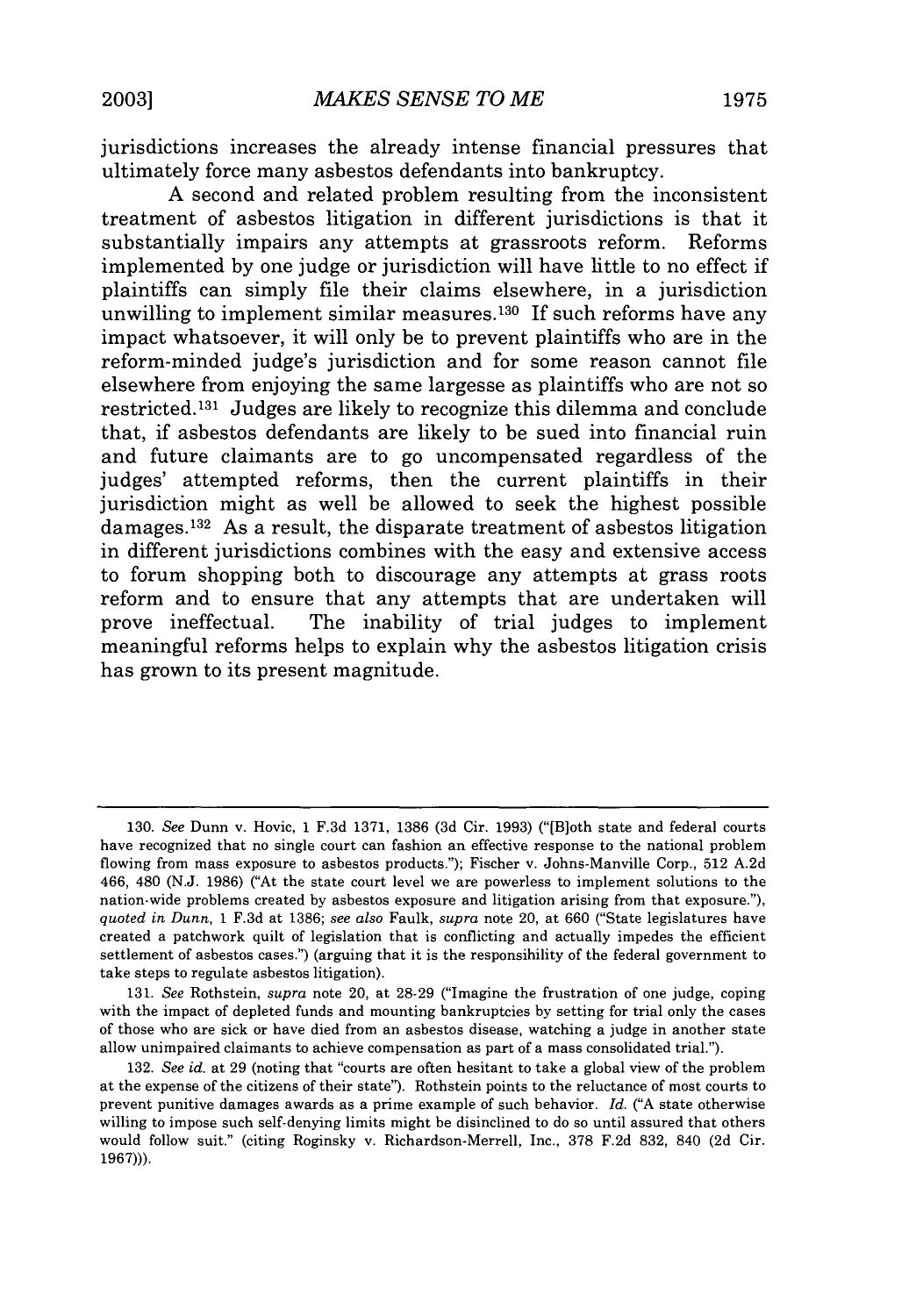jurisdictions increases the already intense financial pressures that ultimately force many asbestos defendants into bankruptcy.

A second and related problem resulting from the inconsistent treatment of asbestos litigation in different jurisdictions is that it substantially impairs any attempts at grassroots reform. Reforms implemented by one judge or jurisdiction will have little to no effect if plaintiffs can simply file their claims elsewhere, in a jurisdiction unwilling to implement similar measures.[130] If such reforms have any impact whatsoever, it will only be to prevent plaintiffs who are in the reform-minded judge's jurisdiction and for some reason cannot file elsewhere from enjoying the same largesse as plaintiffs who are not so restricted.[131] Judges are likely to recognize this dilemma and conclude that, if asbestos defendants are likely to be sued into financial ruin and future claimants are to go uncompensated regardless of the judges' attempted reforms, then the current plaintiffs in their jurisdiction might as well be allowed to seek the highest possible damages.[132] As a result, the disparate treatment of asbestos litigation in different jurisdictions combines with the easy and extensive access to forum shopping both to discourage any attempts at grass roots reform and to ensure that any attempts that are undertaken will prove ineffectual. The inability of trial judges to implement meaningful reforms helps to explain why the asbestos litigation crisis has grown to its present magnitude.

---

130. *See* Dunn v. Hovic, 1 F.3d 1371, 1386 (3d Cir. 1993) ("[B]oth state and federal courts have recognized that no single court can fashion an effective response to the national problem flowing from mass exposure to asbestos products."); Fischer v. Johns-Manville Corp., 512 A.2d 466, 480 (N.J. 1986) ("At the state court level we are powerless to implement solutions to the nation-wide problems created by asbestos exposure and litigation arising from that exposure."), *quoted in Dunn*, 1 F.3d at 1386; *see also* Faulk, *supra* note 20, at 660 ("State legislatures have created a patchwork quilt of legislation that is conflicting and actually impedes the efficient settlement of asbestos cases.") (arguing that it is the responsibility of the federal government to take steps to regulate asbestos litigation).

131. *See* Rothstein, *supra* note 20, at 28-29 ("Imagine the frustration of one judge, coping with the impact of depleted funds and mounting bankruptcies by setting for trial only the cases of those who are sick or have died from an asbestos disease, watching a judge in another state allow unimpaired claimants to achieve compensation as part of a mass consolidated trial.").

132. *See id.* at 29 (noting that "courts are often hesitant to take a global view of the problem at the expense of the citizens of their state"). Rothstein points to the reluctance of most courts to prevent punitive damages awards as a prime example of such behavior. *Id.* ("A state otherwise willing to impose such self-denying limits might be disinclined to do so until assured that others would follow suit." (citing Roginsky v. Richardson-Merrell, Inc., 378 F.2d 832, 840 (2d Cir. 1967))).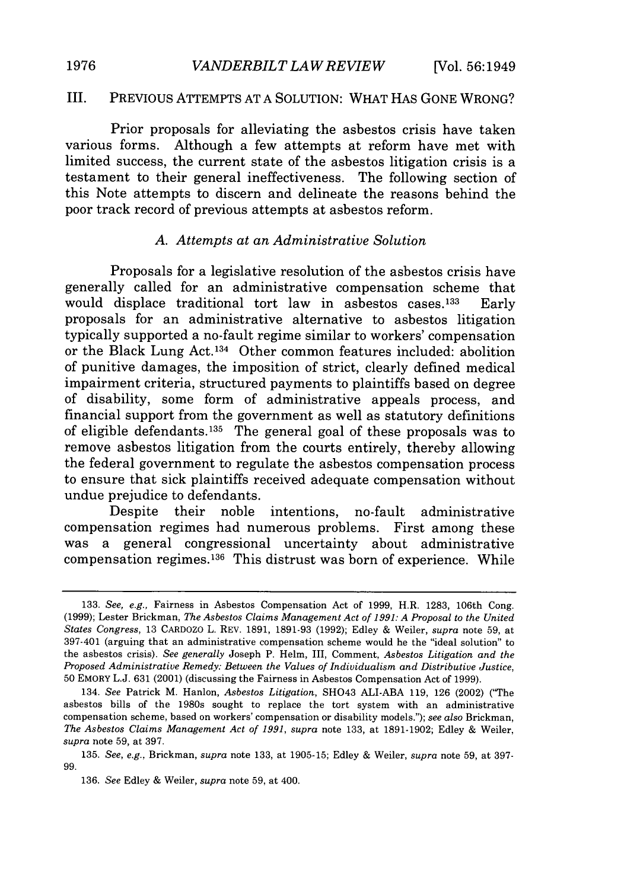## III. PREVIOUS ATTEMPTS AT A SOLUTION: WHAT HAS GONE WRONG?

Prior proposals for alleviating the asbestos crisis have taken various forms. Although a few attempts at reform have met with limited success, the current state of the asbestos litigation crisis is a testament to their general ineffectiveness. The following section of this Note attempts to discern and delineate the reasons behind the poor track record of previous attempts at asbestos reform.

### *A. Attempts at an Administrative Solution*

Proposals for a legislative resolution of the asbestos crisis have generally called for an administrative compensation scheme that would displace traditional tort law in asbestos cases.[133] Early proposals for an administrative alternative to asbestos litigation typically supported a no-fault regime similar to workers' compensation or the Black Lung Act.[134] Other common features included: abolition of punitive damages, the imposition of strict, clearly defined medical impairment criteria, structured payments to plaintiffs based on degree of disability, some form of administrative appeals process, and financial support from the government as well as statutory definitions of eligible defendants.[135] The general goal of these proposals was to remove asbestos litigation from the courts entirely, thereby allowing the federal government to regulate the asbestos compensation process to ensure that sick plaintiffs received adequate compensation without undue prejudice to defendants.

Despite their noble intentions, no-fault administrative compensation regimes had numerous problems. First among these was a general congressional uncertainty about administrative compensation regimes.[136] This distrust was born of experience. While

---

133. *See, e.g.*, Fairness in Asbestos Compensation Act of 1999, H.R. 1283, 106th Cong. (1999); Lester Brickman, *The Asbestos Claims Management Act of 1991: A Proposal to the United States Congress*, 13 CARDOZO L. REV. 1891, 1891-93 (1992); Edley & Weiler, *supra* note 59, at 397-401 (arguing that an administrative compensation scheme would he the "ideal solution" to the asbestos crisis). *See generally* Joseph P. Helm, III, Comment, *Asbestos Litigation and the Proposed Administrative Remedy: Between the Values of Individualism and Distributive Justice*, 50 EMORY L.J. 631 (2001) (discussing the Fairness in Asbestos Compensation Act of 1999).

134. *See* Patrick M. Hanlon, *Asbestos Litigation*, SH043 ALI-ABA 119, 126 (2002) ("The asbestos bills of the 1980s sought to replace the tort system with an administrative compensation scheme, based on workers' compensation or disability models."); *see also* Brickman, *The Asbestos Claims Management Act of 1991*, *supra* note 133, at 1891-1902; Edley & Weiler, *supra* note 59, at 397.

135. *See, e.g.*, Brickman, *supra* note 133, at 1905-15; Edley & Weiler, *supra* note 59, at 397-99.

136. *See* Edley & Weiler, *supra* note 59, at 400.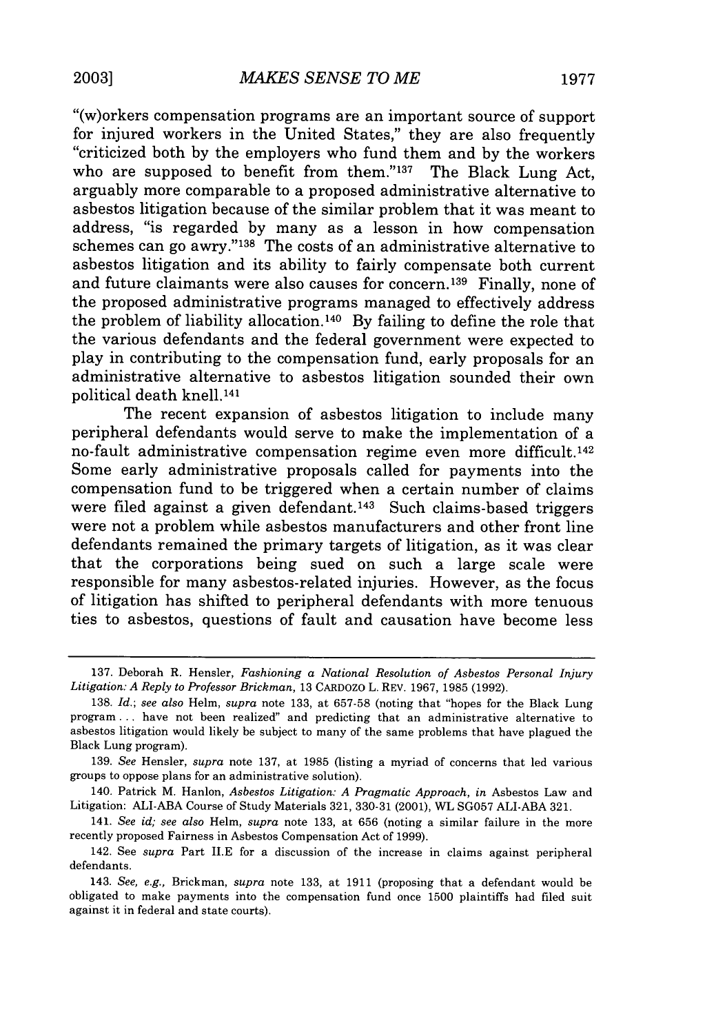"(w)orkers compensation programs are an important source of support for injured workers in the United States," they are also frequently "criticized both by the employers who fund them and by the workers who are supposed to benefit from them."[137] The Black Lung Act, arguably more comparable to a proposed administrative alternative to asbestos litigation because of the similar problem that it was meant to address, "is regarded by many as a lesson in how compensation schemes can go awry."[138] The costs of an administrative alternative to asbestos litigation and its ability to fairly compensate both current and future claimants were also causes for concern.[139] Finally, none of the proposed administrative programs managed to effectively address the problem of liability allocation.[140] By failing to define the role that the various defendants and the federal government were expected to play in contributing to the compensation fund, early proposals for an administrative alternative to asbestos litigation sounded their own political death knell.[141]

The recent expansion of asbestos litigation to include many peripheral defendants would serve to make the implementation of a no-fault administrative compensation regime even more difficult.[142] Some early administrative proposals called for payments into the compensation fund to be triggered when a certain number of claims were filed against a given defendant.[143] Such claims-based triggers were not a problem while asbestos manufacturers and other front line defendants remained the primary targets of litigation, as it was clear that the corporations being sued on such a large scale were responsible for many asbestos-related injuries. However, as the focus of litigation has shifted to peripheral defendants with more tenuous ties to asbestos, questions of fault and causation have become less

---

137. Deborah R. Hensler, *Fashioning a National Resolution of Asbestos Personal Injury Litigation: A Reply to Professor Brickman*, 13 CARDOZO L. REV. 1967, 1985 (1992).

138. *Id.*; *see also* Helm, *supra* note 133, at 657-58 (noting that "hopes for the Black Lung program . . . have not been realized" and predicting that an administrative alternative to asbestos litigation would likely be subject to many of the same problems that have plagued the Black Lung program).

139. *See* Hensler, *supra* note 137, at 1985 (listing a myriad of concerns that led various groups to oppose plans for an administrative solution).

140. Patrick M. Hanlon, *Asbestos Litigation: A Pragmatic Approach*, *in* Asbestos Law and Litigation: ALI-ABA Course of Study Materials 321, 330-31 (2001), WL SG057 ALI-ABA 321.

141. *See id; see also* Helm, *supra* note 133, at 656 (noting a similar failure in the more recently proposed Fairness in Asbestos Compensation Act of 1999).

142. See *supra* Part II.E for a discussion of the increase in claims against peripheral defendants.

143. *See, e.g.*, Brickman, *supra* note 133, at 1911 (proposing that a defendant would be obligated to make payments into the compensation fund once 1500 plaintiffs had filed suit against it in federal and state courts).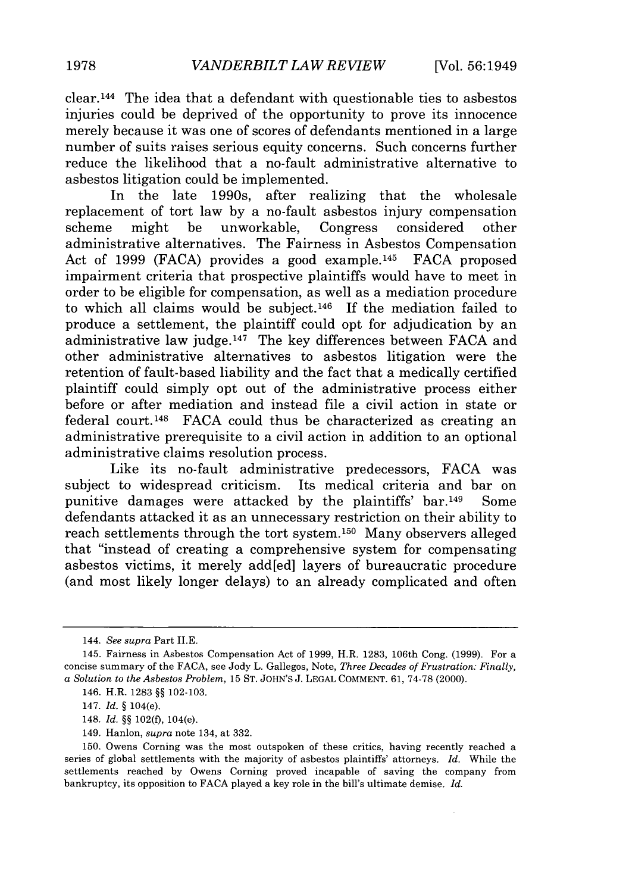clear.[144] The idea that a defendant with questionable ties to asbestos injuries could be deprived of the opportunity to prove its innocence merely because it was one of scores of defendants mentioned in a large number of suits raises serious equity concerns. Such concerns further reduce the likelihood that a no-fault administrative alternative to asbestos litigation could be implemented.

In the late 1990s, after realizing that the wholesale replacement of tort law by a no-fault asbestos injury compensation scheme might be unworkable, Congress considered other administrative alternatives. The Fairness in Asbestos Compensation Act of 1999 (FACA) provides a good example.[145] FACA proposed impairment criteria that prospective plaintiffs would have to meet in order to be eligible for compensation, as well as a mediation procedure to which all claims would be subject.[146] If the mediation failed to produce a settlement, the plaintiff could opt for adjudication by an administrative law judge.[147] The key differences between FACA and other administrative alternatives to asbestos litigation were the retention of fault-based liability and the fact that a medically certified plaintiff could simply opt out of the administrative process either before or after mediation and instead file a civil action in state or federal court.[148] FACA could thus be characterized as creating an administrative prerequisite to a civil action in addition to an optional administrative claims resolution process.

Like its no-fault administrative predecessors, FACA was subject to widespread criticism. Its medical criteria and bar on punitive damages were attacked by the plaintiffs' bar.[149] Some defendants attacked it as an unnecessary restriction on their ability to reach settlements through the tort system.[150] Many observers alleged that "instead of creating a comprehensive system for compensating asbestos victims, it merely add[ed] layers of bureaucratic procedure (and most likely longer delays) to an already complicated and often

---

144. *See supra* Part II.E.

145. Fairness in Asbestos Compensation Act of 1999, H.R. 1283, 106th Cong. (1999). For a concise summary of the FACA, see Jody L. Gallegos, Note, *Three Decades of Frustration: Finally, a Solution to the Asbestos Problem*, 15 ST. JOHN'S J. LEGAL COMMENT. 61, 74-78 (2000).

146. H.R. 1283 §§ 102-103.

147. *Id.* § 104(e).

148. *Id.* §§ 102(f), 104(e).

149. Hanlon, *supra* note 134, at 332.

150. Owens Corning was the most outspoken of these critics, having recently reached a series of global settlements with the majority of asbestos plaintiffs' attorneys. *Id.* While the settlements reached by Owens Corning proved incapable of saving the company from bankruptcy, its opposition to FACA played a key role in the bill's ultimate demise. *Id.*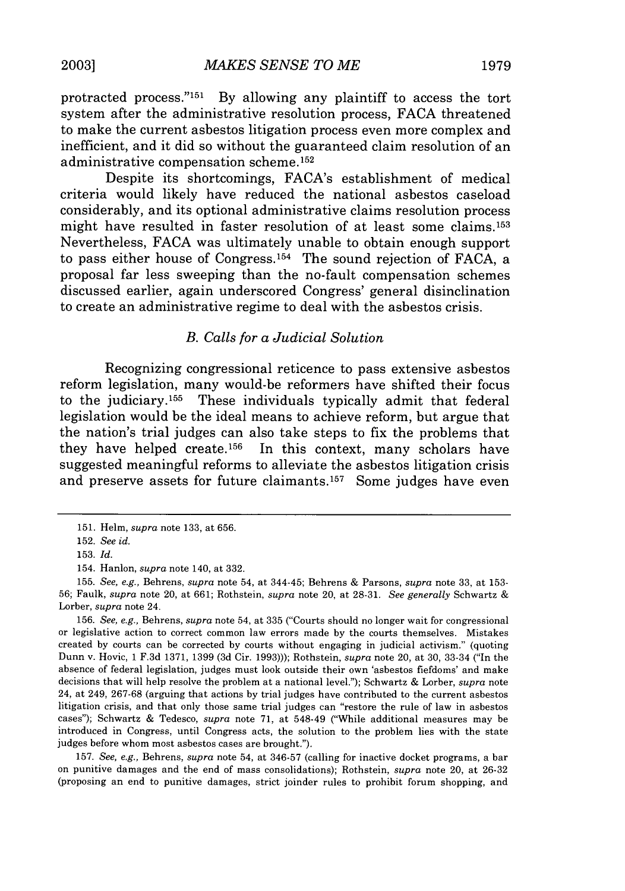protracted process."[151] By allowing any plaintiff to access the tort system after the administrative resolution process, FACA threatened to make the current asbestos litigation process even more complex and inefficient, and it did so without the guaranteed claim resolution of an administrative compensation scheme.[152]

Despite its shortcomings, FACA's establishment of medical criteria would likely have reduced the national asbestos caseload considerably, and its optional administrative claims resolution process might have resulted in faster resolution of at least some claims.[153] Nevertheless, FACA was ultimately unable to obtain enough support to pass either house of Congress.[154] The sound rejection of FACA, a proposal far less sweeping than the no-fault compensation schemes discussed earlier, again underscored Congress' general disinclination to create an administrative regime to deal with the asbestos crisis.

### *B. Calls for a Judicial Solution*

Recognizing congressional reticence to pass extensive asbestos reform legislation, many would-be reformers have shifted their focus to the judiciary.[155] These individuals typically admit that federal legislation would be the ideal means to achieve reform, but argue that the nation's trial judges can also take steps to fix the problems that they have helped create.[156] In this context, many scholars have suggested meaningful reforms to alleviate the asbestos litigation crisis and preserve assets for future claimants.[157] Some judges have even

---

151. Helm, *supra* note 133, at 656.

152. *See id.*

153. *Id.*

154. Hanlon, *supra* note 140, at 332.

155. *See, e.g.*, Behrens, *supra* note 54, at 344-45; Behrens & Parsons, *supra* note 33, at 153-56; Faulk, *supra* note 20, at 661; Rothstein, *supra* note 20, at 28-31. *See generally* Schwartz & Lorber, *supra* note 24.

156. *See, e.g.*, Behrens, *supra* note 54, at 335 ("Courts should no longer wait for congressional or legislative action to correct common law errors made by the courts themselves. Mistakes created by courts can be corrected by courts without engaging in judicial activism." (quoting Dunn v. Hovic, 1 F.3d 1371, 1399 (3d Cir. 1993))); Rothstein, *supra* note 20, at 30, 33-34 ("In the absence of federal legislation, judges must look outside their own 'asbestos fiefdoms' and make decisions that will help resolve the problem at a national level."); Schwartz & Lorber, *supra* note 24, at 249, 267-68 (arguing that actions by trial judges have contributed to the current asbestos litigation crisis, and that only those same trial judges can "restore the rule of law in asbestos cases"); Schwartz & Tedesco, *supra* note 71, at 548-49 ("While additional measures may be introduced in Congress, until Congress acts, the solution to the problem lies with the state judges before whom most asbestos cases are brought.").

157. *See, e.g.*, Behrens, *supra* note 54, at 346-57 (calling for inactive docket programs, a bar on punitive damages and the end of mass consolidations); Rothstein, *supra* note 20, at 26-32 (proposing an end to punitive damages, strict joinder rules to prohibit forum shopping, and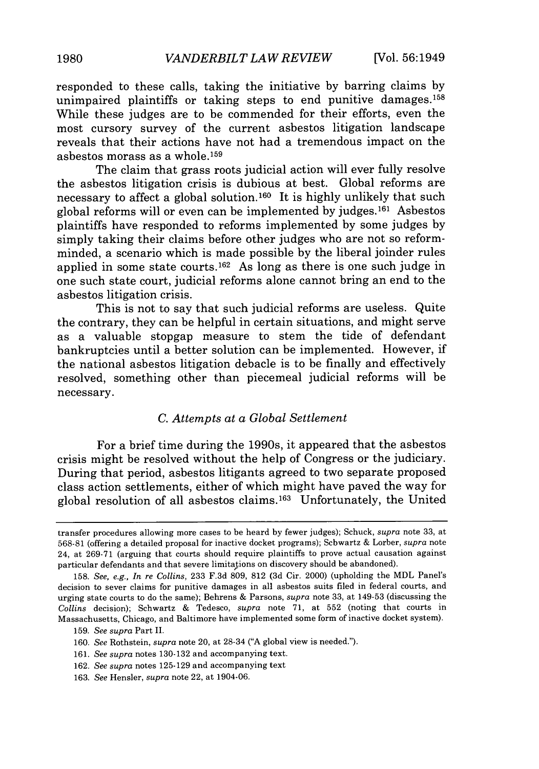responded to these calls, taking the initiative by barring claims by unimpaired plaintiffs or taking steps to end punitive damages.[158] While these judges are to be commended for their efforts, even the most cursory survey of the current asbestos litigation landscape reveals that their actions have not had a tremendous impact on the asbestos morass as a whole.[159]

The claim that grass roots judicial action will ever fully resolve the asbestos litigation crisis is dubious at best. Global reforms are necessary to affect a global solution.[160] It is highly unlikely that such global reforms will or even can be implemented by judges.[161] Asbestos plaintiffs have responded to reforms implemented by some judges by simply taking their claims before other judges who are not so reform-minded, a scenario which is made possible by the liberal joinder rules applied in some state courts.[162] As long as there is one such judge in one such state court, judicial reforms alone cannot bring an end to the asbestos litigation crisis.

This is not to say that such judicial reforms are useless. Quite the contrary, they can be helpful in certain situations, and might serve as a valuable stopgap measure to stem the tide of defendant bankruptcies until a better solution can be implemented. However, if the national asbestos litigation debacle is to be finally and effectively resolved, something other than piecemeal judicial reforms will be necessary.

### *C. Attempts at a Global Settlement*

For a brief time during the 1990s, it appeared that the asbestos crisis might be resolved without the help of Congress or the judiciary. During that period, asbestos litigants agreed to two separate proposed class action settlements, either of which might have paved the way for global resolution of all asbestos claims.[163] Unfortunately, the United

---

transfer procedures allowing more cases to be heard by fewer judges); Schuck, *supra* note 33, at 568-81 (offering a detailed proposal for inactive docket programs); Schwartz & Lorber, *supra* note 24, at 269-71 (arguing that courts should require plaintiffs to prove actual causation against particular defendants and that severe limitations on discovery should be abandoned).

158. *See, e.g., In re Collins*, 233 F.3d 809, 812 (3d Cir. 2000) (upholding the MDL Panel's decision to sever claims for punitive damages in all asbestos suits filed in federal courts, and urging state courts to do the same); Behrens & Parsons, *supra* note 33, at 149-53 (discussing the *Collins* decision); Schwartz & Tedesco, *supra* note 71, at 552 (noting that courts in Massachusetts, Chicago, and Baltimore have implemented some form of inactive docket system).

159. *See supra* Part II.

160. *See* Rothstein, *supra* note 20, at 28-34 ("A global view is needed.").

161. *See supra* notes 130-132 and accompanying text.

162. *See supra* notes 125-129 and accompanying text

163. *See* Hensler, *supra* note 22, at 1904-06.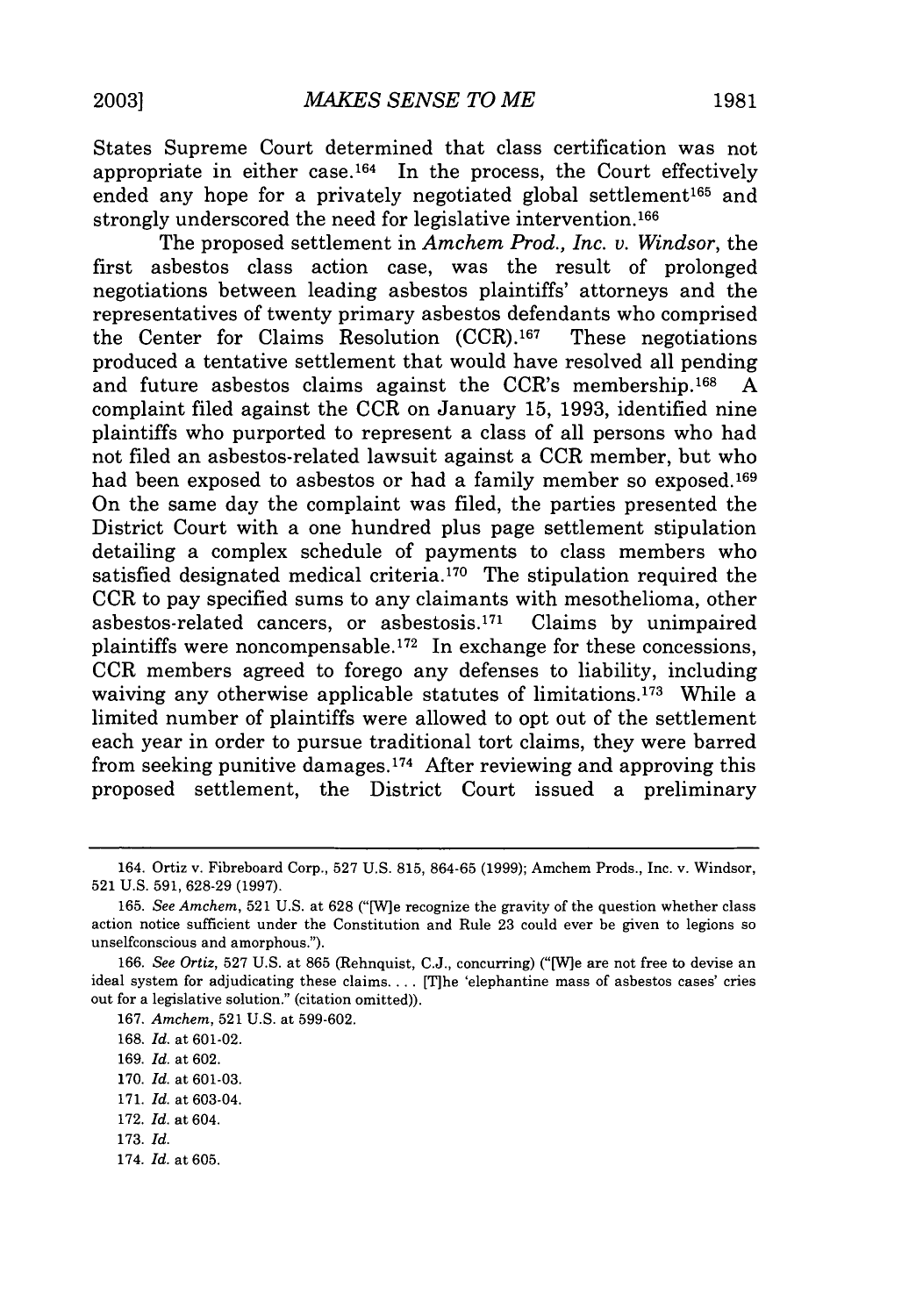States Supreme Court determined that class certification was not appropriate in either case.[164] In the process, the Court effectively ended any hope for a privately negotiated global settlement[165] and strongly underscored the need for legislative intervention.[166]

The proposed settlement in *Amchem Prod., Inc. v. Windsor*, the first asbestos class action case, was the result of prolonged negotiations between leading asbestos plaintiffs' attorneys and the representatives of twenty primary asbestos defendants who comprised the Center for Claims Resolution (CCR).[167] These negotiations produced a tentative settlement that would have resolved all pending and future asbestos claims against the CCR's membership.[168] A complaint filed against the CCR on January 15, 1993, identified nine plaintiffs who purported to represent a class of all persons who had not filed an asbestos-related lawsuit against a CCR member, but who had been exposed to asbestos or had a family member so exposed.[169] On the same day the complaint was filed, the parties presented the District Court with a one hundred plus page settlement stipulation detailing a complex schedule of payments to class members who satisfied designated medical criteria.[170] The stipulation required the CCR to pay specified sums to any claimants with mesothelioma, other asbestos-related cancers, or asbestosis.[171] Claims by unimpaired plaintiffs were noncompensable.[172] In exchange for these concessions, CCR members agreed to forego any defenses to liability, including waiving any otherwise applicable statutes of limitations.[173] While a limited number of plaintiffs were allowed to opt out of the settlement each year in order to pursue traditional tort claims, they were barred from seeking punitive damages.[174] After reviewing and approving this proposed settlement, the District Court issued a preliminary

---

164. Ortiz v. Fibreboard Corp., 527 U.S. 815, 864-65 (1999); Amchem Prods., Inc. v. Windsor, 521 U.S. 591, 628-29 (1997).

165. *See Amchem*, 521 U.S. at 628 ("[W]e recognize the gravity of the question whether class action notice sufficient under the Constitution and Rule 23 could ever be given to legions so unselfconscious and amorphous.").

166. *See Ortiz*, 527 U.S. at 865 (Rehnquist, C.J., concurring) ("[W]e are not free to devise an ideal system for adjudicating these claims. . . . [T]he 'elephantine mass of asbestos cases' cries out for a legislative solution." (citation omitted)).

167. *Amchem*, 521 U.S. at 599-602.

168. *Id.* at 601-02.

169. *Id.* at 602.

170. *Id.* at 601-03.

171. *Id.* at 603-04.

172. *Id.* at 604.

173. *Id.*

174. *Id.* at 605.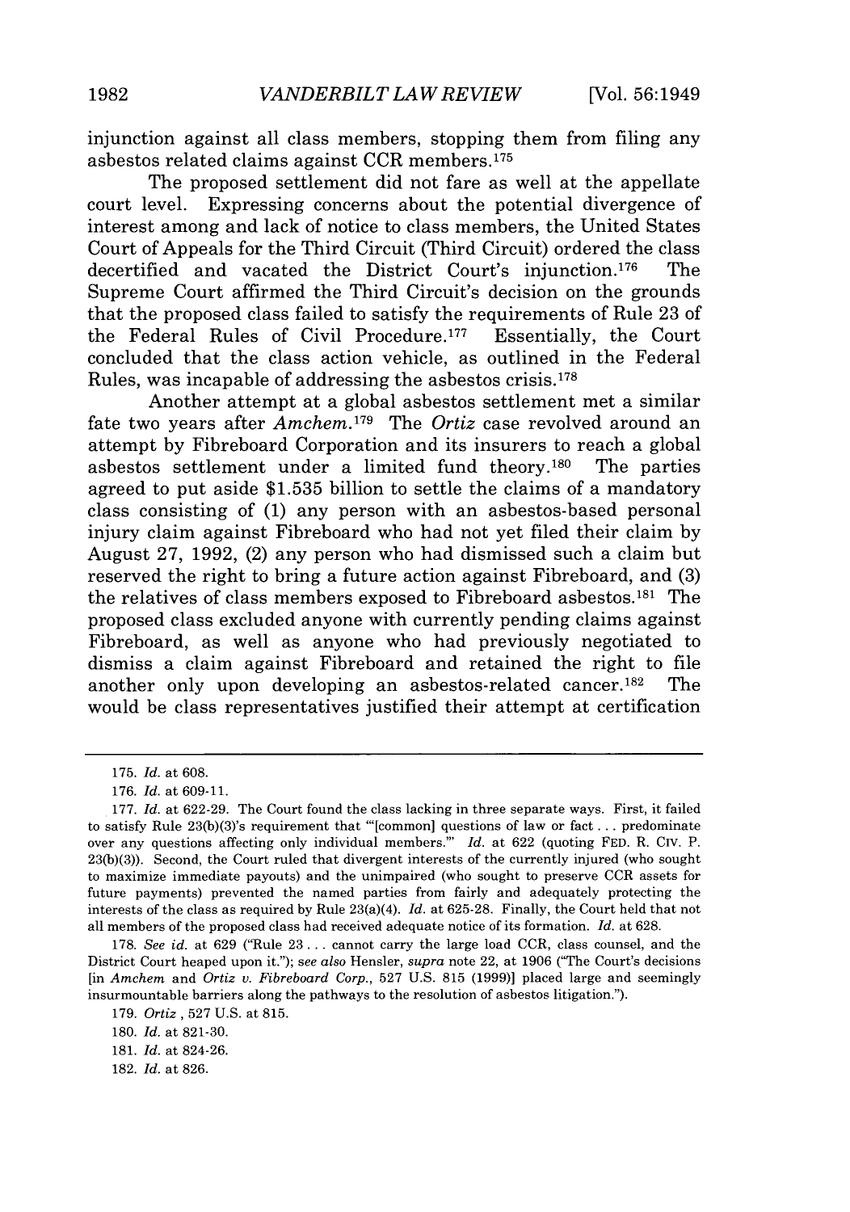injunction against all class members, stopping them from filing any asbestos related claims against CCR members.[175]

The proposed settlement did not fare as well at the appellate court level. Expressing concerns about the potential divergence of interest among and lack of notice to class members, the United States Court of Appeals for the Third Circuit (Third Circuit) ordered the class decertified and vacated the District Court's injunction.[176] The Supreme Court affirmed the Third Circuit's decision on the grounds that the proposed class failed to satisfy the requirements of Rule 23 of the Federal Rules of Civil Procedure.[177] Essentially, the Court concluded that the class action vehicle, as outlined in the Federal Rules, was incapable of addressing the asbestos crisis.[178]

Another attempt at a global asbestos settlement met a similar fate two years after *Amchem*.[179] The *Ortiz* case revolved around an attempt by Fibreboard Corporation and its insurers to reach a global asbestos settlement under a limited fund theory.[180] The parties agreed to put aside $1.535 billion to settle the claims of a mandatory class consisting of (1) any person with an asbestos-based personal injury claim against Fibreboard who had not yet filed their claim by August 27, 1992, (2) any person who had dismissed such a claim but reserved the right to bring a future action against Fibreboard, and (3) the relatives of class members exposed to Fibreboard asbestos.[181] The proposed class excluded anyone with currently pending claims against Fibreboard, as well as anyone who had previously negotiated to dismiss a claim against Fibreboard and retained the right to file another only upon developing an asbestos-related cancer.[182] The would be class representatives justified their attempt at certification

---

175. *Id.* at 608.

176. *Id.* at 609-11.

177. *Id.* at 622-29. The Court found the class lacking in three separate ways. First, it failed to satisfy Rule 23(b)(3)'s requirement that "'[common] questions of law or fact . . . predominate over any questions affecting only individual members.'" *Id.* at 622 (quoting FED. R. CIV. P. 23(b)(3)). Second, the Court ruled that divergent interests of the currently injured (who sought to maximize immediate payouts) and the unimpaired (who sought to preserve CCR assets for future payments) prevented the named parties from fairly and adequately protecting the interests of the class as required by Rule 23(a)(4). *Id.* at 625-28. Finally, the Court held that not all members of the proposed class had received adequate notice of its formation. *Id.* at 628.

178. *See id.* at 629 ("Rule 23 . . . cannot carry the large load CCR, class counsel, and the District Court heaped upon it."); *see also* Hensler, *supra* note 22, at 1906 ("The Court's decisions [in *Amchem* and *Ortiz v. Fibreboard Corp.*, 527 U.S. 815 (1999)] placed large and seemingly insurmountable barriers along the pathways to the resolution of asbestos litigation.").

179. *Ortiz* , 527 U.S. at 815.

180. *Id.* at 821-30.

181. *Id.* at 824-26.

182. *Id.* at 826.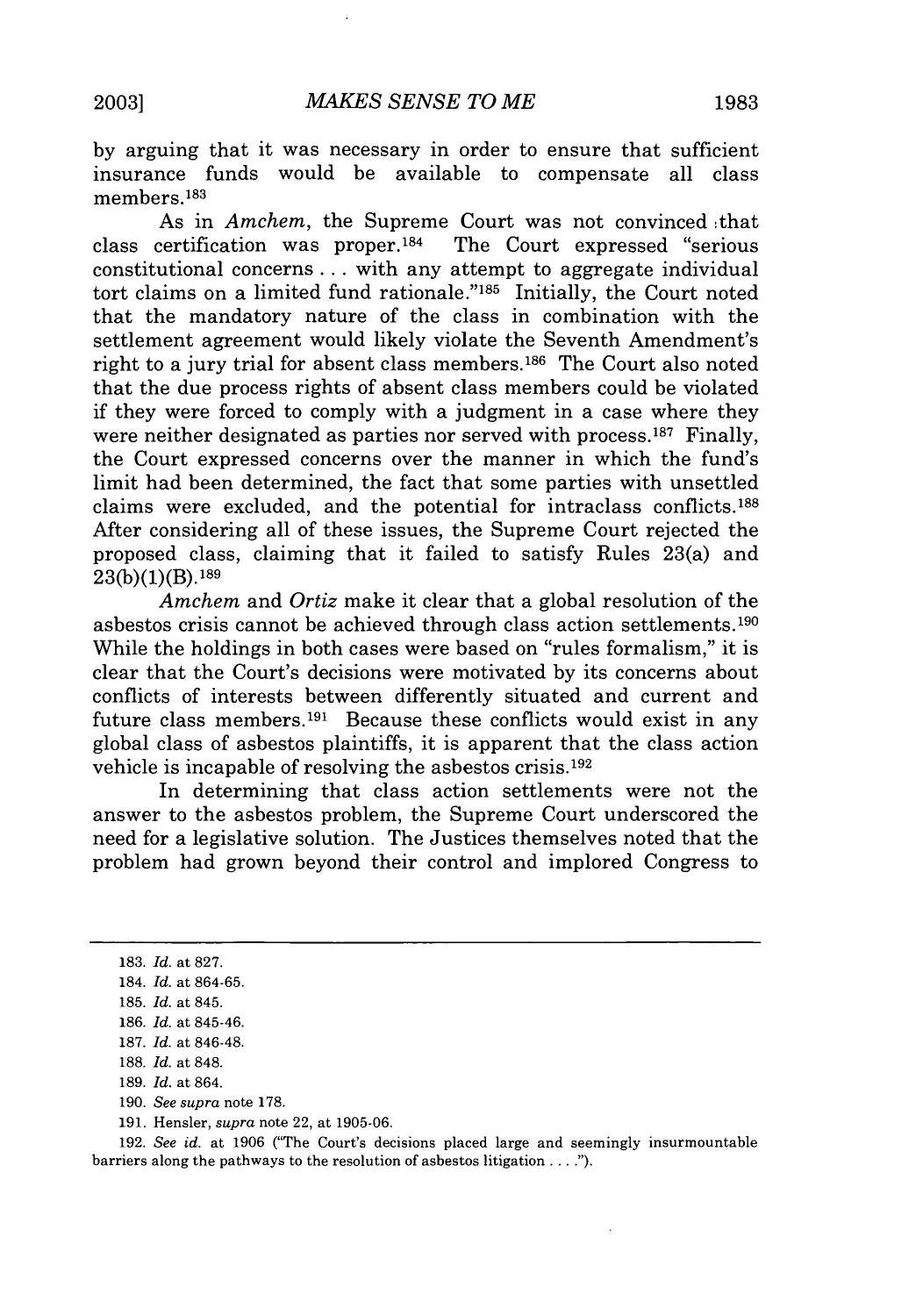by arguing that it was necessary in order to ensure that sufficient insurance funds would be available to compensate all class members.[183]

As in *Amchem*, the Supreme Court was not convinced that class certification was proper.[184] The Court expressed "serious constitutional concerns . . . with any attempt to aggregate individual tort claims on a limited fund rationale."[185] Initially, the Court noted that the mandatory nature of the class in combination with the settlement agreement would likely violate the Seventh Amendment's right to a jury trial for absent class members.[186] The Court also noted that the due process rights of absent class members could be violated if they were forced to comply with a judgment in a case where they were neither designated as parties nor served with process.[187] Finally, the Court expressed concerns over the manner in which the fund's limit had been determined, the fact that some parties with unsettled claims were excluded, and the potential for intraclass conflicts.[188] After considering all of these issues, the Supreme Court rejected the proposed class, claiming that it failed to satisfy Rules 23(a) and 23(b)(1)(B).[189]

*Amchem* and *Ortiz* make it clear that a global resolution of the asbestos crisis cannot be achieved through class action settlements.[190] While the holdings in both cases were based on "rules formalism," it is clear that the Court's decisions were motivated by its concerns about conflicts of interests between differently situated and current and future class members.[191] Because these conflicts would exist in any global class of asbestos plaintiffs, it is apparent that the class action vehicle is incapable of resolving the asbestos crisis.[192]

In determining that class action settlements were not the answer to the asbestos problem, the Supreme Court underscored the need for a legislative solution. The Justices themselves noted that the problem had grown beyond their control and implored Congress to

---

183. *Id.* at 827.

184. *Id.* at 864-65.

185. *Id.* at 845.

186. *Id.* at 845-46.

187. *Id.* at 846-48.

188. *Id.* at 848.

189. *Id.* at 864.

190. *See supra* note 178.

191. Hensler, *supra* note 22, at 1905-06.

192. *See id.* at 1906 ("The Court's decisions placed large and seemingly insurmountable barriers along the pathways to the resolution of asbestos litigation . . . .").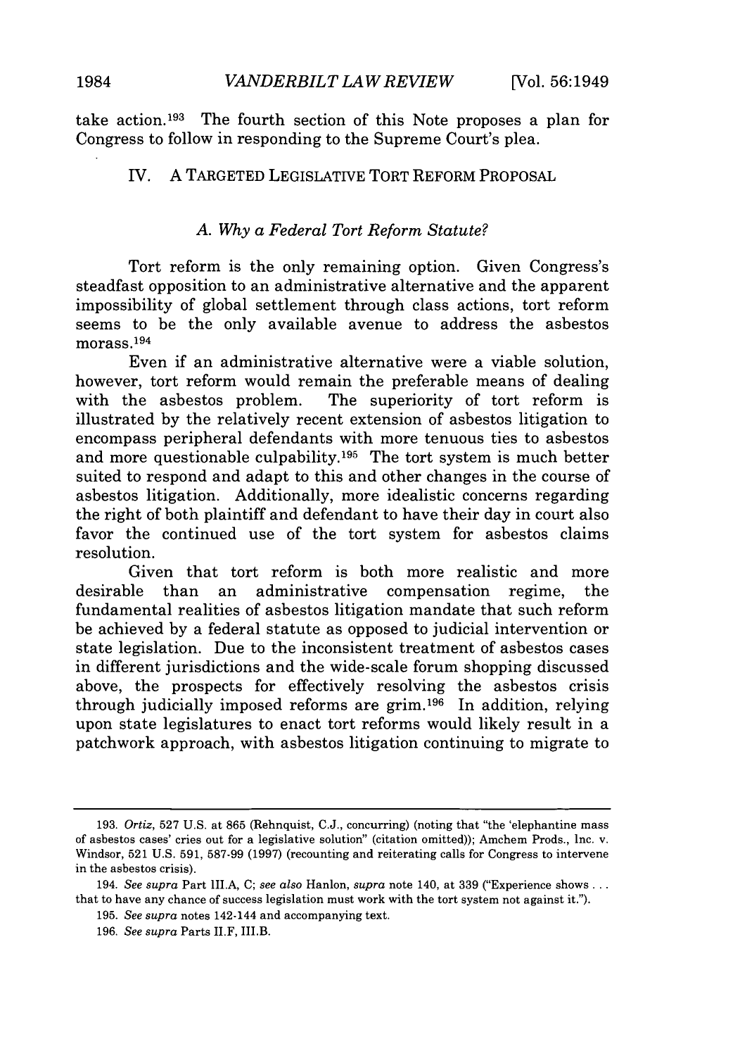take action.[193] The fourth section of this Note proposes a plan for Congress to follow in responding to the Supreme Court's plea.

## IV. A TARGETED LEGISLATIVE TORT REFORM PROPOSAL

### *A. Why a Federal Tort Reform Statute?*

Tort reform is the only remaining option. Given Congress's steadfast opposition to an administrative alternative and the apparent impossibility of global settlement through class actions, tort reform seems to be the only available avenue to address the asbestos morass.[194]

Even if an administrative alternative were a viable solution, however, tort reform would remain the preferable means of dealing with the asbestos problem. The superiority of tort reform is illustrated by the relatively recent extension of asbestos litigation to encompass peripheral defendants with more tenuous ties to asbestos and more questionable culpability.[195] The tort system is much better suited to respond and adapt to this and other changes in the course of asbestos litigation. Additionally, more idealistic concerns regarding the right of both plaintiff and defendant to have their day in court also favor the continued use of the tort system for asbestos claims resolution.

Given that tort reform is both more realistic and more desirable than an administrative compensation regime, the fundamental realities of asbestos litigation mandate that such reform be achieved by a federal statute as opposed to judicial intervention or state legislation. Due to the inconsistent treatment of asbestos cases in different jurisdictions and the wide-scale forum shopping discussed above, the prospects for effectively resolving the asbestos crisis through judicially imposed reforms are grim.[196] In addition, relying upon state legislatures to enact tort reforms would likely result in a patchwork approach, with asbestos litigation continuing to migrate to

---

193. *Ortiz*, 527 U.S. at 865 (Rehnquist, C.J., concurring) (noting that "the 'elephantine mass of asbestos cases' cries out for a legislative solution" (citation omitted)); Amchem Prods., Inc. v. Windsor, 521 U.S. 591, 587-99 (1997) (recounting and reiterating calls for Congress to intervene in the asbestos crisis).

194. *See supra* Part III.A, C; *see also* Hanlon, *supra* note 140, at 339 ("Experience shows . . . that to have any chance of success legislation must work with the tort system not against it.").

195. *See supra* notes 142-144 and accompanying text.

196. *See supra* Parts II.F, III.B.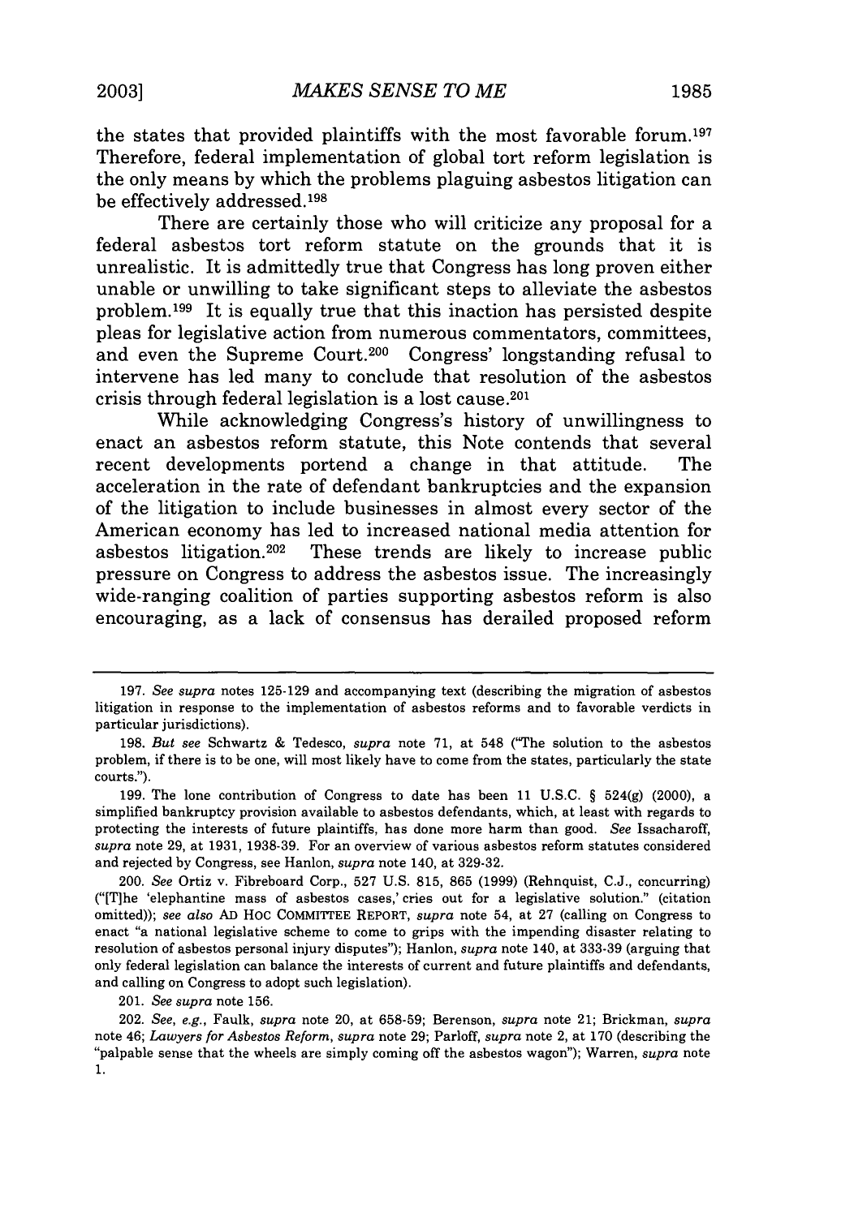the states that provided plaintiffs with the most favorable forum.[197] Therefore, federal implementation of global tort reform legislation is the only means by which the problems plaguing asbestos litigation can be effectively addressed.[198]

There are certainly those who will criticize any proposal for a federal asbestos tort reform statute on the grounds that it is unrealistic. It is admittedly true that Congress has long proven either unable or unwilling to take significant steps to alleviate the asbestos problem.[199] It is equally true that this inaction has persisted despite pleas for legislative action from numerous commentators, committees, and even the Supreme Court.[200] Congress' longstanding refusal to intervene has led many to conclude that resolution of the asbestos crisis through federal legislation is a lost cause.[201]

While acknowledging Congress's history of unwillingness to enact an asbestos reform statute, this Note contends that several recent developments portend a change in that attitude. The acceleration in the rate of defendant bankruptcies and the expansion of the litigation to include businesses in almost every sector of the American economy has led to increased national media attention for asbestos litigation.[202] These trends are likely to increase public pressure on Congress to address the asbestos issue. The increasingly wide-ranging coalition of parties supporting asbestos reform is also encouraging, as a lack of consensus has derailed proposed reform

---

197. *See supra* notes 125-129 and accompanying text (describing the migration of asbestos litigation in response to the implementation of asbestos reforms and to favorable verdicts in particular jurisdictions).

198. *But see* Schwartz & Tedesco, *supra* note 71, at 548 ("The solution to the asbestos problem, if there is to be one, will most likely have to come from the states, particularly the state courts.").

199. The lone contribution of Congress to date has been 11 U.S.C. § 524(g) (2000), a simplified bankruptcy provision available to asbestos defendants, which, at least with regards to protecting the interests of future plaintiffs, has done more harm than good. *See* Issacharoff, *supra* note 29, at 1931, 1938-39. For an overview of various asbestos reform statutes considered and rejected by Congress, see Hanlon, *supra* note 140, at 329-32.

200. *See* Ortiz v. Fibreboard Corp., 527 U.S. 815, 865 (1999) (Rehnquist, C.J., concurring) ("[T]he 'elephantine mass of asbestos cases,' cries out for a legislative solution." (citation omitted)); *see also* AD HOC COMMITTEE REPORT, *supra* note 54, at 27 (calling on Congress to enact "a national legislative scheme to come to grips with the impending disaster relating to resolution of asbestos personal injury disputes"); Hanlon, *supra* note 140, at 333-39 (arguing that only federal legislation can balance the interests of current and future plaintiffs and defendants, and calling on Congress to adopt such legislation).

201. *See supra* note 156.

202. *See, e.g.*, Faulk, *supra* note 20, at 658-59; Berenson, *supra* note 21; Brickman, *supra* note 46; *Lawyers for Asbestos Reform*, *supra* note 29; Parloff, *supra* note 2, at 170 (describing the "palpable sense that the wheels are simply coming off the asbestos wagon"); Warren, *supra* note 1.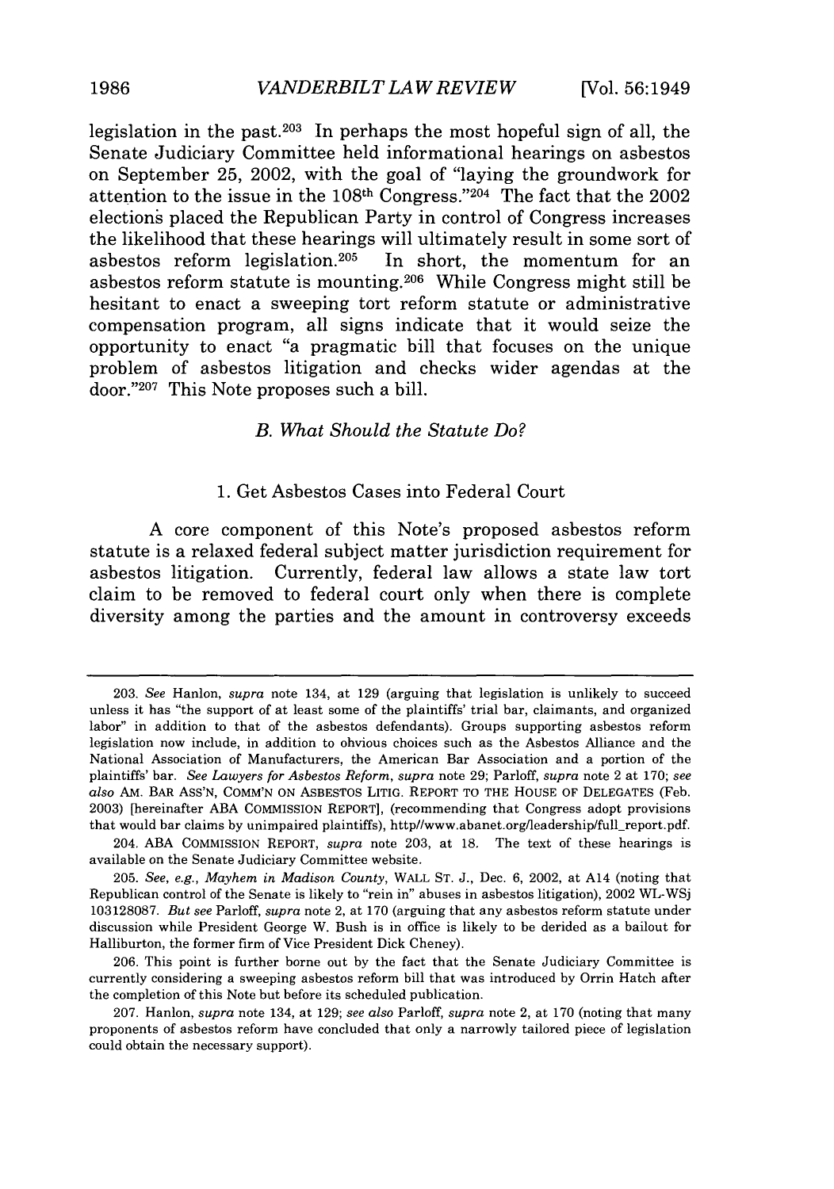legislation in the past.[203] In perhaps the most hopeful sign of all, the Senate Judiciary Committee held informational hearings on asbestos on September 25, 2002, with the goal of "laying the groundwork for attention to the issue in the 108th Congress."[204] The fact that the 2002 elections placed the Republican Party in control of Congress increases the likelihood that these hearings will ultimately result in some sort of asbestos reform legislation.[205] In short, the momentum for an asbestos reform statute is mounting.[206] While Congress might still be hesitant to enact a sweeping tort reform statute or administrative compensation program, all signs indicate that it would seize the opportunity to enact "a pragmatic bill that focuses on the unique problem of asbestos litigation and checks wider agendas at the door."[207] This Note proposes such a bill.

### *B. What Should the Statute Do?*

#### 1. Get Asbestos Cases into Federal Court

A core component of this Note's proposed asbestos reform statute is a relaxed federal subject matter jurisdiction requirement for asbestos litigation. Currently, federal law allows a state law tort claim to be removed to federal court only when there is complete diversity among the parties and the amount in controversy exceeds

---

203. *See* Hanlon, *supra* note 134, at 129 (arguing that legislation is unlikely to succeed unless it has "the support of at least some of the plaintiffs' trial bar, claimants, and organized labor" in addition to that of the asbestos defendants). Groups supporting asbestos reform legislation now include, in addition to obvious choices such as the Asbestos Alliance and the National Association of Manufacturers, the American Bar Association and a portion of the plaintiffs' bar. *See Lawyers for Asbestos Reform*, *supra* note 29; Parloff, *supra* note 2 at 170; *see also* AM. BAR ASS'N, COMM'N ON ASBESTOS LITIG. REPORT TO THE HOUSE OF DELEGATES (Feb. 2003) [hereinafter ABA COMMISSION REPORT], (recommending that Congress adopt provisions that would bar claims by unimpaired plaintiffs), http//www.abanet.org/leadership/full_report.pdf.

204. ABA COMMISSION REPORT, *supra* note 203, at 18. The text of these hearings is available on the Senate Judiciary Committee website.

205. *See, e.g., Mayhem in Madison County*, WALL ST. J., Dec. 6, 2002, at A14 (noting that Republican control of the Senate is likely to "rein in" abuses in asbestos litigation), 2002 WL-WSj 103128087. *But see* Parloff, *supra* note 2, at 170 (arguing that any asbestos reform statute under discussion while President George W. Bush is in office is likely to be derided as a bailout for Halliburton, the former firm of Vice President Dick Cheney).

206. This point is further borne out by the fact that the Senate Judiciary Committee is currently considering a sweeping asbestos reform bill that was introduced by Orrin Hatch after the completion of this Note but before its scheduled publication.

207. Hanlon, *supra* note 134, at 129; *see also* Parloff, *supra* note 2, at 170 (noting that many proponents of asbestos reform have concluded that only a narrowly tailored piece of legislation could obtain the necessary support).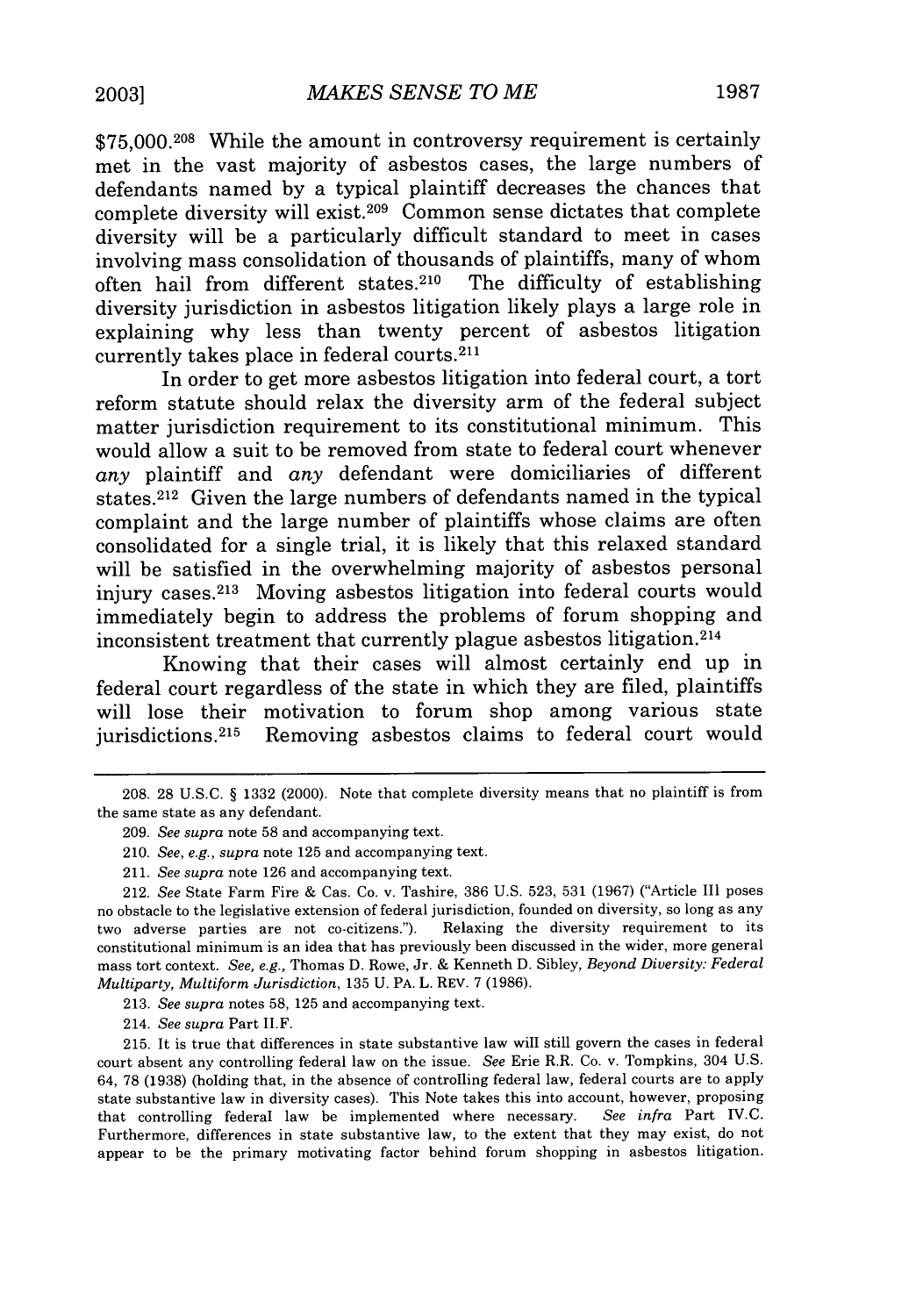$75,000.[208] While the amount in controversy requirement is certainly met in the vast majority of asbestos cases, the large numbers of defendants named by a typical plaintiff decreases the chances that complete diversity will exist.[209] Common sense dictates that complete diversity will be a particularly difficult standard to meet in cases involving mass consolidation of thousands of plaintiffs, many of whom often hail from different states.[210] The difficulty of establishing diversity jurisdiction in asbestos litigation likely plays a large role in explaining why less than twenty percent of asbestos litigation currently takes place in federal courts.[211]

In order to get more asbestos litigation into federal court, a tort reform statute should relax the diversity arm of the federal subject matter jurisdiction requirement to its constitutional minimum. This would allow a suit to be removed from state to federal court whenever *any* plaintiff and *any* defendant were domiciliaries of different states.[212] Given the large numbers of defendants named in the typical complaint and the large number of plaintiffs whose claims are often consolidated for a single trial, it is likely that this relaxed standard will be satisfied in the overwhelming majority of asbestos personal injury cases.[213] Moving asbestos litigation into federal courts would immediately begin to address the problems of forum shopping and inconsistent treatment that currently plague asbestos litigation.[214]

Knowing that their cases will almost certainly end up in federal court regardless of the state in which they are filed, plaintiffs will lose their motivation to forum shop among various state jurisdictions.[215] Removing asbestos claims to federal court would

---

208. 28 U.S.C. § 1332 (2000). Note that complete diversity means that no plaintiff is from the same state as any defendant.

209. *See supra* note 58 and accompanying text.

210. *See, e.g., supra* note 125 and accompanying text.

211. *See supra* note 126 and accompanying text.

212. *See* State Farm Fire & Cas. Co. v. Tashire, 386 U.S. 523, 531 (1967) ("Article III poses no obstacle to the legislative extension of federal jurisdiction, founded on diversity, so long as any two adverse parties are not co-citizens."). Relaxing the diversity requirement to its constitutional minimum is an idea that has previously been discussed in the wider, more general mass tort context. *See, e.g.,* Thomas D. Rowe, Jr. & Kenneth D. Sibley, *Beyond Diversity: Federal Multiparty, Multiform Jurisdiction*, 135 U. PA. L. REV. 7 (1986).

213. *See supra* notes 58, 125 and accompanying text.

214. *See supra* Part II.F.

215. It is true that differences in state substantive law will still govern the cases in federal court absent any controlling federal law on the issue. *See* Erie R.R. Co. v. Tompkins, 304 U.S. 64, 78 (1938) (holding that, in the absence of controlling federal law, federal courts are to apply state substantive law in diversity cases). This Note takes this into account, however, proposing that controlling federal law be implemented where necessary. *See infra* Part IV.C. Furthermore, differences in state substantive law, to the extent that they may exist, do not appear to be the primary motivating factor behind forum shopping in asbestos litigation.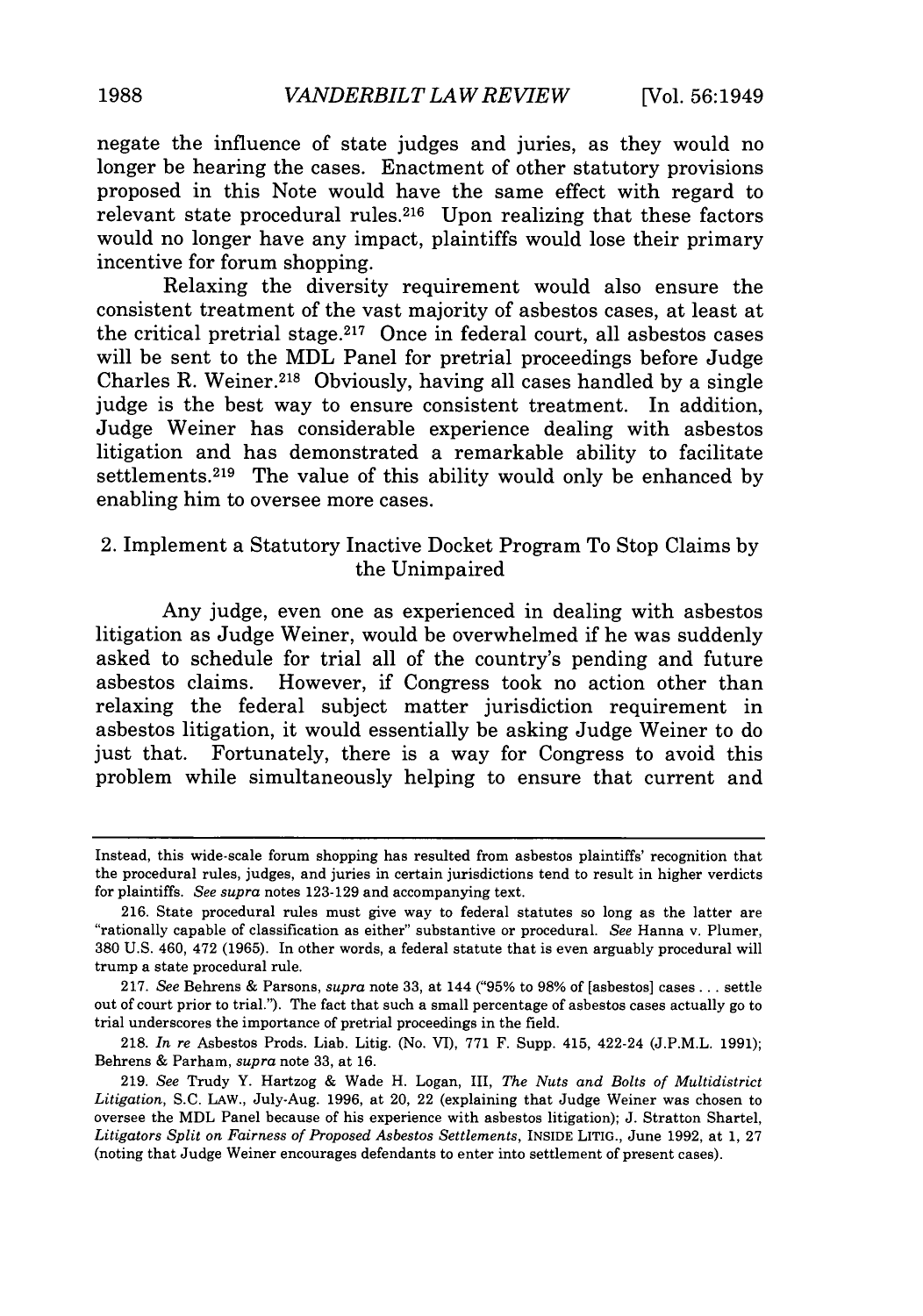negate the influence of state judges and juries, as they would no longer be hearing the cases. Enactment of other statutory provisions proposed in this Note would have the same effect with regard to relevant state procedural rules.[216] Upon realizing that these factors would no longer have any impact, plaintiffs would lose their primary incentive for forum shopping.

Relaxing the diversity requirement would also ensure the consistent treatment of the vast majority of asbestos cases, at least at the critical pretrial stage.[217] Once in federal court, all asbestos cases will be sent to the MDL Panel for pretrial proceedings before Judge Charles R. Weiner.[218] Obviously, having all cases handled by a single judge is the best way to ensure consistent treatment. In addition, Judge Weiner has considerable experience dealing with asbestos litigation and has demonstrated a remarkable ability to facilitate settlements.[219] The value of this ability would only be enhanced by enabling him to oversee more cases.

### 2. Implement a Statutory Inactive Docket Program To Stop Claims by the Unimpaired

Any judge, even one as experienced in dealing with asbestos litigation as Judge Weiner, would be overwhelmed if he was suddenly asked to schedule for trial all of the country's pending and future asbestos claims. However, if Congress took no action other than relaxing the federal subject matter jurisdiction requirement in asbestos litigation, it would essentially be asking Judge Weiner to do just that. Fortunately, there is a way for Congress to avoid this problem while simultaneously helping to ensure that current and

---

Instead, this wide-scale forum shopping has resulted from asbestos plaintiffs' recognition that the procedural rules, judges, and juries in certain jurisdictions tend to result in higher verdicts for plaintiffs. *See supra* notes 123-129 and accompanying text.

216. State procedural rules must give way to federal statutes so long as the latter are "rationally capable of classification as either" substantive or procedural. *See* Hanna v. Plumer, 380 U.S. 460, 472 (1965). In other words, a federal statute that is even arguably procedural will trump a state procedural rule.

217. *See* Behrens & Parsons, *supra* note 33, at 144 ("95% to 98% of [asbestos] cases . . . settle out of court prior to trial."). The fact that such a small percentage of asbestos cases actually go to trial underscores the importance of pretrial proceedings in the field.

218. *In re* Asbestos Prods. Liab. Litig. (No. VI), 771 F. Supp. 415, 422-24 (J.P.M.L. 1991); Behrens & Parham, *supra* note 33, at 16.

219. *See* Trudy Y. Hartzog & Wade H. Logan, III, *The Nuts and Bolts of Multidistrict Litigation*, S.C. LAW., July-Aug. 1996, at 20, 22 (explaining that Judge Weiner was chosen to oversee the MDL Panel because of his experience with asbestos litigation); J. Stratton Shartel, *Litigators Split on Fairness of Proposed Asbestos Settlements*, INSIDE LITIG., June 1992, at 1, 27 (noting that Judge Weiner encourages defendants to enter into settlement of present cases).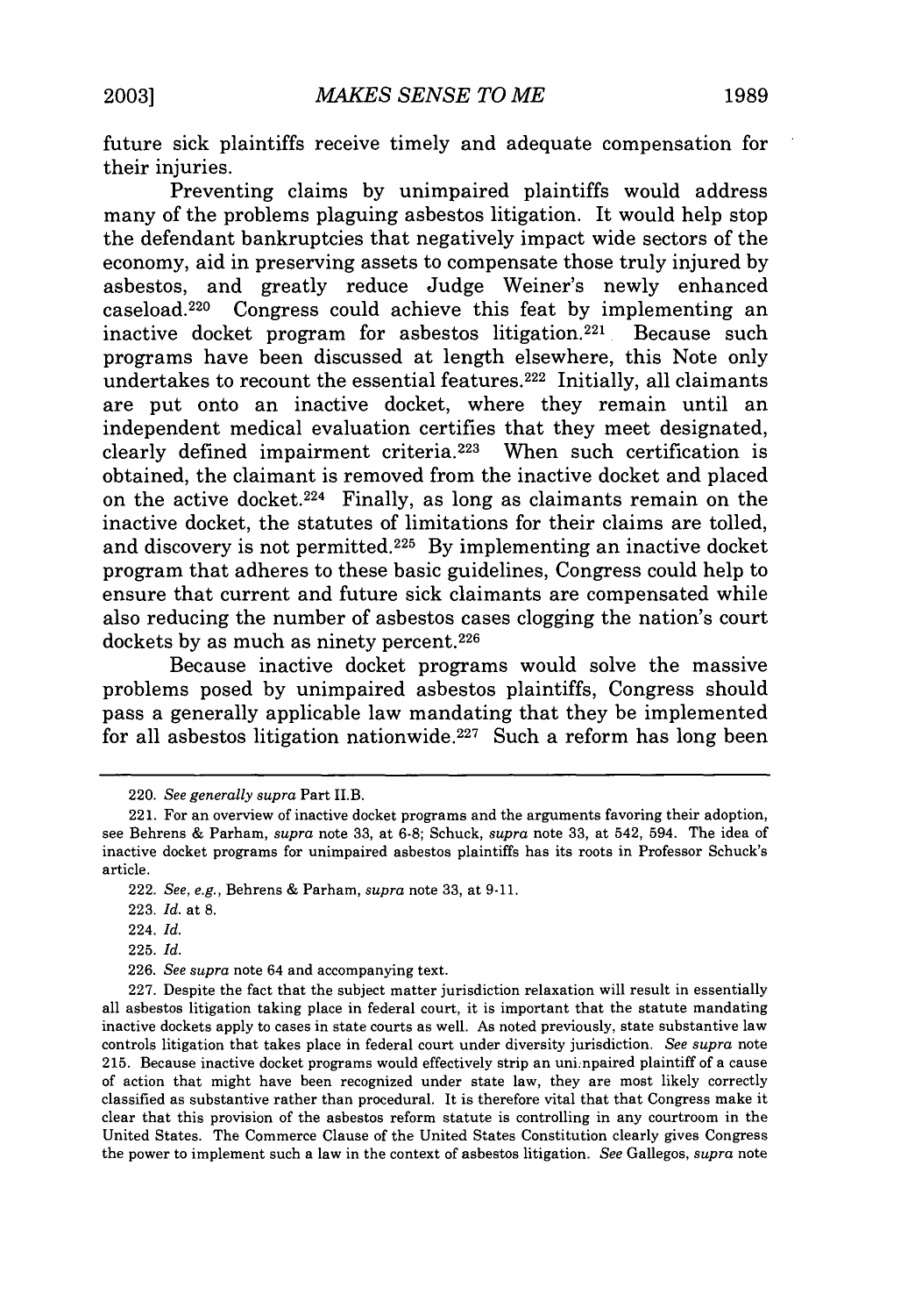future sick plaintiffs receive timely and adequate compensation for their injuries.

Preventing claims by unimpaired plaintiffs would address many of the problems plaguing asbestos litigation. It would help stop the defendant bankruptcies that negatively impact wide sectors of the economy, aid in preserving assets to compensate those truly injured by asbestos, and greatly reduce Judge Weiner's newly enhanced caseload.[220] Congress could achieve this feat by implementing an inactive docket program for asbestos litigation.[221] Because such programs have been discussed at length elsewhere, this Note only undertakes to recount the essential features.[222] Initially, all claimants are put onto an inactive docket, where they remain until an independent medical evaluation certifies that they meet designated, clearly defined impairment criteria.[223] When such certification is obtained, the claimant is removed from the inactive docket and placed on the active docket.[224] Finally, as long as claimants remain on the inactive docket, the statutes of limitations for their claims are tolled, and discovery is not permitted.[225] By implementing an inactive docket program that adheres to these basic guidelines, Congress could help to ensure that current and future sick claimants are compensated while also reducing the number of asbestos cases clogging the nation's court dockets by as much as ninety percent.[226]

Because inactive docket programs would solve the massive problems posed by unimpaired asbestos plaintiffs, Congress should pass a generally applicable law mandating that they be implemented for all asbestos litigation nationwide.[227] Such a reform has long been

---

220. *See generally supra* Part II.B.

221. For an overview of inactive docket programs and the arguments favoring their adoption, see Behrens & Parham, *supra* note 33, at 6-8; Schuck, *supra* note 33, at 542, 594. The idea of inactive docket programs for unimpaired asbestos plaintiffs has its roots in Professor Schuck's article.

222. *See, e.g.*, Behrens & Parham, *supra* note 33, at 9-11.

223. *Id.* at 8.

224. *Id.*

225. *Id.*

226. *See supra* note 64 and accompanying text.

227. Despite the fact that the subject matter jurisdiction relaxation will result in essentially all asbestos litigation taking place in federal court, it is important that the statute mandating inactive dockets apply to cases in state courts as well. As noted previously, state substantive law controls litigation that takes place in federal court under diversity jurisdiction. *See supra* note 215. Because inactive docket programs would effectively strip an unimpaired plaintiff of a cause of action that might have been recognized under state law, they are most likely correctly classified as substantive rather than procedural. It is therefore vital that that Congress make it clear that this provision of the asbestos reform statute is controlling in any courtroom in the United States. The Commerce Clause of the United States Constitution clearly gives Congress the power to implement such a law in the context of asbestos litigation. *See* Gallegos, *supra* note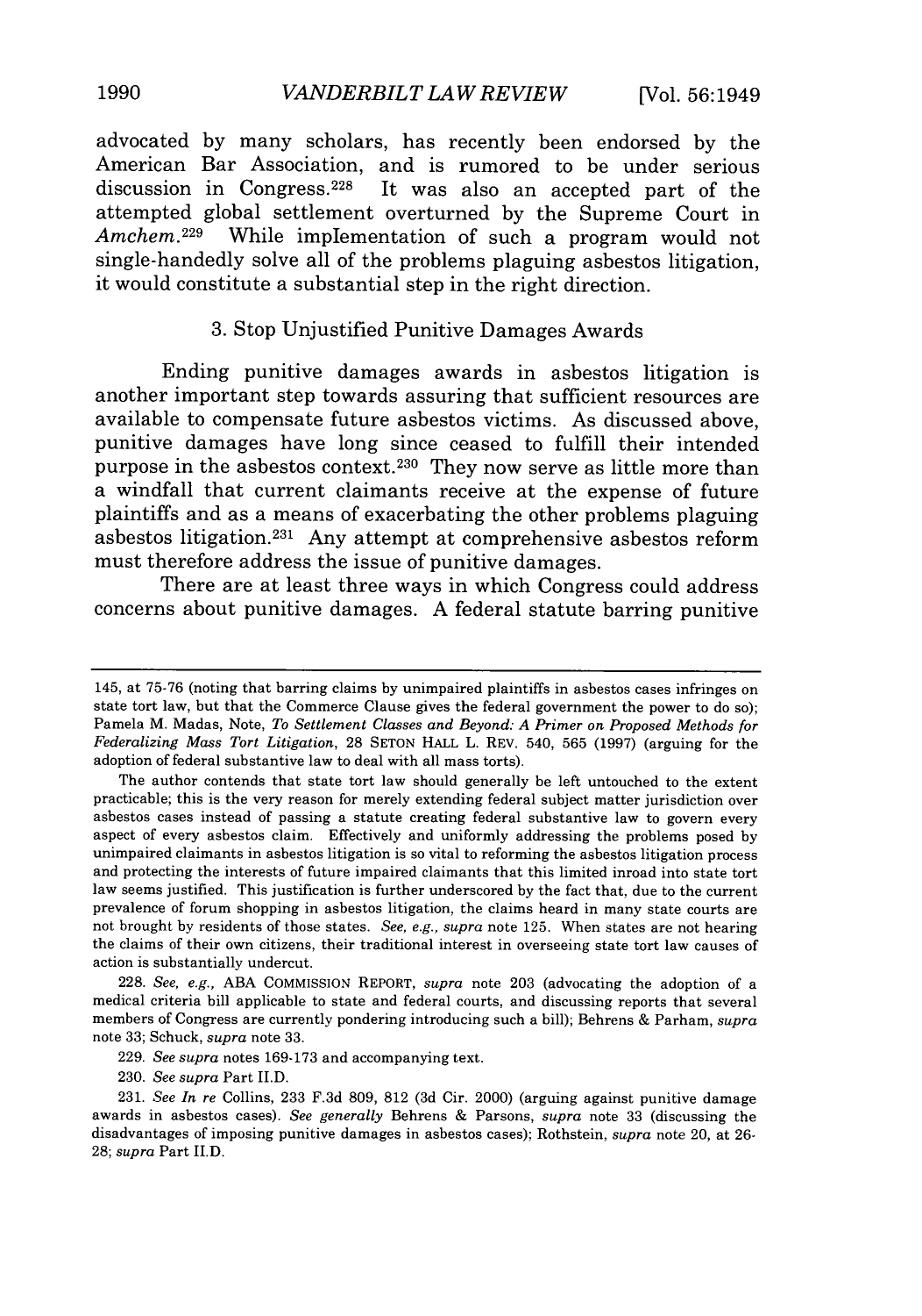advocated by many scholars, has recently been endorsed by the American Bar Association, and is rumored to be under serious discussion in Congress.[228] It was also an accepted part of the attempted global settlement overturned by the Supreme Court in *Amchem*.[229] While implementation of such a program would not single-handedly solve all of the problems plaguing asbestos litigation, it would constitute a substantial step in the right direction.

### 3. Stop Unjustified Punitive Damages Awards

Ending punitive damages awards in asbestos litigation is another important step towards assuring that sufficient resources are available to compensate future asbestos victims. As discussed above, punitive damages have long since ceased to fulfill their intended purpose in the asbestos context.[230] They now serve as little more than a windfall that current claimants receive at the expense of future plaintiffs and as a means of exacerbating the other problems plaguing asbestos litigation.[231] Any attempt at comprehensive asbestos reform must therefore address the issue of punitive damages.

There are at least three ways in which Congress could address concerns about punitive damages. A federal statute barring punitive

---

145, at 75-76 (noting that barring claims by unimpaired plaintiffs in asbestos cases infringes on state tort law, but that the Commerce Clause gives the federal government the power to do so); Pamela M. Madas, Note, *To Settlement Classes and Beyond: A Primer on Proposed Methods for Federalizing Mass Tort Litigation*, 28 SETON HALL L. REV. 540, 565 (1997) (arguing for the adoption of federal substantive law to deal with all mass torts).

The author contends that state tort law should generally be left untouched to the extent practicable; this is the very reason for merely extending federal subject matter jurisdiction over asbestos cases instead of passing a statute creating federal substantive law to govern every aspect of every asbestos claim. Effectively and uniformly addressing the problems posed by unimpaired claimants in asbestos litigation is so vital to reforming the asbestos litigation process and protecting the interests of future impaired claimants that this limited inroad into state tort law seems justified. This justification is further underscored by the fact that, due to the current prevalence of forum shopping in asbestos litigation, the claims heard in many state courts are not brought by residents of those states. *See, e.g., supra* note 125. When states are not hearing the claims of their own citizens, their traditional interest in overseeing state tort law causes of action is substantially undercut.

228. *See, e.g.,* ABA COMMISSION REPORT, *supra* note 203 (advocating the adoption of a medical criteria bill applicable to state and federal courts, and discussing reports that several members of Congress are currently pondering introducing such a bill); Behrens & Parham, *supra* note 33; Schuck, *supra* note 33.

229. *See supra* notes 169-173 and accompanying text.

230. *See supra* Part II.D.

231. *See In re* Collins, 233 F.3d 809, 812 (3d Cir. 2000) (arguing against punitive damage awards in asbestos cases). *See generally* Behrens & Parsons, *supra* note 33 (discussing the disadvantages of imposing punitive damages in asbestos cases); Rothstein, *supra* note 20, at 26-28; *supra* Part II.D.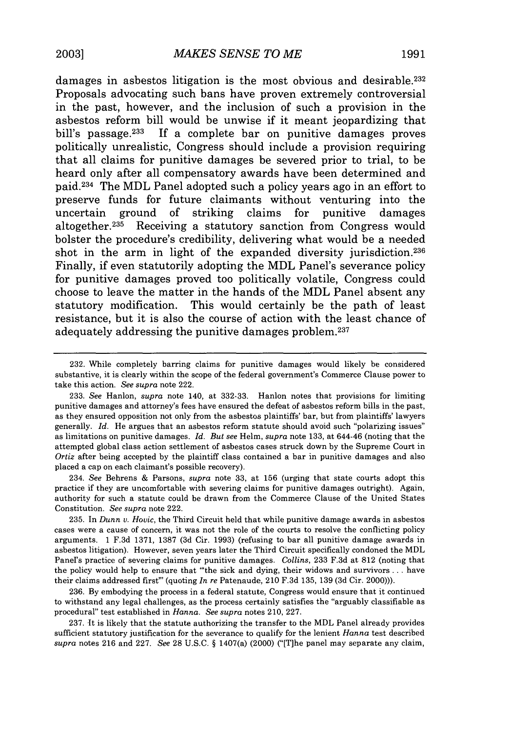damages in asbestos litigation is the most obvious and desirable.[232] Proposals advocating such bans have proven extremely controversial in the past, however, and the inclusion of such a provision in the asbestos reform bill would be unwise if it meant jeopardizing that bill's passage.[233] If a complete bar on punitive damages proves politically unrealistic, Congress should include a provision requiring that all claims for punitive damages be severed prior to trial, to be heard only after all compensatory awards have been determined and paid.[234] The MDL Panel adopted such a policy years ago in an effort to preserve funds for future claimants without venturing into the uncertain ground of striking claims for punitive damages altogether.[235] Receiving a statutory sanction from Congress would bolster the procedure's credibility, delivering what would be a needed shot in the arm in light of the expanded diversity jurisdiction.[236] Finally, if even statutorily adopting the MDL Panel's severance policy for punitive damages proved too politically volatile, Congress could choose to leave the matter in the hands of the MDL Panel absent any statutory modification. This would certainly be the path of least resistance, but it is also the course of action with the least chance of adequately addressing the punitive damages problem.[237]

---

232. While completely barring claims for punitive damages would likely be considered substantive, it is clearly within the scope of the federal government's Commerce Clause power to take this action. *See supra* note 222.

233. *See* Hanlon, *supra* note 140, at 332-33. Hanlon notes that provisions for limiting punitive damages and attorney's fees have ensured the defeat of asbestos reform bills in the past, as they ensured opposition not only from the asbestos plaintiffs' bar, but from plaintiffs' lawyers generally. *Id.* He argues that an asbestos reform statute should avoid such "polarizing issues" as limitations on punitive damages. *Id.* *But see* Helm, *supra* note 133, at 644-46 (noting that the attempted global class action settlement of asbestos cases struck down by the Supreme Court in *Ortiz* after being accepted by the plaintiff class contained a bar in punitive damages and also placed a cap on each claimant's possible recovery).

234. *See* Behrens & Parsons, *supra* note 33, at 156 (urging that state courts adopt this practice if they are uncomfortable with severing claims for punitive damages outright). Again, authority for such a statute could be drawn from the Commerce Clause of the United States Constitution. *See supra* note 222.

235. In *Dunn v. Hovic*, the Third Circuit held that while punitive damage awards in asbestos cases were a cause of concern, it was not the role of the courts to resolve the conflicting policy arguments. 1 F.3d 1371, 1387 (3d Cir. 1993) (refusing to bar all punitive damage awards in asbestos litigation). However, seven years later the Third Circuit specifically condoned the MDL Panel's practice of severing claims for punitive damages. *Collins*, 233 F.3d at 812 (noting that the policy would help to ensure that "'the sick and dying, their widows and survivors . . . have their claims addressed first'" (quoting *In re* Patenaude, 210 F.3d 135, 139 (3d Cir. 2000))).

236. By embodying the process in a federal statute, Congress would ensure that it continued to withstand any legal challenges, as the process certainly satisfies the "arguably classifiable as procedural" test established in *Hanna*. *See supra* notes 210, 227.

237. It is likely that the statute authorizing the transfer to the MDL Panel already provides sufficient statutory justification for the severance to qualify for the lenient *Hanna* test described *supra* notes 216 and 227. *See* 28 U.S.C. § 1407(a) (2000) ("[T]he panel may separate any claim,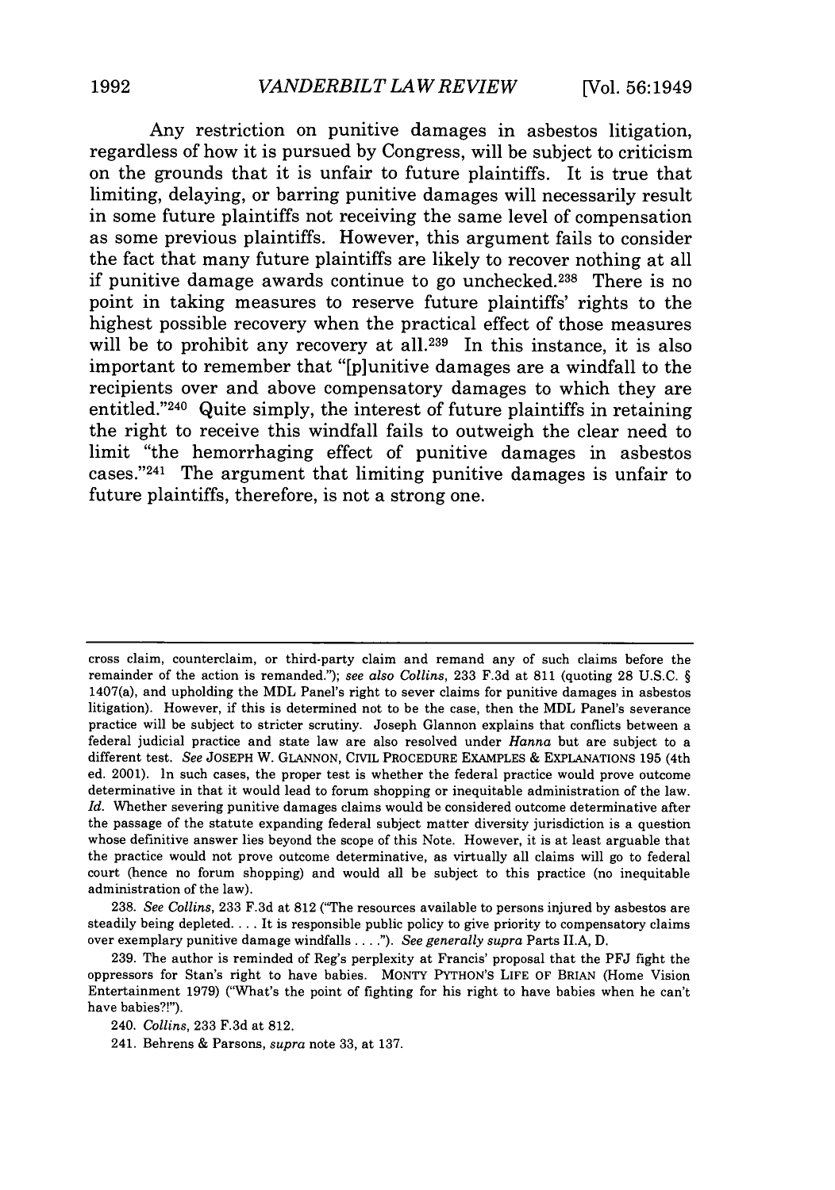Any restriction on punitive damages in asbestos litigation, regardless of how it is pursued by Congress, will be subject to criticism on the grounds that it is unfair to future plaintiffs. It is true that limiting, delaying, or barring punitive damages will necessarily result in some future plaintiffs not receiving the same level of compensation as some previous plaintiffs. However, this argument fails to consider the fact that many future plaintiffs are likely to recover nothing at all if punitive damage awards continue to go unchecked.[238] There is no point in taking measures to reserve future plaintiffs' rights to the highest possible recovery when the practical effect of those measures will be to prohibit any recovery at all.[239] In this instance, it is also important to remember that "[p]unitive damages are a windfall to the recipients over and above compensatory damages to which they are entitled."[240] Quite simply, the interest of future plaintiffs in retaining the right to receive this windfall fails to outweigh the clear need to limit "the hemorrhaging effect of punitive damages in asbestos cases."[241] The argument that limiting punitive damages is unfair to future plaintiffs, therefore, is not a strong one.

---

cross claim, counterclaim, or third-party claim and remand any of such claims before the remainder of the action is remanded."); *see also Collins*, 233 F.3d at 811 (quoting 28 U.S.C. § 1407(a), and upholding the MDL Panel's right to sever claims for punitive damages in asbestos litigation). However, if this is determined not to be the case, then the MDL Panel's severance practice will be subject to stricter scrutiny. Joseph Glannon explains that conflicts between a federal judicial practice and state law are also resolved under *Hanna* but are subject to a different test. *See* JOSEPH W. GLANNON, CIVIL PROCEDURE EXAMPLES & EXPLANATIONS 195 (4th ed. 2001). In such cases, the proper test is whether the federal practice would prove outcome determinative in that it would lead to forum shopping or inequitable administration of the law. *Id.* Whether severing punitive damages claims would be considered outcome determinative after the passage of the statute expanding federal subject matter diversity jurisdiction is a question whose definitive answer lies beyond the scope of this Note. However, it is at least arguable that the practice would not prove outcome determinative, as virtually all claims will go to federal court (hence no forum shopping) and would all be subject to this practice (no inequitable administration of the law).

238. *See Collins*, 233 F.3d at 812 ("The resources available to persons injured by asbestos are steadily being depleted. . . . It is responsible public policy to give priority to compensatory claims over exemplary punitive damage windfalls . . . ."). *See generally supra* Parts II.A, D.

239. The author is reminded of Reg's perplexity at Francis' proposal that the PFJ fight the oppressors for Stan's right to have babies. MONTY PYTHON'S LIFE OF BRIAN (Home Vision Entertainment 1979) ("What's the point of fighting for his right to have babies when he can't have babies?!").

240. *Collins*, 233 F.3d at 812.

241. Behrens & Parsons, *supra* note 33, at 137.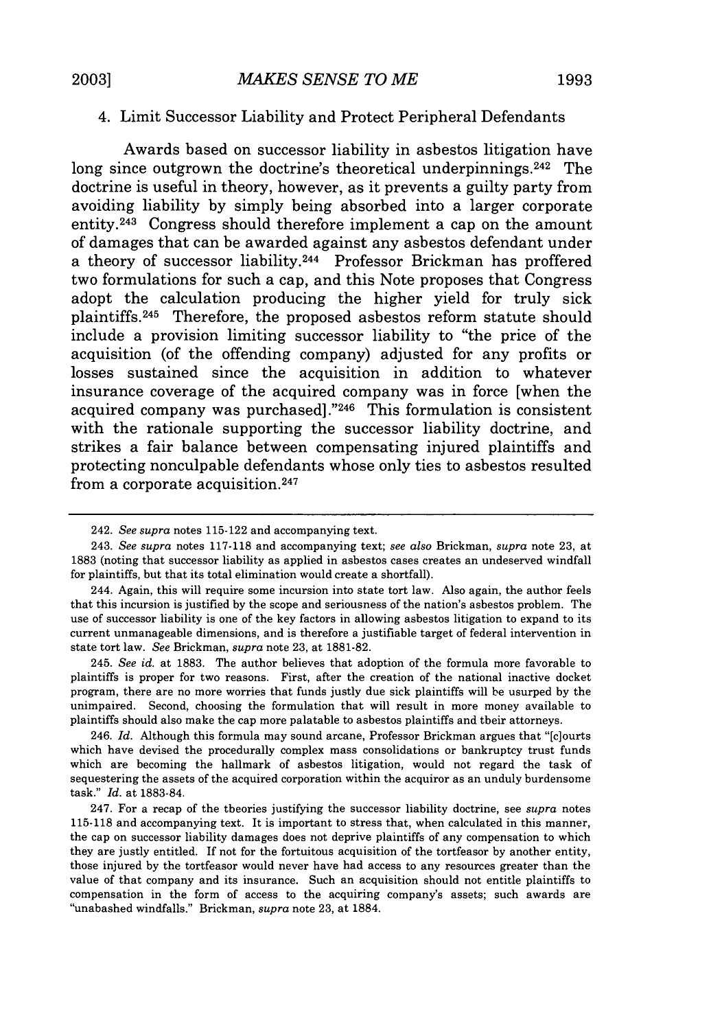### 4. Limit Successor Liability and Protect Peripheral Defendants

Awards based on successor liability in asbestos litigation have long since outgrown the doctrine's theoretical underpinnings.[242] The doctrine is useful in theory, however, as it prevents a guilty party from avoiding liability by simply being absorbed into a larger corporate entity.[243] Congress should therefore implement a cap on the amount of damages that can be awarded against any asbestos defendant under a theory of successor liability.[244] Professor Brickman has proffered two formulations for such a cap, and this Note proposes that Congress adopt the calculation producing the higher yield for truly sick plaintiffs.[245] Therefore, the proposed asbestos reform statute should include a provision limiting successor liability to "the price of the acquisition (of the offending company) adjusted for any profits or losses sustained since the acquisition in addition to whatever insurance coverage of the acquired company was in force [when the acquired company was purchased]."[246] This formulation is consistent with the rationale supporting the successor liability doctrine, and strikes a fair balance between compensating injured plaintiffs and protecting nonculpable defendants whose only ties to asbestos resulted from a corporate acquisition.[247]

---

242. *See supra* notes 115-122 and accompanying text.

243. *See supra* notes 117-118 and accompanying text; *see also* Brickman, *supra* note 23, at 1883 (noting that successor liability as applied in asbestos cases creates an undeserved windfall for plaintiffs, but that its total elimination would create a shortfall).

244. Again, this will require some incursion into state tort law. Also again, the author feels that this incursion is justified by the scope and seriousness of the nation's asbestos problem. The use of successor liability is one of the key factors in allowing asbestos litigation to expand to its current unmanageable dimensions, and is therefore a justifiable target of federal intervention in state tort law. *See* Brickman, *supra* note 23, at 1881-82.

245. *See id.* at 1883. The author believes that adoption of the formula more favorable to plaintiffs is proper for two reasons. First, after the creation of the national inactive docket program, there are no more worries that funds justly due sick plaintiffs will be usurped by the unimpaired. Second, choosing the formulation that will result in more money available to plaintiffs should also make the cap more palatable to asbestos plaintiffs and their attorneys.

246. *Id.* Although this formula may sound arcane, Professor Brickman argues that "[c]ourts which have devised the procedurally complex mass consolidations or bankruptcy trust funds which are becoming the hallmark of asbestos litigation, would not regard the task of sequestering the assets of the acquired corporation within the acquiror as an unduly burdensome task." *Id.* at 1883-84.

247. For a recap of the theories justifying the successor liability doctrine, see *supra* notes 115-118 and accompanying text. It is important to stress that, when calculated in this manner, the cap on successor liability damages does not deprive plaintiffs of any compensation to which they are justly entitled. If not for the fortuitous acquisition of the tortfeasor by another entity, those injured by the tortfeasor would never have had access to any resources greater than the value of that company and its insurance. Such an acquisition should not entitle plaintiffs to compensation in the form of access to the acquiring company's assets; such awards are "unabashed windfalls." Brickman, *supra* note 23, at 1884.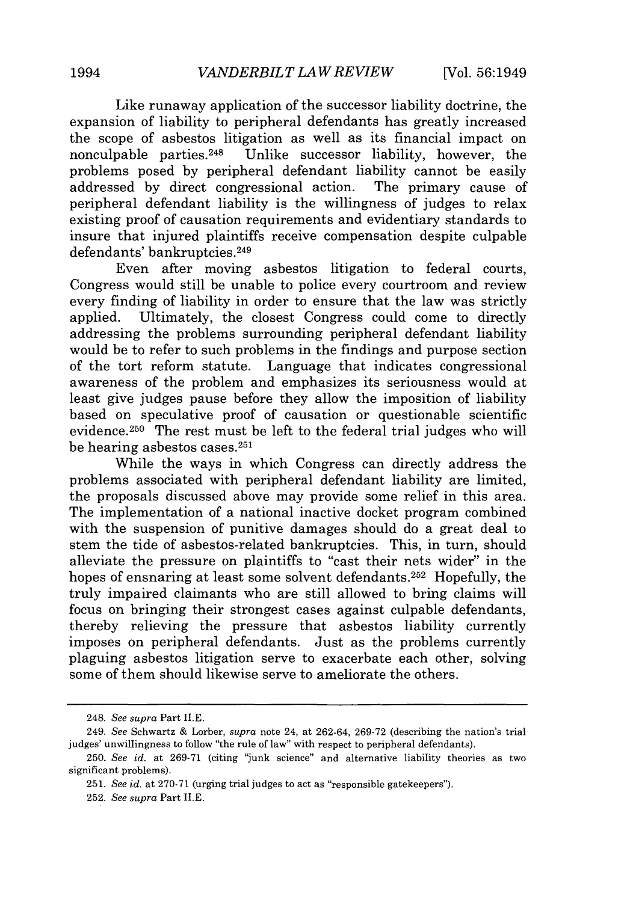Like runaway application of the successor liability doctrine, the expansion of liability to peripheral defendants has greatly increased the scope of asbestos litigation as well as its financial impact on nonculpable parties.[248] Unlike successor liability, however, the problems posed by peripheral defendant liability cannot be easily addressed by direct congressional action. The primary cause of peripheral defendant liability is the willingness of judges to relax existing proof of causation requirements and evidentiary standards to insure that injured plaintiffs receive compensation despite culpable defendants' bankruptcies.[249]

Even after moving asbestos litigation to federal courts, Congress would still be unable to police every courtroom and review every finding of liability in order to ensure that the law was strictly applied. Ultimately, the closest Congress could come to directly addressing the problems surrounding peripheral defendant liability would be to refer to such problems in the findings and purpose section of the tort reform statute. Language that indicates congressional awareness of the problem and emphasizes its seriousness would at least give judges pause before they allow the imposition of liability based on speculative proof of causation or questionable scientific evidence.[250] The rest must be left to the federal trial judges who will be hearing asbestos cases.[251]

While the ways in which Congress can directly address the problems associated with peripheral defendant liability are limited, the proposals discussed above may provide some relief in this area. The implementation of a national inactive docket program combined with the suspension of punitive damages should do a great deal to stem the tide of asbestos-related bankruptcies. This, in turn, should alleviate the pressure on plaintiffs to "cast their nets wider" in the hopes of ensnaring at least some solvent defendants.[252] Hopefully, the truly impaired claimants who are still allowed to bring claims will focus on bringing their strongest cases against culpable defendants, thereby relieving the pressure that asbestos liability currently imposes on peripheral defendants. Just as the problems currently plaguing asbestos litigation serve to exacerbate each other, solving some of them should likewise serve to ameliorate the others.

---

248. *See supra* Part II.E.

249. *See* Schwartz & Lorber, *supra* note 24, at 262-64, 269-72 (describing the nation's trial judges' unwillingness to follow "the rule of law" with respect to peripheral defendants).

250. *See id.* at 269-71 (citing "junk science" and alternative liability theories as two significant problems).

251. *See id.* at 270-71 (urging trial judges to act as "responsible gatekeepers").

252. *See supra* Part II.E.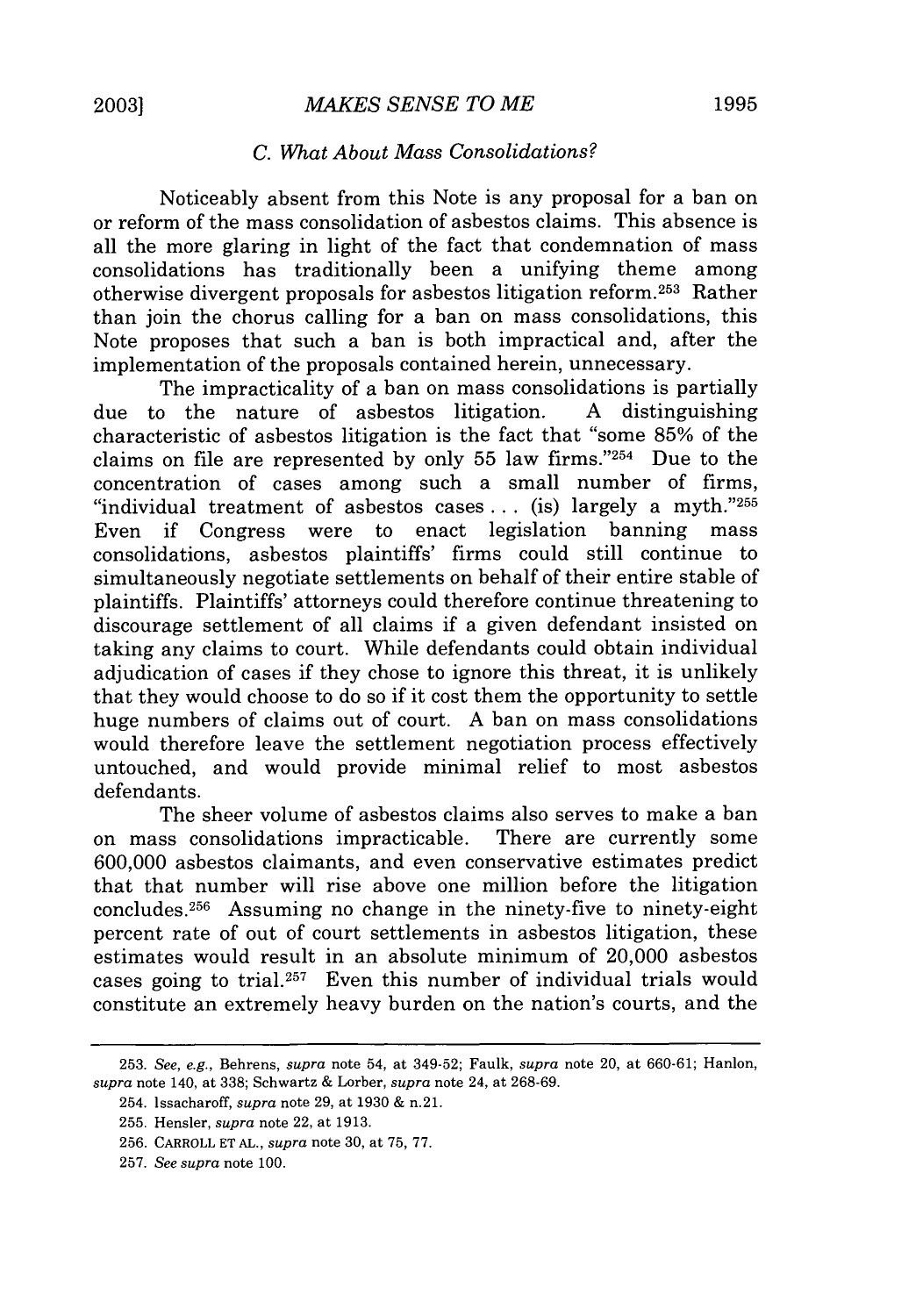### *C. What About Mass Consolidations?*

Noticeably absent from this Note is any proposal for a ban on or reform of the mass consolidation of asbestos claims. This absence is all the more glaring in light of the fact that condemnation of mass consolidations has traditionally been a unifying theme among otherwise divergent proposals for asbestos litigation reform.[253] Rather than join the chorus calling for a ban on mass consolidations, this Note proposes that such a ban is both impractical and, after the implementation of the proposals contained herein, unnecessary.

The impracticality of a ban on mass consolidations is partially due to the nature of asbestos litigation. A distinguishing characteristic of asbestos litigation is the fact that "some 85% of the claims on file are represented by only 55 law firms."[254] Due to the concentration of cases among such a small number of firms, "individual treatment of asbestos cases . . . (is) largely a myth."[255] Even if Congress were to enact legislation banning mass consolidations, asbestos plaintiffs' firms could still continue to simultaneously negotiate settlements on behalf of their entire stable of plaintiffs. Plaintiffs' attorneys could therefore continue threatening to discourage settlement of all claims if a given defendant insisted on taking any claims to court. While defendants could obtain individual adjudication of cases if they chose to ignore this threat, it is unlikely that they would choose to do so if it cost them the opportunity to settle huge numbers of claims out of court. A ban on mass consolidations would therefore leave the settlement negotiation process effectively untouched, and would provide minimal relief to most asbestos defendants.

The sheer volume of asbestos claims also serves to make a ban on mass consolidations impracticable. There are currently some 600,000 asbestos claimants, and even conservative estimates predict that that number will rise above one million before the litigation concludes.[256] Assuming no change in the ninety-five to ninety-eight percent rate of out of court settlements in asbestos litigation, these estimates would result in an absolute minimum of 20,000 asbestos cases going to trial.[257] Even this number of individual trials would constitute an extremely heavy burden on the nation's courts, and the

---

253. *See, e.g.*, Behrens, *supra* note 54, at 349-52; Faulk, *supra* note 20, at 660-61; Hanlon, *supra* note 140, at 338; Schwartz & Lorber, *supra* note 24, at 268-69.

254. Issacharoff, *supra* note 29, at 1930 & n.21.

255. Hensler, *supra* note 22, at 1913.

256. CARROLL ET AL., *supra* note 30, at 75, 77.

257. *See supra* note 100.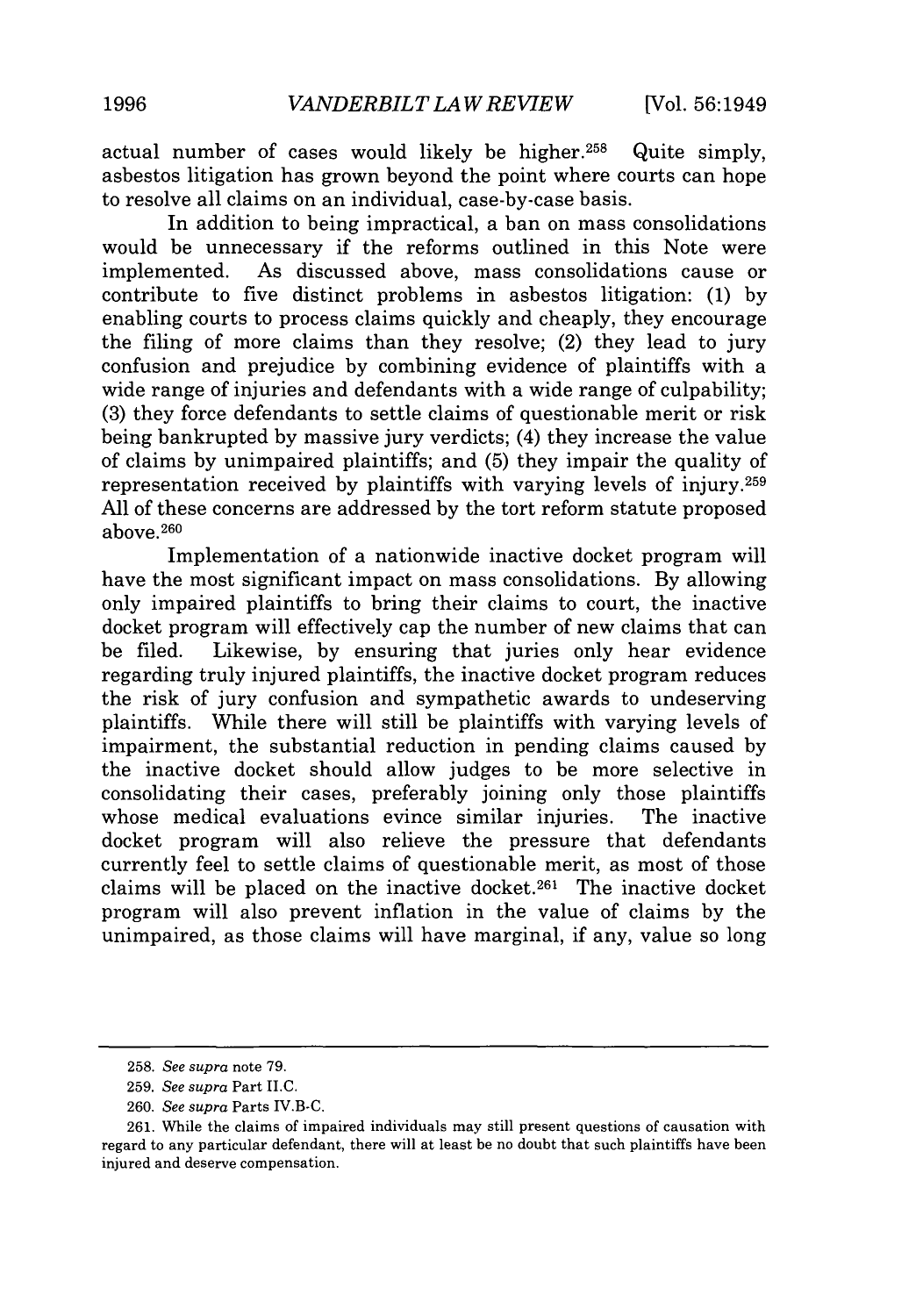actual number of cases would likely be higher.[258] Quite simply, asbestos litigation has grown beyond the point where courts can hope to resolve all claims on an individual, case-by-case basis.

In addition to being impractical, a ban on mass consolidations would be unnecessary if the reforms outlined in this Note were implemented. As discussed above, mass consolidations cause or contribute to five distinct problems in asbestos litigation: (1) by enabling courts to process claims quickly and cheaply, they encourage the filing of more claims than they resolve; (2) they lead to jury confusion and prejudice by combining evidence of plaintiffs with a wide range of injuries and defendants with a wide range of culpability; (3) they force defendants to settle claims of questionable merit or risk being bankrupted by massive jury verdicts; (4) they increase the value of claims by unimpaired plaintiffs; and (5) they impair the quality of representation received by plaintiffs with varying levels of injury.[259] All of these concerns are addressed by the tort reform statute proposed above.[260]

Implementation of a nationwide inactive docket program will have the most significant impact on mass consolidations. By allowing only impaired plaintiffs to bring their claims to court, the inactive docket program will effectively cap the number of new claims that can be filed. Likewise, by ensuring that juries only hear evidence regarding truly injured plaintiffs, the inactive docket program reduces the risk of jury confusion and sympathetic awards to undeserving plaintiffs. While there will still be plaintiffs with varying levels of impairment, the substantial reduction in pending claims caused by the inactive docket should allow judges to be more selective in consolidating their cases, preferably joining only those plaintiffs whose medical evaluations evince similar injuries. The inactive docket program will also relieve the pressure that defendants currently feel to settle claims of questionable merit, as most of those claims will be placed on the inactive docket.[261] The inactive docket program will also prevent inflation in the value of claims by the unimpaired, as those claims will have marginal, if any, value so long

---

258. *See supra* note 79.

259. *See supra* Part II.C.

260. *See supra* Parts IV.B-C.

261. While the claims of impaired individuals may still present questions of causation with regard to any particular defendant, there will at least be no doubt that such plaintiffs have been injured and deserve compensation.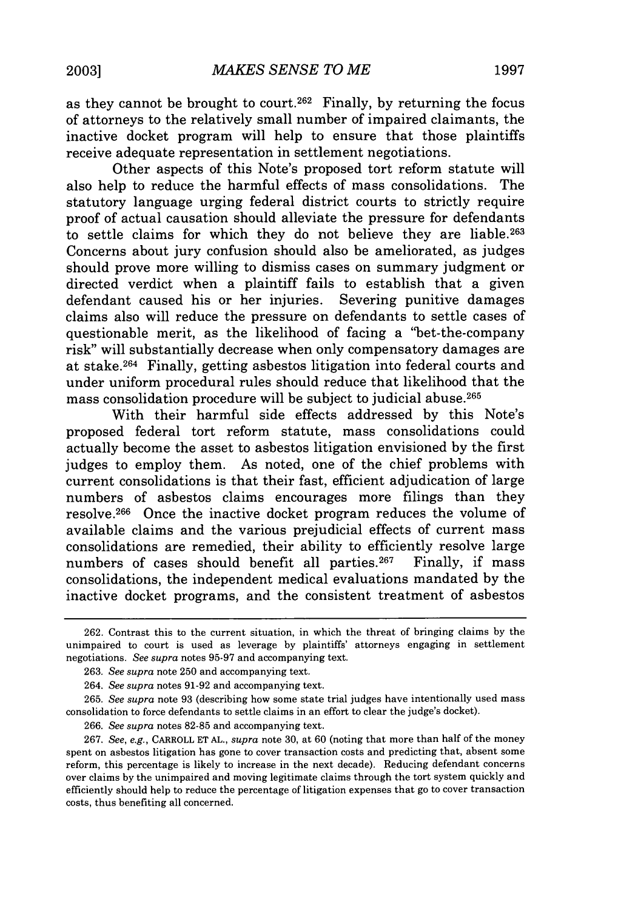as they cannot be brought to court.[262] Finally, by returning the focus of attorneys to the relatively small number of impaired claimants, the inactive docket program will help to ensure that those plaintiffs receive adequate representation in settlement negotiations.

Other aspects of this Note's proposed tort reform statute will also help to reduce the harmful effects of mass consolidations. The statutory language urging federal district courts to strictly require proof of actual causation should alleviate the pressure for defendants to settle claims for which they do not believe they are liable.[263] Concerns about jury confusion should also be ameliorated, as judges should prove more willing to dismiss cases on summary judgment or directed verdict when a plaintiff fails to establish that a given defendant caused his or her injuries. Severing punitive damages claims also will reduce the pressure on defendants to settle cases of questionable merit, as the likelihood of facing a "bet-the-company risk" will substantially decrease when only compensatory damages are at stake.[264] Finally, getting asbestos litigation into federal courts and under uniform procedural rules should reduce that likelihood that the mass consolidation procedure will be subject to judicial abuse.[265]

With their harmful side effects addressed by this Note's proposed federal tort reform statute, mass consolidations could actually become the asset to asbestos litigation envisioned by the first judges to employ them. As noted, one of the chief problems with current consolidations is that their fast, efficient adjudication of large numbers of asbestos claims encourages more filings than they resolve.[266] Once the inactive docket program reduces the volume of available claims and the various prejudicial effects of current mass consolidations are remedied, their ability to efficiently resolve large numbers of cases should benefit all parties.[267] Finally, if mass consolidations, the independent medical evaluations mandated by the inactive docket programs, and the consistent treatment of asbestos

---

262. Contrast this to the current situation, in which the threat of bringing claims by the unimpaired to court is used as leverage by plaintiffs' attorneys engaging in settlement negotiations. *See supra* notes 95-97 and accompanying text.

263. *See supra* note 250 and accompanying text.

264. *See supra* notes 91-92 and accompanying text.

265. *See supra* note 93 (describing how some state trial judges have intentionally used mass consolidation to force defendants to settle claims in an effort to clear the judge's docket).

266. *See supra* notes 82-85 and accompanying text.

267. *See, e.g.*, CARROLL ET AL., *supra* note 30, at 60 (noting that more than half of the money spent on asbestos litigation has gone to cover transaction costs and predicting that, absent some reform, this percentage is likely to increase in the next decade). Reducing defendant concerns over claims by the unimpaired and moving legitimate claims through the tort system quickly and efficiently should help to reduce the percentage of litigation expenses that go to cover transaction costs, thus benefiting all concerned.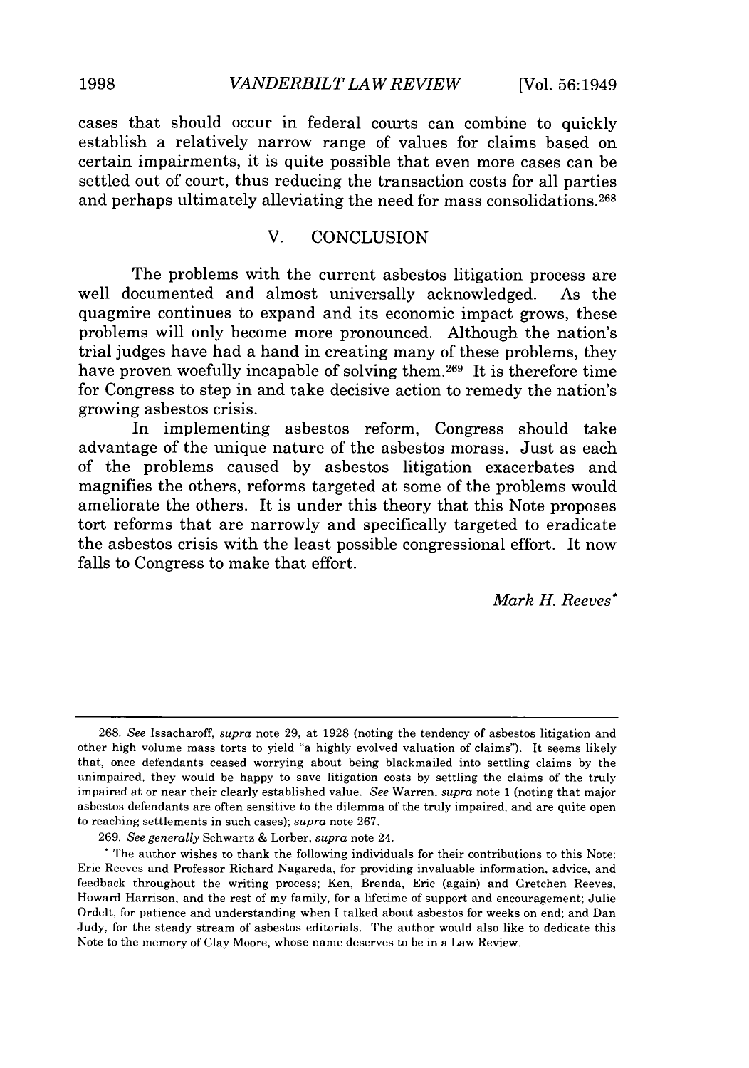cases that should occur in federal courts can combine to quickly establish a relatively narrow range of values for claims based on certain impairments, it is quite possible that even more cases can be settled out of court, thus reducing the transaction costs for all parties and perhaps ultimately alleviating the need for mass consolidations.[268]

## V. CONCLUSION

The problems with the current asbestos litigation process are well documented and almost universally acknowledged. As the quagmire continues to expand and its economic impact grows, these problems will only become more pronounced. Although the nation's trial judges have had a hand in creating many of these problems, they have proven woefully incapable of solving them.[269] It is therefore time for Congress to step in and take decisive action to remedy the nation's growing asbestos crisis.

In implementing asbestos reform, Congress should take advantage of the unique nature of the asbestos morass. Just as each of the problems caused by asbestos litigation exacerbates and magnifies the others, reforms targeted at some of the problems would ameliorate the others. It is under this theory that this Note proposes tort reforms that are narrowly and specifically targeted to eradicate the asbestos crisis with the least possible congressional effort. It now falls to Congress to make that effort.

*Mark H. Reeves**

---

268. *See* Issacharoff, *supra* note 29, at 1928 (noting the tendency of asbestos litigation and other high volume mass torts to yield "a highly evolved valuation of claims"). It seems likely that, once defendants ceased worrying about being blackmailed into settling claims by the unimpaired, they would be happy to save litigation costs by settling the claims of the truly impaired at or near their clearly established value. *See* Warren, *supra* note 1 (noting that major asbestos defendants are often sensitive to the dilemma of the truly impaired, and are quite open to reaching settlements in such cases); *supra* note 267.

269. *See generally* Schwartz & Lorber, *supra* note 24.

* The author wishes to thank the following individuals for their contributions to this Note: Eric Reeves and Professor Richard Nagareda, for providing invaluable information, advice, and feedback throughout the writing process; Ken, Brenda, Eric (again) and Gretchen Reeves, Howard Harrison, and the rest of my family, for a lifetime of support and encouragement; Julie Ordelt, for patience and understanding when I talked about asbestos for weeks on end; and Dan Judy, for the steady stream of asbestos editorials. The author would also like to dedicate this Note to the memory of Clay Moore, whose name deserves to be in a Law Review.